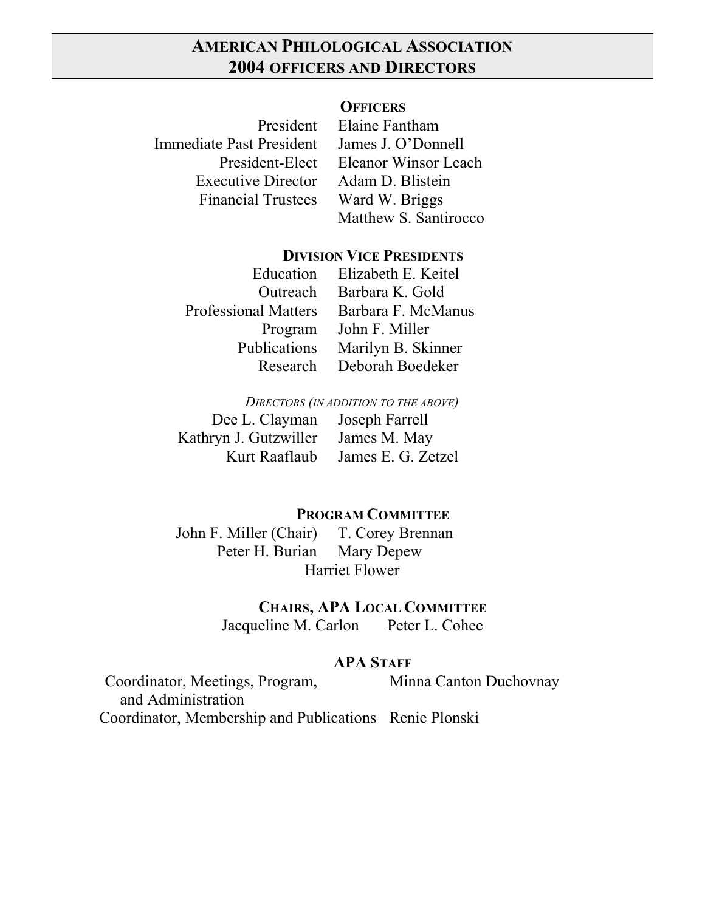# AMERICAN PHILOLOGICAL ASSOCIATION 2004 OFFICERS AND DIRECTORS

## OFFICERS

| | |
|---|---|
| President | Elaine Fantham |
| Immediate Past President | James J. O'Donnell |
| President-Elect | Eleanor Winsor Leach |
| Executive Director | Adam D. Blistein |
| Financial Trustees | Ward W. Briggs |
| | Matthew S. Santirocco |

## DIVISION VICE PRESIDENTS

| | |
|---|---|
| Education | Elizabeth E. Keitel |
| Outreach | Barbara K. Gold |
| Professional Matters | Barbara F. McManus |
| Program | John F. Miller |
| Publications | Marilyn B. Skinner |
| Research | Deborah Boedeker |

*DIRECTORS (IN ADDITION TO THE ABOVE)*

| | |
|---|---|
| Dee L. Clayman | Joseph Farrell |
| Kathryn J. Gutzwiller | James M. May |
| Kurt Raaflaub | James E. G. Zetzel |

## PROGRAM COMMITTEE

| | |
|---|---|
| John F. Miller (Chair) | T. Corey Brennan |
| Peter H. Burian | Mary Depew |

Harriet Flower

## CHAIRS, APA LOCAL COMMITTEE

Jacqueline M. Carlon    Peter L. Cohee

## APA STAFF

| | |
|---|---|
| Coordinator, Meetings, Program, and Administration | Minna Canton Duchovnay |
| Coordinator, Membership and Publications | Renie Plonski |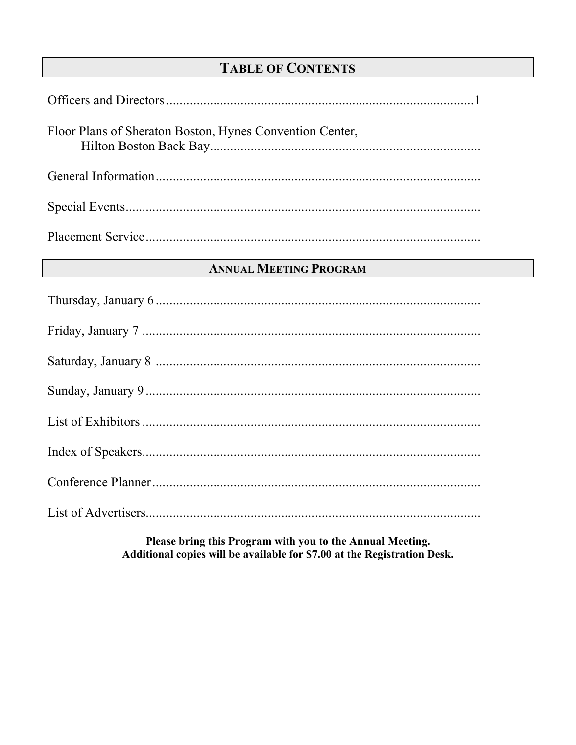# Table of Contents

Officers and Directors ............................................................................................ 1

Floor Plans of Sheraton Boston, Hynes Convention Center,
Hilton Boston Back Bay ...............................................................................

General Information ...............................................................................................

Special Events ........................................................................................................

Placement Service ..................................................................................................

## Annual Meeting Program

Thursday, January 6 ...............................................................................................

Friday, January 7 ...................................................................................................

Saturday, January 8 ...............................................................................................

Sunday, January 9 ..................................................................................................

List of Exhibitors ....................................................................................................

Index of Speakers ...................................................................................................

Conference Planner ................................................................................................

List of Advertisers ...................................................................................................

**Please bring this Program with you to the Annual Meeting.**
**Additional copies will be available for $7.00 at the Registration Desk.**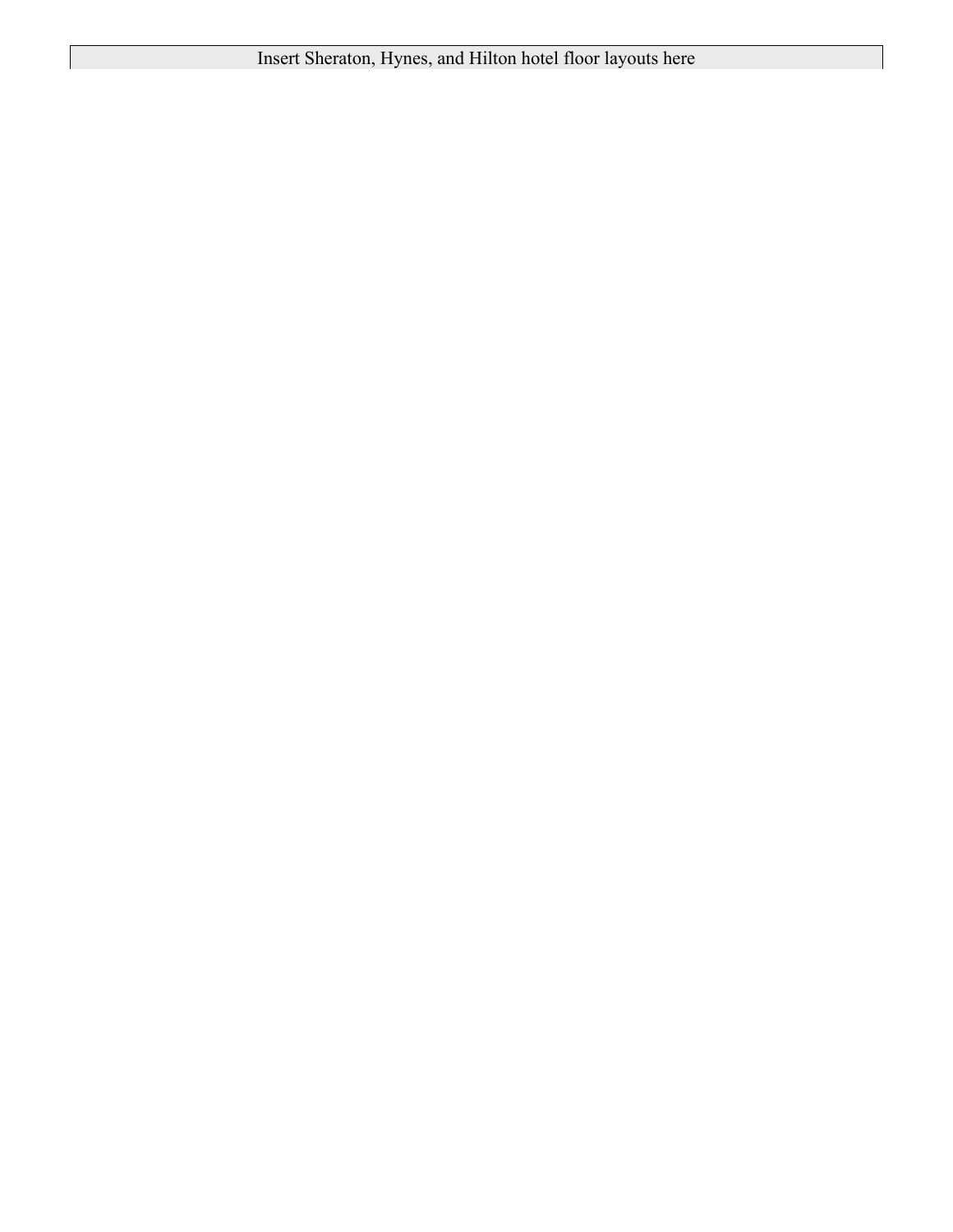Insert Sheraton, Hynes, and Hilton hotel floor layouts here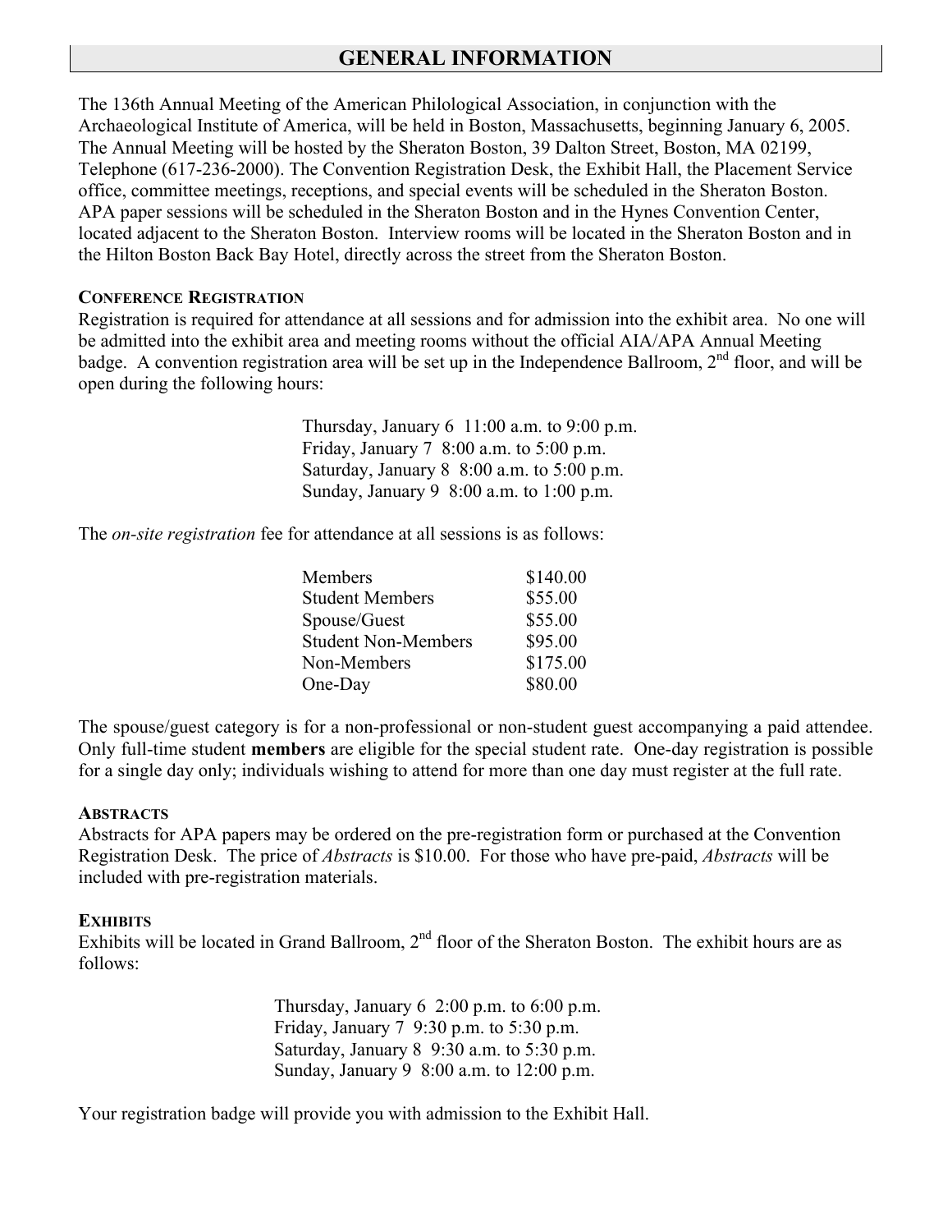# GENERAL INFORMATION

The 136th Annual Meeting of the American Philological Association, in conjunction with the Archaeological Institute of America, will be held in Boston, Massachusetts, beginning January 6, 2005. The Annual Meeting will be hosted by the Sheraton Boston, 39 Dalton Street, Boston, MA 02199, Telephone (617-236-2000). The Convention Registration Desk, the Exhibit Hall, the Placement Service office, committee meetings, receptions, and special events will be scheduled in the Sheraton Boston. APA paper sessions will be scheduled in the Sheraton Boston and in the Hynes Convention Center, located adjacent to the Sheraton Boston. Interview rooms will be located in the Sheraton Boston and in the Hilton Boston Back Bay Hotel, directly across the street from the Sheraton Boston.

### CONFERENCE REGISTRATION

Registration is required for attendance at all sessions and for admission into the exhibit area. No one will be admitted into the exhibit area and meeting rooms without the official AIA/APA Annual Meeting badge. A convention registration area will be set up in the Independence Ballroom, 2nd floor, and will be open during the following hours:

Thursday, January 6 11:00 a.m. to 9:00 p.m.
Friday, January 7 8:00 a.m. to 5:00 p.m.
Saturday, January 8 8:00 a.m. to 5:00 p.m.
Sunday, January 9 8:00 a.m. to 1:00 p.m.

The *on-site registration* fee for attendance at all sessions is as follows:

| | |
|---|---|
| Members | $140.00 |
| Student Members | $55.00 |
| Spouse/Guest | $55.00 |
| Student Non-Members | $95.00 |
| Non-Members | $175.00 |
| One-Day | $80.00 |

The spouse/guest category is for a non-professional or non-student guest accompanying a paid attendee. Only full-time student **members** are eligible for the special student rate. One-day registration is possible for a single day only; individuals wishing to attend for more than one day must register at the full rate.

### ABSTRACTS

Abstracts for APA papers may be ordered on the pre-registration form or purchased at the Convention Registration Desk. The price of *Abstracts* is $10.00. For those who have pre-paid, *Abstracts* will be included with pre-registration materials.

### EXHIBITS

Exhibits will be located in Grand Ballroom, 2nd floor of the Sheraton Boston. The exhibit hours are as follows:

Thursday, January 6 2:00 p.m. to 6:00 p.m.
Friday, January 7 9:30 p.m. to 5:30 p.m.
Saturday, January 8 9:30 a.m. to 5:30 p.m.
Sunday, January 9 8:00 a.m. to 12:00 p.m.

Your registration badge will provide you with admission to the Exhibit Hall.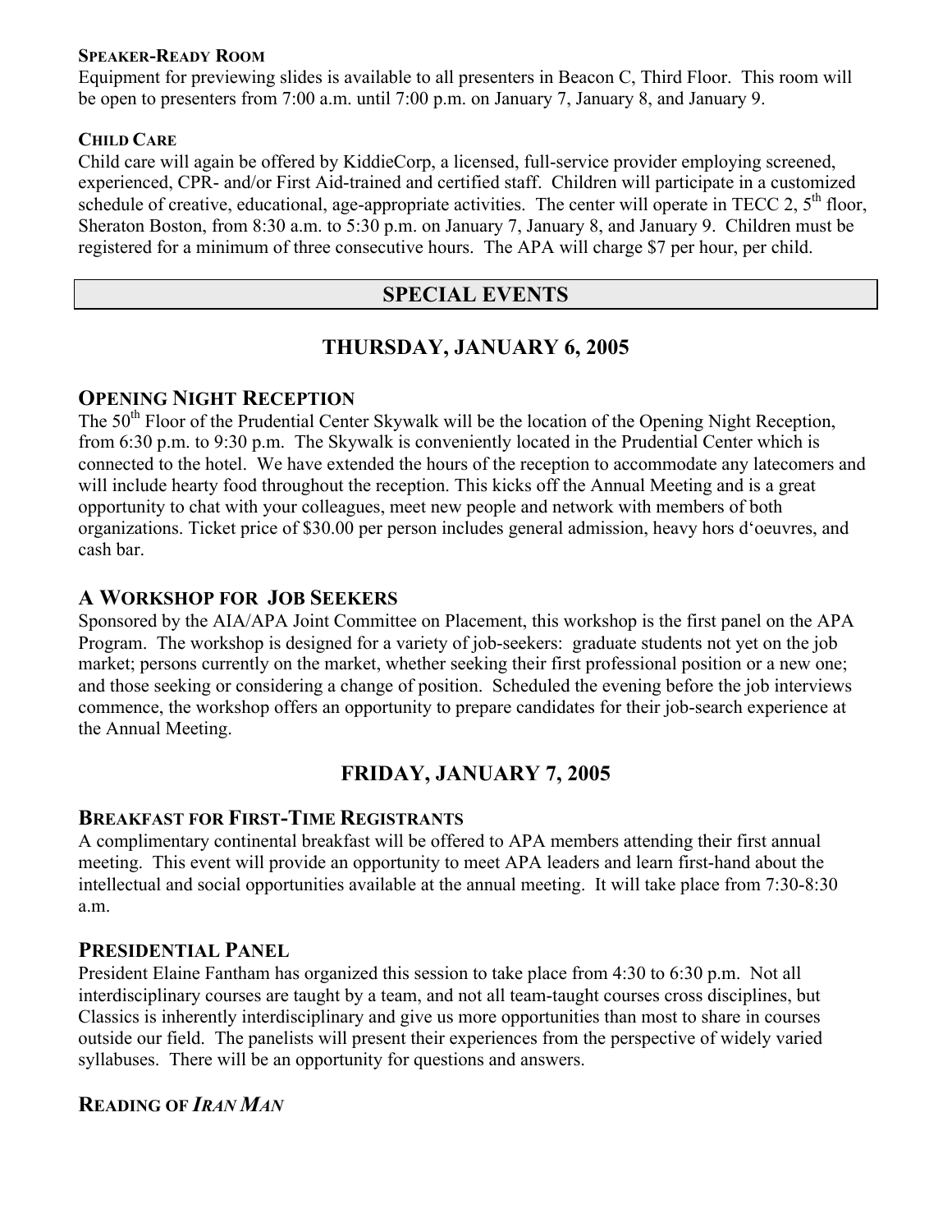#### Speaker-Ready Room

Equipment for previewing slides is available to all presenters in Beacon C, Third Floor. This room will be open to presenters from 7:00 a.m. until 7:00 p.m. on January 7, January 8, and January 9.

#### Child Care

Child care will again be offered by KiddieCorp, a licensed, full-service provider employing screened, experienced, CPR- and/or First Aid-trained and certified staff. Children will participate in a customized schedule of creative, educational, age-appropriate activities. The center will operate in TECC 2, 5th floor, Sheraton Boston, from 8:30 a.m. to 5:30 p.m. on January 7, January 8, and January 9. Children must be registered for a minimum of three consecutive hours. The APA will charge $7 per hour, per child.

## SPECIAL EVENTS

## THURSDAY, JANUARY 6, 2005

### Opening Night Reception

The 50th Floor of the Prudential Center Skywalk will be the location of the Opening Night Reception, from 6:30 p.m. to 9:30 p.m. The Skywalk is conveniently located in the Prudential Center which is connected to the hotel. We have extended the hours of the reception to accommodate any latecomers and will include hearty food throughout the reception. This kicks off the Annual Meeting and is a great opportunity to chat with your colleagues, meet new people and network with members of both organizations. Ticket price of $30.00 per person includes general admission, heavy hors d'oeuvres, and cash bar.

### A Workshop for Job Seekers

Sponsored by the AIA/APA Joint Committee on Placement, this workshop is the first panel on the APA Program. The workshop is designed for a variety of job-seekers: graduate students not yet on the job market; persons currently on the market, whether seeking their first professional position or a new one; and those seeking or considering a change of position. Scheduled the evening before the job interviews commence, the workshop offers an opportunity to prepare candidates for their job-search experience at the Annual Meeting.

## FRIDAY, JANUARY 7, 2005

### Breakfast for First-Time Registrants

A complimentary continental breakfast will be offered to APA members attending their first annual meeting. This event will provide an opportunity to meet APA leaders and learn first-hand about the intellectual and social opportunities available at the annual meeting. It will take place from 7:30-8:30 a.m.

### Presidential Panel

President Elaine Fantham has organized this session to take place from 4:30 to 6:30 p.m. Not all interdisciplinary courses are taught by a team, and not all team-taught courses cross disciplines, but Classics is inherently interdisciplinary and give us more opportunities than most to share in courses outside our field. The panelists will present their experiences from the perspective of widely varied syllabuses. There will be an opportunity for questions and answers.

### Reading of *Iran Man*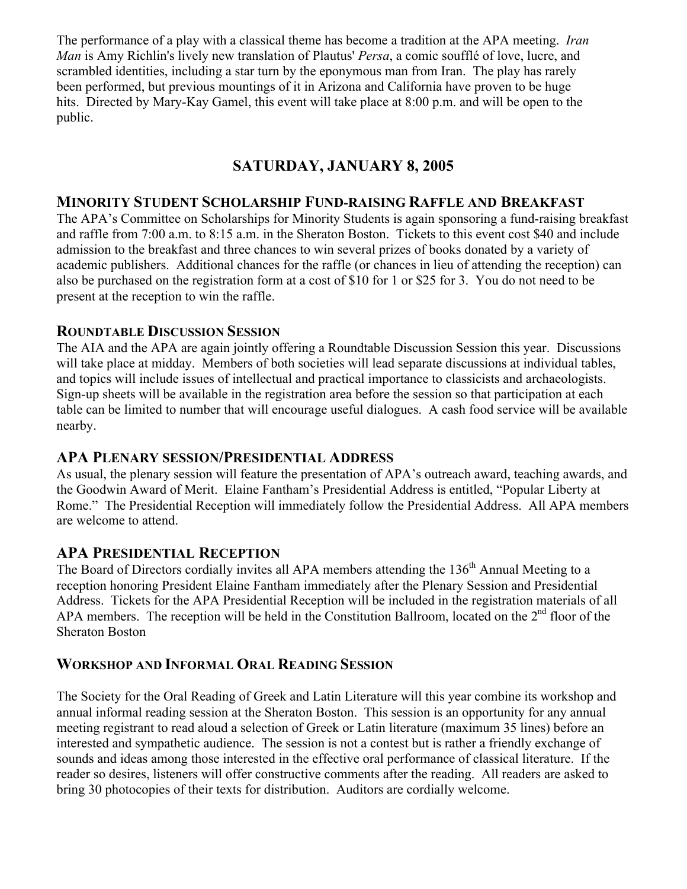The performance of a play with a classical theme has become a tradition at the APA meeting. *Iran Man* is Amy Richlin's lively new translation of Plautus' *Persa*, a comic soufflé of love, lucre, and scrambled identities, including a star turn by the eponymous man from Iran. The play has rarely been performed, but previous mountings of it in Arizona and California have proven to be huge hits. Directed by Mary-Kay Gamel, this event will take place at 8:00 p.m. and will be open to the public.

## SATURDAY, JANUARY 8, 2005

### MINORITY STUDENT SCHOLARSHIP FUND-RAISING RAFFLE AND BREAKFAST

The APA's Committee on Scholarships for Minority Students is again sponsoring a fund-raising breakfast and raffle from 7:00 a.m. to 8:15 a.m. in the Sheraton Boston. Tickets to this event cost $40 and include admission to the breakfast and three chances to win several prizes of books donated by a variety of academic publishers. Additional chances for the raffle (or chances in lieu of attending the reception) can also be purchased on the registration form at a cost of $10 for 1 or $25 for 3. You do not need to be present at the reception to win the raffle.

### ROUNDTABLE DISCUSSION SESSION

The AIA and the APA are again jointly offering a Roundtable Discussion Session this year. Discussions will take place at midday. Members of both societies will lead separate discussions at individual tables, and topics will include issues of intellectual and practical importance to classicists and archaeologists. Sign-up sheets will be available in the registration area before the session so that participation at each table can be limited to number that will encourage useful dialogues. A cash food service will be available nearby.

### APA PLENARY SESSION/PRESIDENTIAL ADDRESS

As usual, the plenary session will feature the presentation of APA's outreach award, teaching awards, and the Goodwin Award of Merit. Elaine Fantham's Presidential Address is entitled, "Popular Liberty at Rome." The Presidential Reception will immediately follow the Presidential Address. All APA members are welcome to attend.

### APA PRESIDENTIAL RECEPTION

The Board of Directors cordially invites all APA members attending the 136th Annual Meeting to a reception honoring President Elaine Fantham immediately after the Plenary Session and Presidential Address. Tickets for the APA Presidential Reception will be included in the registration materials of all APA members. The reception will be held in the Constitution Ballroom, located on the 2nd floor of the Sheraton Boston

### WORKSHOP AND INFORMAL ORAL READING SESSION

The Society for the Oral Reading of Greek and Latin Literature will this year combine its workshop and annual informal reading session at the Sheraton Boston. This session is an opportunity for any annual meeting registrant to read aloud a selection of Greek or Latin literature (maximum 35 lines) before an interested and sympathetic audience. The session is not a contest but is rather a friendly exchange of sounds and ideas among those interested in the effective oral performance of classical literature. If the reader so desires, listeners will offer constructive comments after the reading. All readers are asked to bring 30 photocopies of their texts for distribution. Auditors are cordially welcome.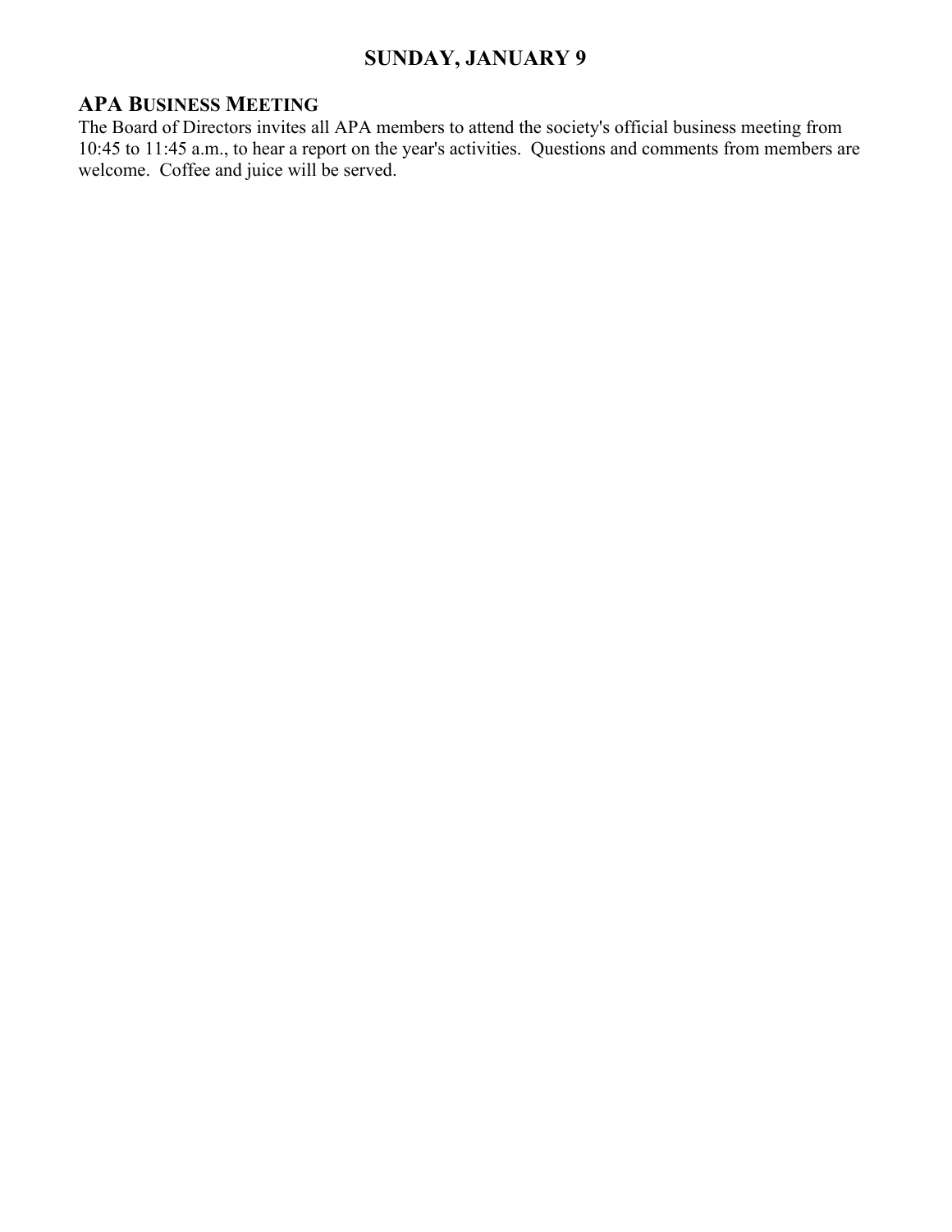## SUNDAY, JANUARY 9

### APA BUSINESS MEETING

The Board of Directors invites all APA members to attend the society's official business meeting from 10:45 to 11:45 a.m., to hear a report on the year's activities. Questions and comments from members are welcome. Coffee and juice will be served.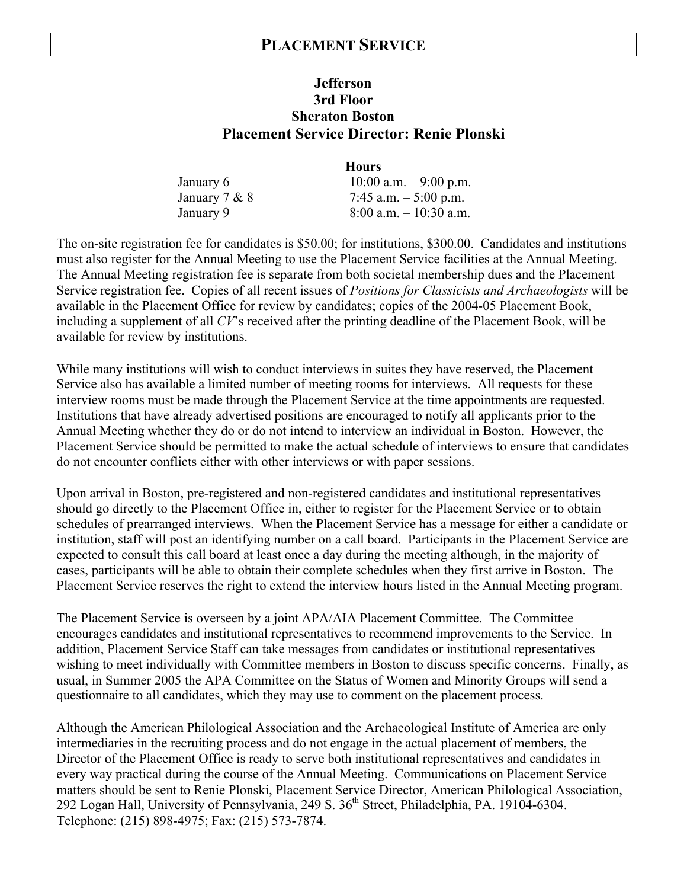# PLACEMENT SERVICE

**Jefferson**
**3rd Floor**
**Sheraton Boston**
**Placement Service Director: Renie Plonski**

| Hours | |
|---|---|
| January 6 | 10:00 a.m. – 9:00 p.m. |
| January 7 & 8 | 7:45 a.m. – 5:00 p.m. |
| January 9 | 8:00 a.m. – 10:30 a.m. |

The on-site registration fee for candidates is $50.00; for institutions, $300.00. Candidates and institutions must also register for the Annual Meeting to use the Placement Service facilities at the Annual Meeting. The Annual Meeting registration fee is separate from both societal membership dues and the Placement Service registration fee. Copies of all recent issues of *Positions for Classicists and Archaeologists* will be available in the Placement Office for review by candidates; copies of the 2004-05 Placement Book, including a supplement of all *CV*'s received after the printing deadline of the Placement Book, will be available for review by institutions.

While many institutions will wish to conduct interviews in suites they have reserved, the Placement Service also has available a limited number of meeting rooms for interviews. All requests for these interview rooms must be made through the Placement Service at the time appointments are requested. Institutions that have already advertised positions are encouraged to notify all applicants prior to the Annual Meeting whether they do or do not intend to interview an individual in Boston. However, the Placement Service should be permitted to make the actual schedule of interviews to ensure that candidates do not encounter conflicts either with other interviews or with paper sessions.

Upon arrival in Boston, pre-registered and non-registered candidates and institutional representatives should go directly to the Placement Office in, either to register for the Placement Service or to obtain schedules of prearranged interviews. When the Placement Service has a message for either a candidate or institution, staff will post an identifying number on a call board. Participants in the Placement Service are expected to consult this call board at least once a day during the meeting although, in the majority of cases, participants will be able to obtain their complete schedules when they first arrive in Boston. The Placement Service reserves the right to extend the interview hours listed in the Annual Meeting program.

The Placement Service is overseen by a joint APA/AIA Placement Committee. The Committee encourages candidates and institutional representatives to recommend improvements to the Service. In addition, Placement Service Staff can take messages from candidates or institutional representatives wishing to meet individually with Committee members in Boston to discuss specific concerns. Finally, as usual, in Summer 2005 the APA Committee on the Status of Women and Minority Groups will send a questionnaire to all candidates, which they may use to comment on the placement process.

Although the American Philological Association and the Archaeological Institute of America are only intermediaries in the recruiting process and do not engage in the actual placement of members, the Director of the Placement Office is ready to serve both institutional representatives and candidates in every way practical during the course of the Annual Meeting. Communications on Placement Service matters should be sent to Renie Plonski, Placement Service Director, American Philological Association, 292 Logan Hall, University of Pennsylvania, 249 S. 36th Street, Philadelphia, PA. 19104-6304. Telephone: (215) 898-4975; Fax: (215) 573-7874.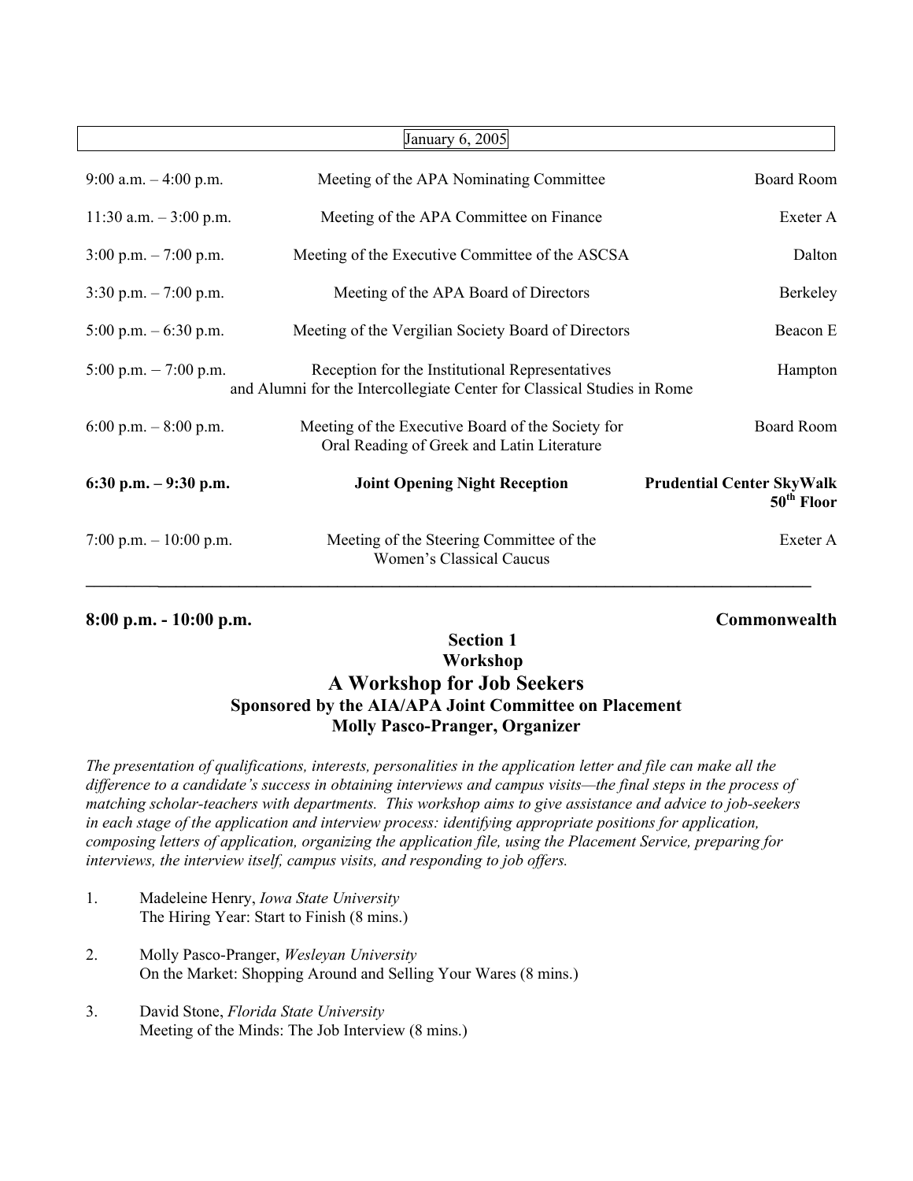## January 6, 2005

| | | |
|---|---|---|
| 9:00 a.m. – 4:00 p.m. | Meeting of the APA Nominating Committee | Board Room |
| 11:30 a.m. – 3:00 p.m. | Meeting of the APA Committee on Finance | Exeter A |
| 3:00 p.m. – 7:00 p.m. | Meeting of the Executive Committee of the ASCSA | Dalton |
| 3:30 p.m. – 7:00 p.m. | Meeting of the APA Board of Directors | Berkeley |
| 5:00 p.m. – 6:30 p.m. | Meeting of the Vergilian Society Board of Directors | Beacon E |
| 5:00 p.m. – 7:00 p.m. | Reception for the Institutional Representatives and Alumni for the Intercollegiate Center for Classical Studies in Rome | Hampton |
| 6:00 p.m. – 8:00 p.m. | Meeting of the Executive Board of the Society for Oral Reading of Greek and Latin Literature | Board Room |
| **6:30 p.m. – 9:30 p.m.** | **Joint Opening Night Reception** | **Prudential Center SkyWalk 50th Floor** |
| 7:00 p.m. – 10:00 p.m. | Meeting of the Steering Committee of the Women's Classical Caucus | Exeter A |

---

**8:00 p.m. - 10:00 p.m.** **Commonwealth**

**Section 1**
**Workshop**

### A Workshop for Job Seekers

**Sponsored by the AIA/APA Joint Committee on Placement**
**Molly Pasco-Pranger, Organizer**

*The presentation of qualifications, interests, personalities in the application letter and file can make all the difference to a candidate's success in obtaining interviews and campus visits—the final steps in the process of matching scholar-teachers with departments. This workshop aims to give assistance and advice to job-seekers in each stage of the application and interview process: identifying appropriate positions for application, composing letters of application, organizing the application file, using the Placement Service, preparing for interviews, the interview itself, campus visits, and responding to job offers.*

1. Madeleine Henry, *Iowa State University*
   The Hiring Year: Start to Finish (8 mins.)

2. Molly Pasco-Pranger, *Wesleyan University*
   On the Market: Shopping Around and Selling Your Wares (8 mins.)

3. David Stone, *Florida State University*
   Meeting of the Minds: The Job Interview (8 mins.)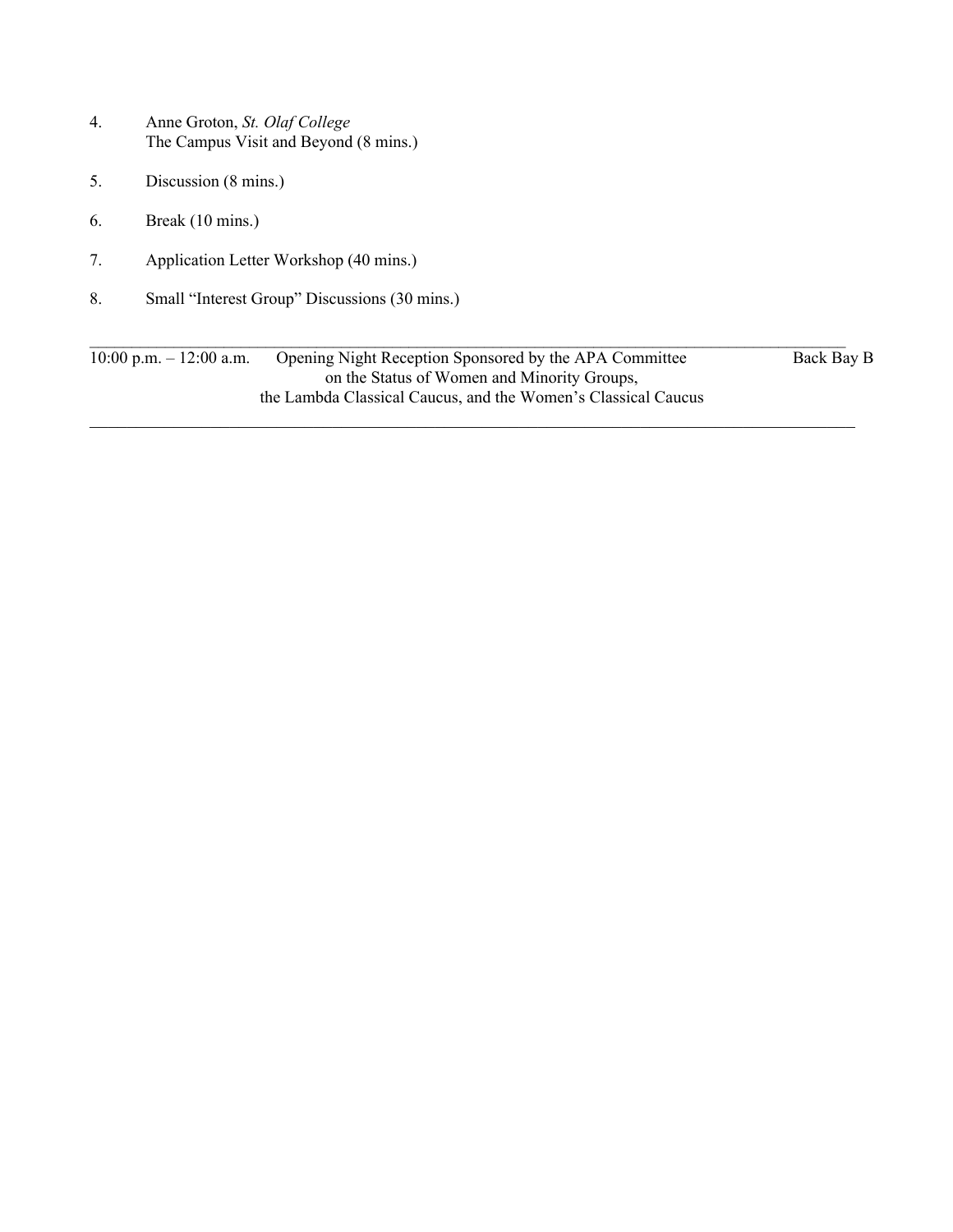4. Anne Groton, *St. Olaf College*
   The Campus Visit and Beyond (8 mins.)

5. Discussion (8 mins.)

6. Break (10 mins.)

7. Application Letter Workshop (40 mins.)

8. Small "Interest Group" Discussions (30 mins.)

---

10:00 p.m. – 12:00 a.m. Opening Night Reception Sponsored by the APA Committee on the Status of Women and Minority Groups, the Lambda Classical Caucus, and the Women's Classical Caucus — Back Bay B

---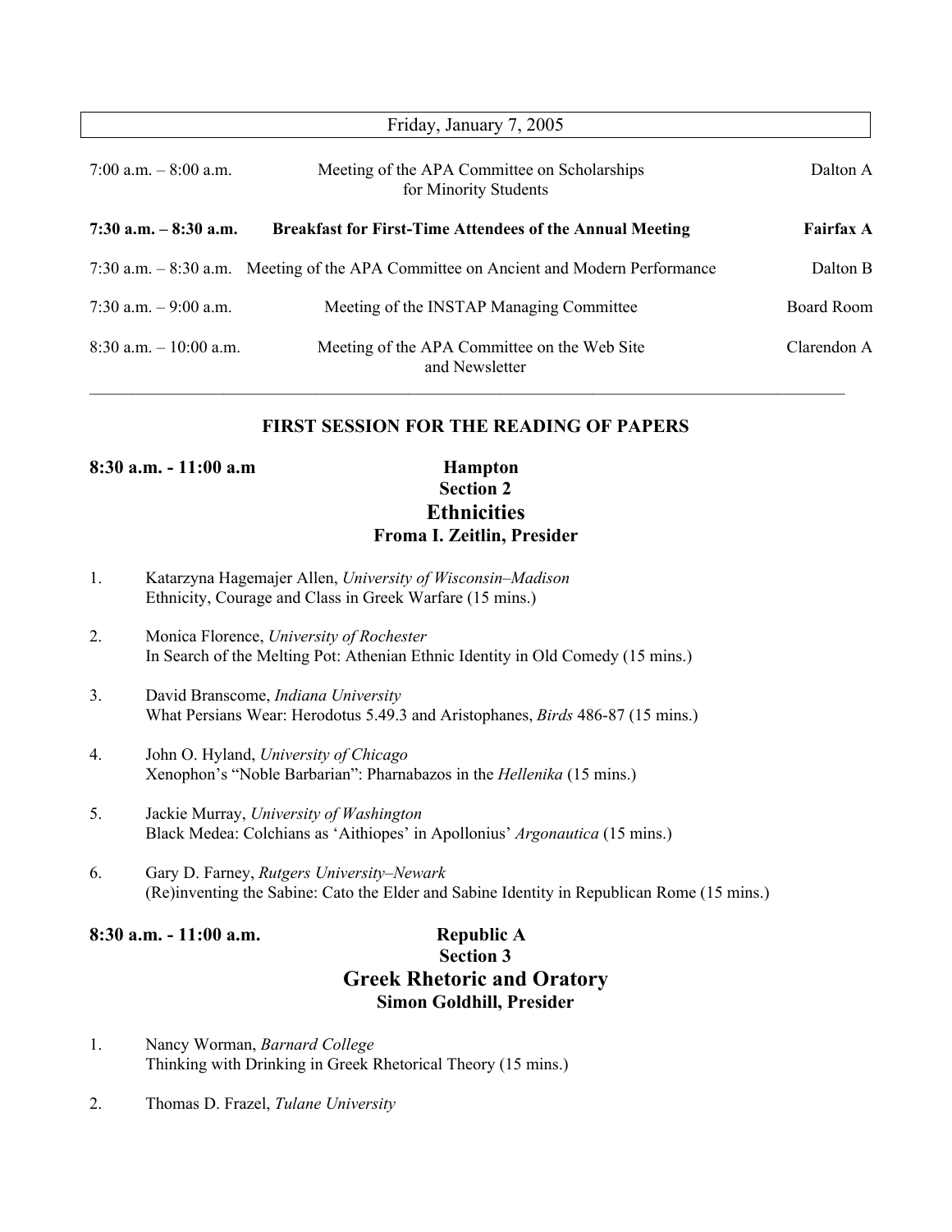| Friday, January 7, 2005 | | |
|---|---|---|
| 7:00 a.m. – 8:00 a.m. | Meeting of the APA Committee on Scholarships for Minority Students | Dalton A |
| **7:30 a.m. – 8:30 a.m.** | **Breakfast for First-Time Attendees of the Annual Meeting** | **Fairfax A** |
| 7:30 a.m. – 8:30 a.m. | Meeting of the APA Committee on Ancient and Modern Performance | Dalton B |
| 7:30 a.m. – 9:00 a.m. | Meeting of the INSTAP Managing Committee | Board Room |
| 8:30 a.m. – 10:00 a.m. | Meeting of the APA Committee on the Web Site and Newsletter | Clarendon A |

## FIRST SESSION FOR THE READING OF PAPERS

**8:30 a.m. - 11:00 a.m** **Hampton**

**Section 2**

### Ethnicities

**Froma I. Zeitlin, Presider**

1. Katarzyna Hagemajer Allen, *University of Wisconsin–Madison*
   Ethnicity, Courage and Class in Greek Warfare (15 mins.)

2. Monica Florence, *University of Rochester*
   In Search of the Melting Pot: Athenian Ethnic Identity in Old Comedy (15 mins.)

3. David Branscome, *Indiana University*
   What Persians Wear: Herodotus 5.49.3 and Aristophanes, *Birds* 486-87 (15 mins.)

4. John O. Hyland, *University of Chicago*
   Xenophon's "Noble Barbarian": Pharnabazos in the *Hellenika* (15 mins.)

5. Jackie Murray, *University of Washington*
   Black Medea: Colchians as 'Aithiopes' in Apollonius' *Argonautica* (15 mins.)

6. Gary D. Farney, *Rutgers University–Newark*
   (Re)inventing the Sabine: Cato the Elder and Sabine Identity in Republican Rome (15 mins.)

**8:30 a.m. - 11:00 a.m.** **Republic A**

**Section 3**

### Greek Rhetoric and Oratory

**Simon Goldhill, Presider**

1. Nancy Worman, *Barnard College*
   Thinking with Drinking in Greek Rhetorical Theory (15 mins.)

2. Thomas D. Frazel, *Tulane University*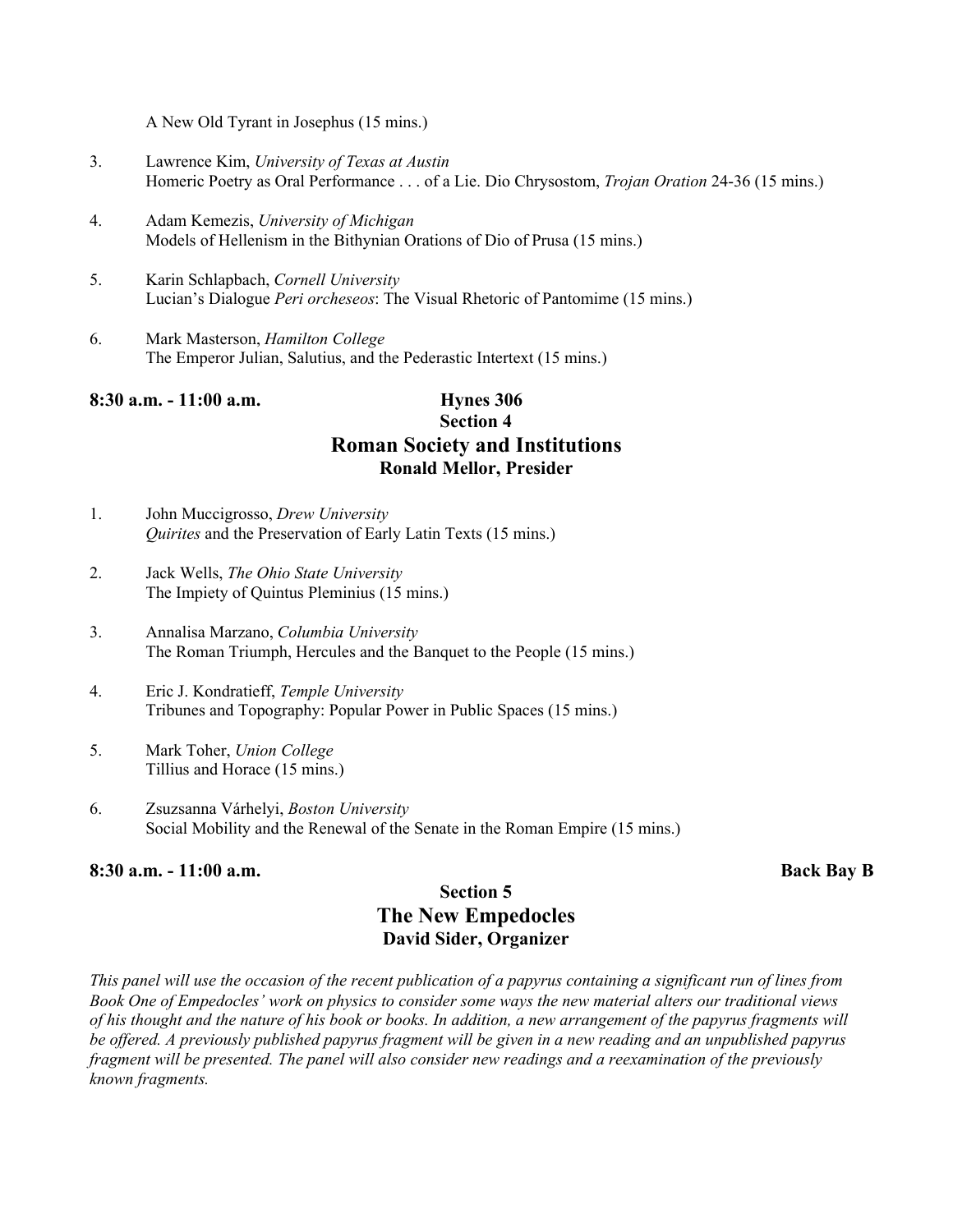A New Old Tyrant in Josephus (15 mins.)

3. Lawrence Kim, *University of Texas at Austin*
   Homeric Poetry as Oral Performance . . . of a Lie. Dio Chrysostom, *Trojan Oration* 24-36 (15 mins.)

4. Adam Kemezis, *University of Michigan*
   Models of Hellenism in the Bithynian Orations of Dio of Prusa (15 mins.)

5. Karin Schlapbach, *Cornell University*
   Lucian's Dialogue *Peri orcheseos*: The Visual Rhetoric of Pantomime (15 mins.)

6. Mark Masterson, *Hamilton College*
   The Emperor Julian, Salutius, and the Pederastic Intertext (15 mins.)

**8:30 a.m. - 11:00 a.m.** **Hynes 306**

## Section 4
## Roman Society and Institutions
### Ronald Mellor, Presider

1. John Muccigrosso, *Drew University*
   *Quirites* and the Preservation of Early Latin Texts (15 mins.)

2. Jack Wells, *The Ohio State University*
   The Impiety of Quintus Pleminius (15 mins.)

3. Annalisa Marzano, *Columbia University*
   The Roman Triumph, Hercules and the Banquet to the People (15 mins.)

4. Eric J. Kondratieff, *Temple University*
   Tribunes and Topography: Popular Power in Public Spaces (15 mins.)

5. Mark Toher, *Union College*
   Tillius and Horace (15 mins.)

6. Zsuzsanna Várhelyi, *Boston University*
   Social Mobility and the Renewal of the Senate in the Roman Empire (15 mins.)

**8:30 a.m. - 11:00 a.m.** **Back Bay B**

## Section 5
## The New Empedocles
### David Sider, Organizer

*This panel will use the occasion of the recent publication of a papyrus containing a significant run of lines from Book One of Empedocles' work on physics to consider some ways the new material alters our traditional views of his thought and the nature of his book or books. In addition, a new arrangement of the papyrus fragments will be offered. A previously published papyrus fragment will be given in a new reading and an unpublished papyrus fragment will be presented. The panel will also consider new readings and a reexamination of the previously known fragments.*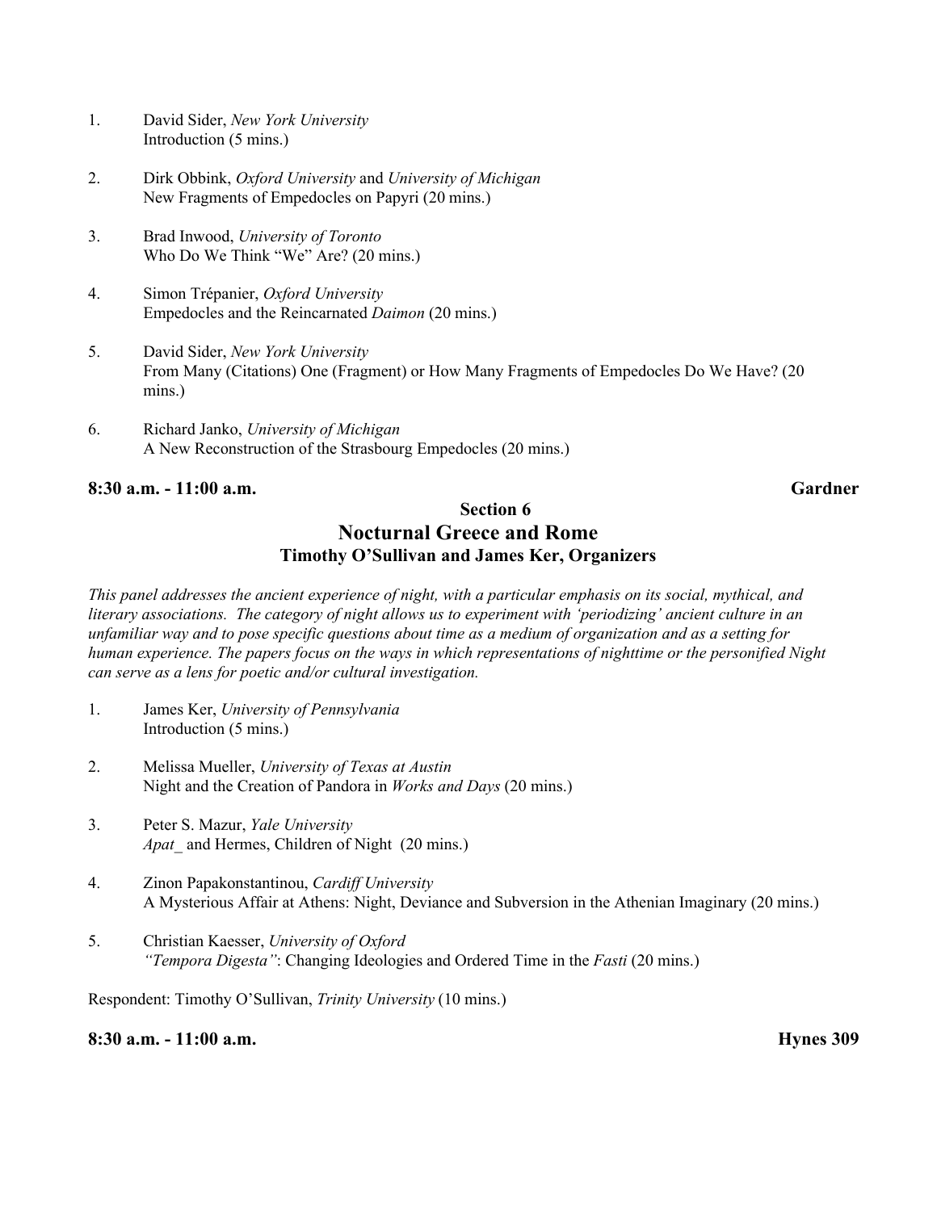1. David Sider, *New York University*
   Introduction (5 mins.)

2. Dirk Obbink, *Oxford University* and *University of Michigan*
   New Fragments of Empedocles on Papyri (20 mins.)

3. Brad Inwood, *University of Toronto*
   Who Do We Think "We" Are? (20 mins.)

4. Simon Trépanier, *Oxford University*
   Empedocles and the Reincarnated *Daimon* (20 mins.)

5. David Sider, *New York University*
   From Many (Citations) One (Fragment) or How Many Fragments of Empedocles Do We Have? (20 mins.)

6. Richard Janko, *University of Michigan*
   A New Reconstruction of the Strasbourg Empedocles (20 mins.)

**8:30 a.m. - 11:00 a.m.** **Gardner**

### Section 6
## Nocturnal Greece and Rome
### Timothy O'Sullivan and James Ker, Organizers

*This panel addresses the ancient experience of night, with a particular emphasis on its social, mythical, and literary associations. The category of night allows us to experiment with 'periodizing' ancient culture in an unfamiliar way and to pose specific questions about time as a medium of organization and as a setting for human experience. The papers focus on the ways in which representations of nighttime or the personified Night can serve as a lens for poetic and/or cultural investigation.*

1. James Ker, *University of Pennsylvania*
   Introduction (5 mins.)

2. Melissa Mueller, *University of Texas at Austin*
   Night and the Creation of Pandora in *Works and Days* (20 mins.)

3. Peter S. Mazur, *Yale University*
   *Apat_* and Hermes, Children of Night (20 mins.)

4. Zinon Papakonstantinou, *Cardiff University*
   A Mysterious Affair at Athens: Night, Deviance and Subversion in the Athenian Imaginary (20 mins.)

5. Christian Kaesser, *University of Oxford*
   *"Tempora Digesta"*: Changing Ideologies and Ordered Time in the *Fasti* (20 mins.)

Respondent: Timothy O'Sullivan, *Trinity University* (10 mins.)

**8:30 a.m. - 11:00 a.m.** **Hynes 309**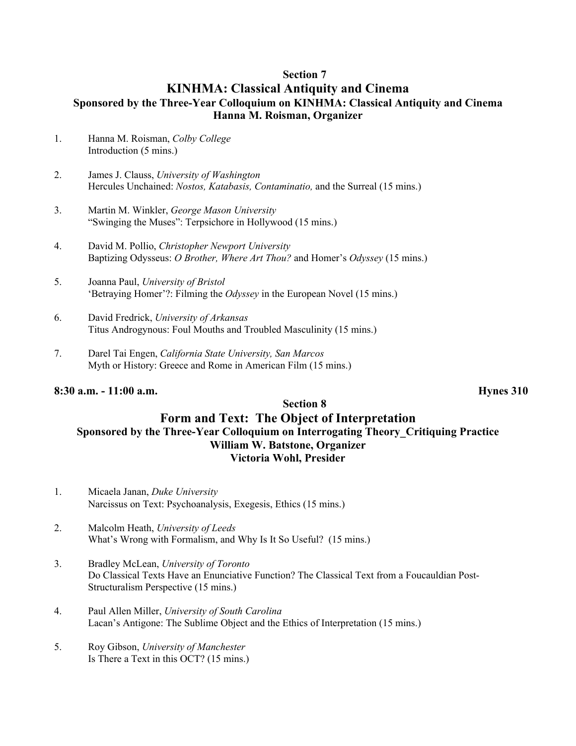## Section 7
# KINHMA: Classical Antiquity and Cinema
### Sponsored by the Three-Year Colloquium on KINHMA: Classical Antiquity and Cinema
### Hanna M. Roisman, Organizer

1. Hanna M. Roisman, *Colby College*
   Introduction (5 mins.)

2. James J. Clauss, *University of Washington*
   Hercules Unchained: *Nostos, Katabasis, Contaminatio,* and the Surreal (15 mins.)

3. Martin M. Winkler, *George Mason University*
   "Swinging the Muses": Terpsichore in Hollywood (15 mins.)

4. David M. Pollio, *Christopher Newport University*
   Baptizing Odysseus: *O Brother, Where Art Thou?* and Homer's *Odyssey* (15 mins.)

5. Joanna Paul, *University of Bristol*
   'Betraying Homer'?: Filming the *Odyssey* in the European Novel (15 mins.)

6. David Fredrick, *University of Arkansas*
   Titus Androgynous: Foul Mouths and Troubled Masculinity (15 mins.)

7. Darel Tai Engen, *California State University, San Marcos*
   Myth or History: Greece and Rome in American Film (15 mins.)

**8:30 a.m. - 11:00 a.m.** **Hynes 310**

## Section 8
# Form and Text: The Object of Interpretation
### Sponsored by the Three-Year Colloquium on Interrogating Theory_Critiquing Practice
### William W. Batstone, Organizer
### Victoria Wohl, Presider

1. Micaela Janan, *Duke University*
   Narcissus on Text: Psychoanalysis, Exegesis, Ethics (15 mins.)

2. Malcolm Heath, *University of Leeds*
   What's Wrong with Formalism, and Why Is It So Useful? (15 mins.)

3. Bradley McLean, *University of Toronto*
   Do Classical Texts Have an Enunciative Function? The Classical Text from a Foucauldian Post-Structuralism Perspective (15 mins.)

4. Paul Allen Miller, *University of South Carolina*
   Lacan's Antigone: The Sublime Object and the Ethics of Interpretation (15 mins.)

5. Roy Gibson, *University of Manchester*
   Is There a Text in this OCT? (15 mins.)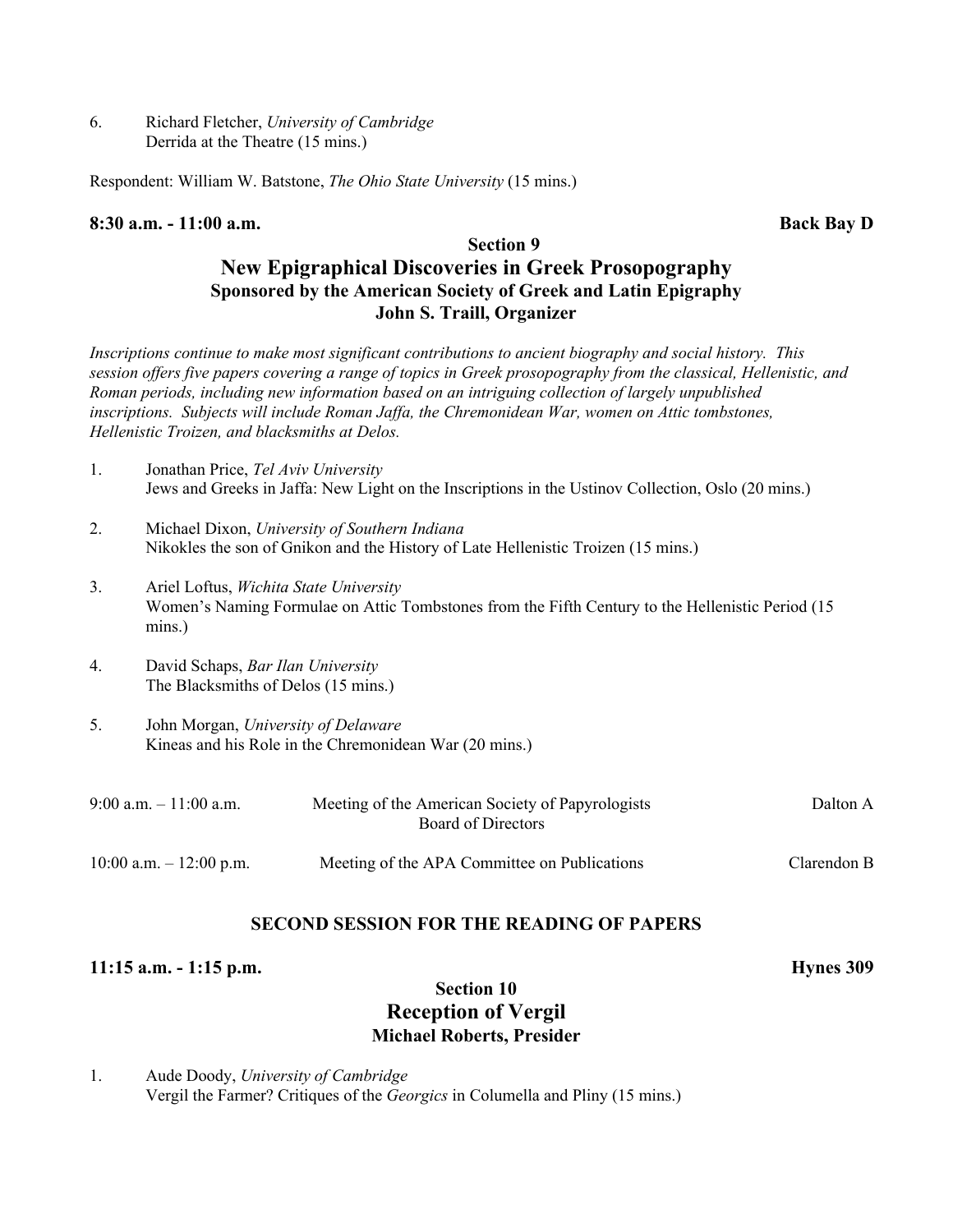6. Richard Fletcher, *University of Cambridge*
   Derrida at the Theatre (15 mins.)

Respondent: William W. Batstone, *The Ohio State University* (15 mins.)

**8:30 a.m. - 11:00 a.m.** **Back Bay D**

**Section 9**

## New Epigraphical Discoveries in Greek Prosopography

**Sponsored by the American Society of Greek and Latin Epigraphy**

**John S. Traill, Organizer**

*Inscriptions continue to make most significant contributions to ancient biography and social history. This session offers five papers covering a range of topics in Greek prosopography from the classical, Hellenistic, and Roman periods, including new information based on an intriguing collection of largely unpublished inscriptions. Subjects will include Roman Jaffa, the Chremonidean War, women on Attic tombstones, Hellenistic Troizen, and blacksmiths at Delos.*

1. Jonathan Price, *Tel Aviv University*
   Jews and Greeks in Jaffa: New Light on the Inscriptions in the Ustinov Collection, Oslo (20 mins.)

2. Michael Dixon, *University of Southern Indiana*
   Nikokles the son of Gnikon and the History of Late Hellenistic Troizen (15 mins.)

3. Ariel Loftus, *Wichita State University*
   Women's Naming Formulae on Attic Tombstones from the Fifth Century to the Hellenistic Period (15 mins.)

4. David Schaps, *Bar Ilan University*
   The Blacksmiths of Delos (15 mins.)

5. John Morgan, *University of Delaware*
   Kineas and his Role in the Chremonidean War (20 mins.)

| | | |
|---|---|---|
| 9:00 a.m. – 11:00 a.m. | Meeting of the American Society of Papyrologists Board of Directors | Dalton A |
| 10:00 a.m. – 12:00 p.m. | Meeting of the APA Committee on Publications | Clarendon B |

**SECOND SESSION FOR THE READING OF PAPERS**

**11:15 a.m. - 1:15 p.m.** **Hynes 309**

**Section 10**

## Reception of Vergil

**Michael Roberts, Presider**

1. Aude Doody, *University of Cambridge*
   Vergil the Farmer? Critiques of the *Georgics* in Columella and Pliny (15 mins.)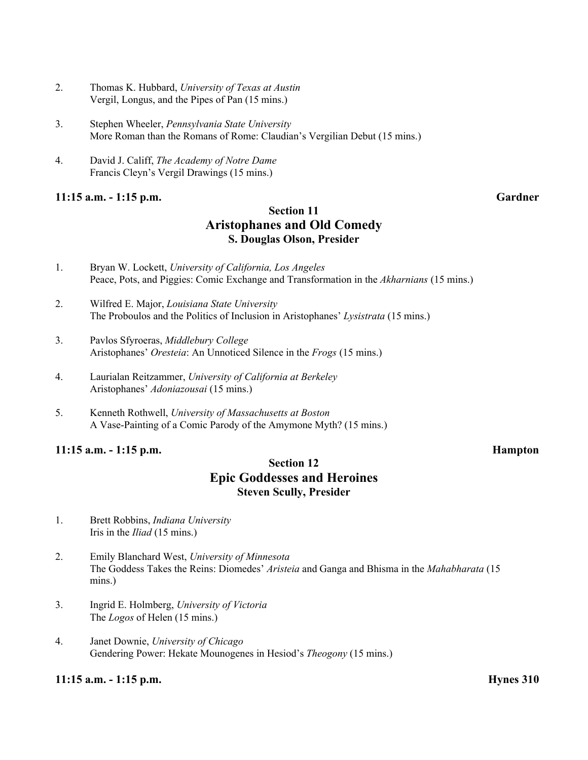2. Thomas K. Hubbard, *University of Texas at Austin*
   Vergil, Longus, and the Pipes of Pan (15 mins.)

3. Stephen Wheeler, *Pennsylvania State University*
   More Roman than the Romans of Rome: Claudian's Vergilian Debut (15 mins.)

4. David J. Califf, *The Academy of Notre Dame*
   Francis Cleyn's Vergil Drawings (15 mins.)

**11:15 a.m. - 1:15 p.m.** **Gardner**

## Section 11
## Aristophanes and Old Comedy
### S. Douglas Olson, Presider

1. Bryan W. Lockett, *University of California, Los Angeles*
   Peace, Pots, and Piggies: Comic Exchange and Transformation in the *Akharnians* (15 mins.)

2. Wilfred E. Major, *Louisiana State University*
   The Proboulos and the Politics of Inclusion in Aristophanes' *Lysistrata* (15 mins.)

3. Pavlos Sfyroeras, *Middlebury College*
   Aristophanes' *Oresteia*: An Unnoticed Silence in the *Frogs* (15 mins.)

4. Laurialan Reitzammer, *University of California at Berkeley*
   Aristophanes' *Adoniazousai* (15 mins.)

5. Kenneth Rothwell, *University of Massachusetts at Boston*
   A Vase-Painting of a Comic Parody of the Amymone Myth? (15 mins.)

**11:15 a.m. - 1:15 p.m.** **Hampton**

## Section 12
## Epic Goddesses and Heroines
### Steven Scully, Presider

1. Brett Robbins, *Indiana University*
   Iris in the *Iliad* (15 mins.)

2. Emily Blanchard West, *University of Minnesota*
   The Goddess Takes the Reins: Diomedes' *Aristeia* and Ganga and Bhisma in the *Mahabharata* (15 mins.)

3. Ingrid E. Holmberg, *University of Victoria*
   The *Logos* of Helen (15 mins.)

4. Janet Downie, *University of Chicago*
   Gendering Power: Hekate Mounogenes in Hesiod's *Theogony* (15 mins.)

**11:15 a.m. - 1:15 p.m.** **Hynes 310**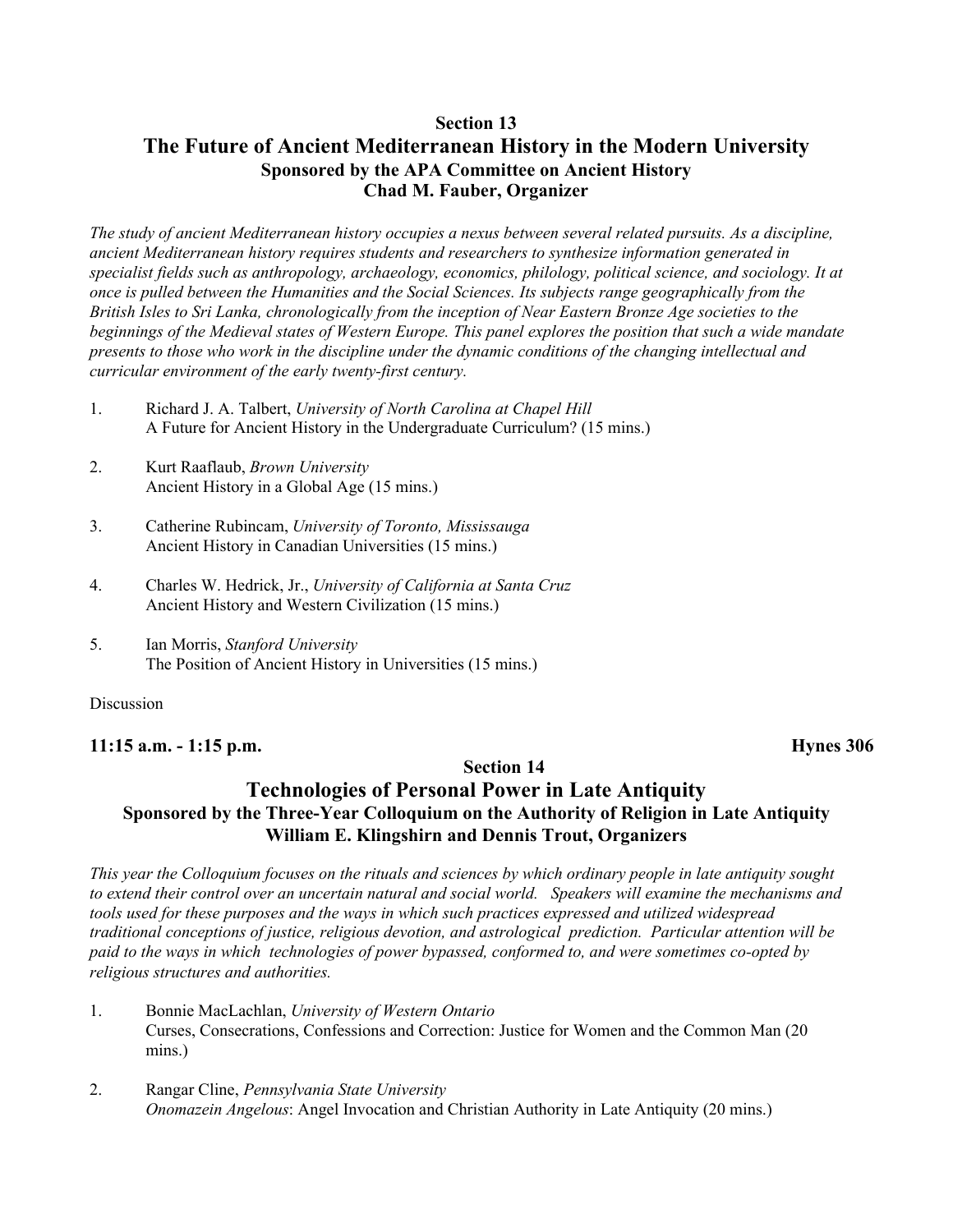## Section 13

# The Future of Ancient Mediterranean History in the Modern University

**Sponsored by the APA Committee on Ancient History**
**Chad M. Fauber, Organizer**

*The study of ancient Mediterranean history occupies a nexus between several related pursuits. As a discipline, ancient Mediterranean history requires students and researchers to synthesize information generated in specialist fields such as anthropology, archaeology, economics, philology, political science, and sociology. It at once is pulled between the Humanities and the Social Sciences. Its subjects range geographically from the British Isles to Sri Lanka, chronologically from the inception of Near Eastern Bronze Age societies to the beginnings of the Medieval states of Western Europe. This panel explores the position that such a wide mandate presents to those who work in the discipline under the dynamic conditions of the changing intellectual and curricular environment of the early twenty-first century.*

1. Richard J. A. Talbert, *University of North Carolina at Chapel Hill*
   A Future for Ancient History in the Undergraduate Curriculum? (15 mins.)

2. Kurt Raaflaub, *Brown University*
   Ancient History in a Global Age (15 mins.)

3. Catherine Rubincam, *University of Toronto, Mississauga*
   Ancient History in Canadian Universities (15 mins.)

4. Charles W. Hedrick, Jr., *University of California at Santa Cruz*
   Ancient History and Western Civilization (15 mins.)

5. Ian Morris, *Stanford University*
   The Position of Ancient History in Universities (15 mins.)

Discussion

**11:15 a.m. - 1:15 p.m.** **Hynes 306**

## Section 14

# Technologies of Personal Power in Late Antiquity

**Sponsored by the Three-Year Colloquium on the Authority of Religion in Late Antiquity**
**William E. Klingshirn and Dennis Trout, Organizers**

*This year the Colloquium focuses on the rituals and sciences by which ordinary people in late antiquity sought to extend their control over an uncertain natural and social world. Speakers will examine the mechanisms and tools used for these purposes and the ways in which such practices expressed and utilized widespread traditional conceptions of justice, religious devotion, and astrological prediction. Particular attention will be paid to the ways in which technologies of power bypassed, conformed to, and were sometimes co-opted by religious structures and authorities.*

1. Bonnie MacLachlan, *University of Western Ontario*
   Curses, Consecrations, Confessions and Correction: Justice for Women and the Common Man (20 mins.)

2. Rangar Cline, *Pennsylvania State University*
   *Onomazein Angelous*: Angel Invocation and Christian Authority in Late Antiquity (20 mins.)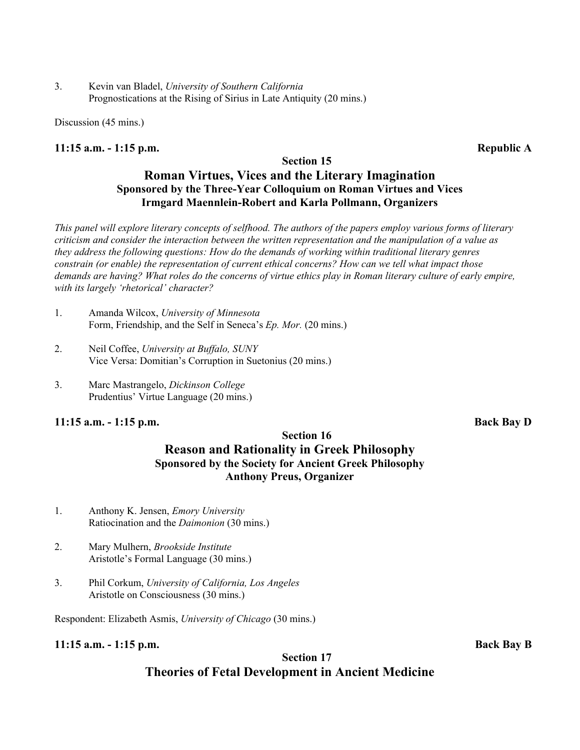3. Kevin van Bladel, *University of Southern California*
   Prognostications at the Rising of Sirius in Late Antiquity (20 mins.)

Discussion (45 mins.)

**11:15 a.m. - 1:15 p.m.** **Republic A**

## Section 15

## Roman Virtues, Vices and the Literary Imagination

### Sponsored by the Three-Year Colloquium on Roman Virtues and Vices

### Irmgard Maennlein-Robert and Karla Pollmann, Organizers

*This panel will explore literary concepts of selfhood. The authors of the papers employ various forms of literary criticism and consider the interaction between the written representation and the manipulation of a value as they address the following questions: How do the demands of working within traditional literary genres constrain (or enable) the representation of current ethical concerns? How can we tell what impact those demands are having? What roles do the concerns of virtue ethics play in Roman literary culture of early empire, with its largely 'rhetorical' character?*

1. Amanda Wilcox, *University of Minnesota*
   Form, Friendship, and the Self in Seneca's *Ep. Mor.* (20 mins.)

2. Neil Coffee, *University at Buffalo, SUNY*
   Vice Versa: Domitian's Corruption in Suetonius (20 mins.)

3. Marc Mastrangelo, *Dickinson College*
   Prudentius' Virtue Language (20 mins.)

**11:15 a.m. - 1:15 p.m.** **Back Bay D**

## Section 16

## Reason and Rationality in Greek Philosophy

### Sponsored by the Society for Ancient Greek Philosophy

### Anthony Preus, Organizer

1. Anthony K. Jensen, *Emory University*
   Ratiocination and the *Daimonion* (30 mins.)

2. Mary Mulhern, *Brookside Institute*
   Aristotle's Formal Language (30 mins.)

3. Phil Corkum, *University of California, Los Angeles*
   Aristotle on Consciousness (30 mins.)

Respondent: Elizabeth Asmis, *University of Chicago* (30 mins.)

**11:15 a.m. - 1:15 p.m.** **Back Bay B**

## Section 17

## Theories of Fetal Development in Ancient Medicine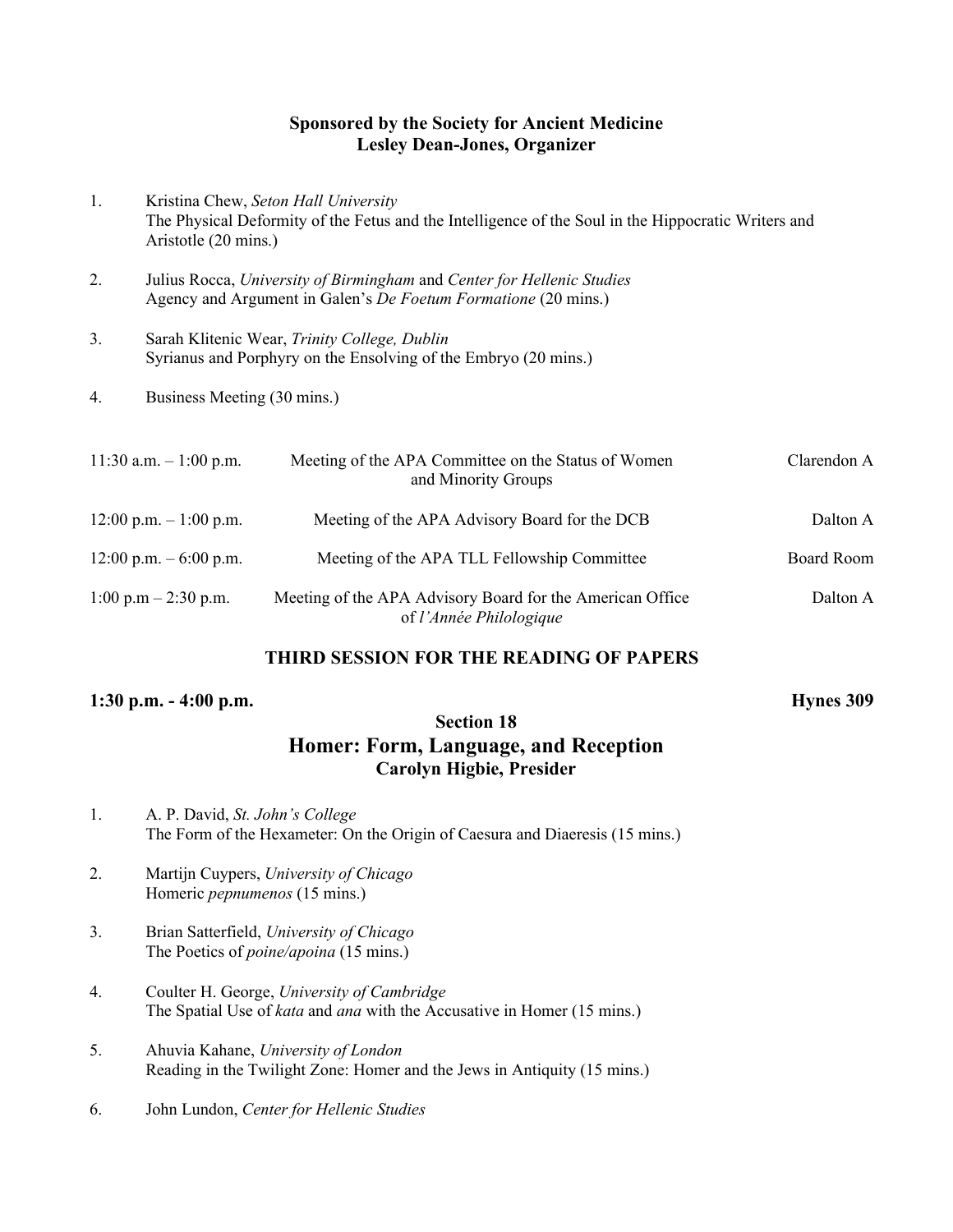**Sponsored by the Society for Ancient Medicine**
**Lesley Dean-Jones, Organizer**

1. Kristina Chew, *Seton Hall University*
   The Physical Deformity of the Fetus and the Intelligence of the Soul in the Hippocratic Writers and Aristotle (20 mins.)

2. Julius Rocca, *University of Birmingham* and *Center for Hellenic Studies*
   Agency and Argument in Galen's *De Foetum Formatione* (20 mins.)

3. Sarah Klitenic Wear, *Trinity College, Dublin*
   Syrianus and Porphyry on the Ensolving of the Embryo (20 mins.)

4. Business Meeting (30 mins.)

| | | |
|---|---|---|
| 11:30 a.m. – 1:00 p.m. | Meeting of the APA Committee on the Status of Women and Minority Groups | Clarendon A |
| 12:00 p.m. – 1:00 p.m. | Meeting of the APA Advisory Board for the DCB | Dalton A |
| 12:00 p.m. – 6:00 p.m. | Meeting of the APA TLL Fellowship Committee | Board Room |
| 1:00 p.m – 2:30 p.m. | Meeting of the APA Advisory Board for the American Office of *l'Année Philologique* | Dalton A |

## THIRD SESSION FOR THE READING OF PAPERS

**1:30 p.m. - 4:00 p.m.** **Hynes 309**

### Section 18
## Homer: Form, Language, and Reception
**Carolyn Higbie, Presider**

1. A. P. David, *St. John's College*
   The Form of the Hexameter: On the Origin of Caesura and Diaeresis (15 mins.)

2. Martijn Cuypers, *University of Chicago*
   Homeric *pepnumenos* (15 mins.)

3. Brian Satterfield, *University of Chicago*
   The Poetics of *poine/apoina* (15 mins.)

4. Coulter H. George, *University of Cambridge*
   The Spatial Use of *kata* and *ana* with the Accusative in Homer (15 mins.)

5. Ahuvia Kahane, *University of London*
   Reading in the Twilight Zone: Homer and the Jews in Antiquity (15 mins.)

6. John Lundon, *Center for Hellenic Studies*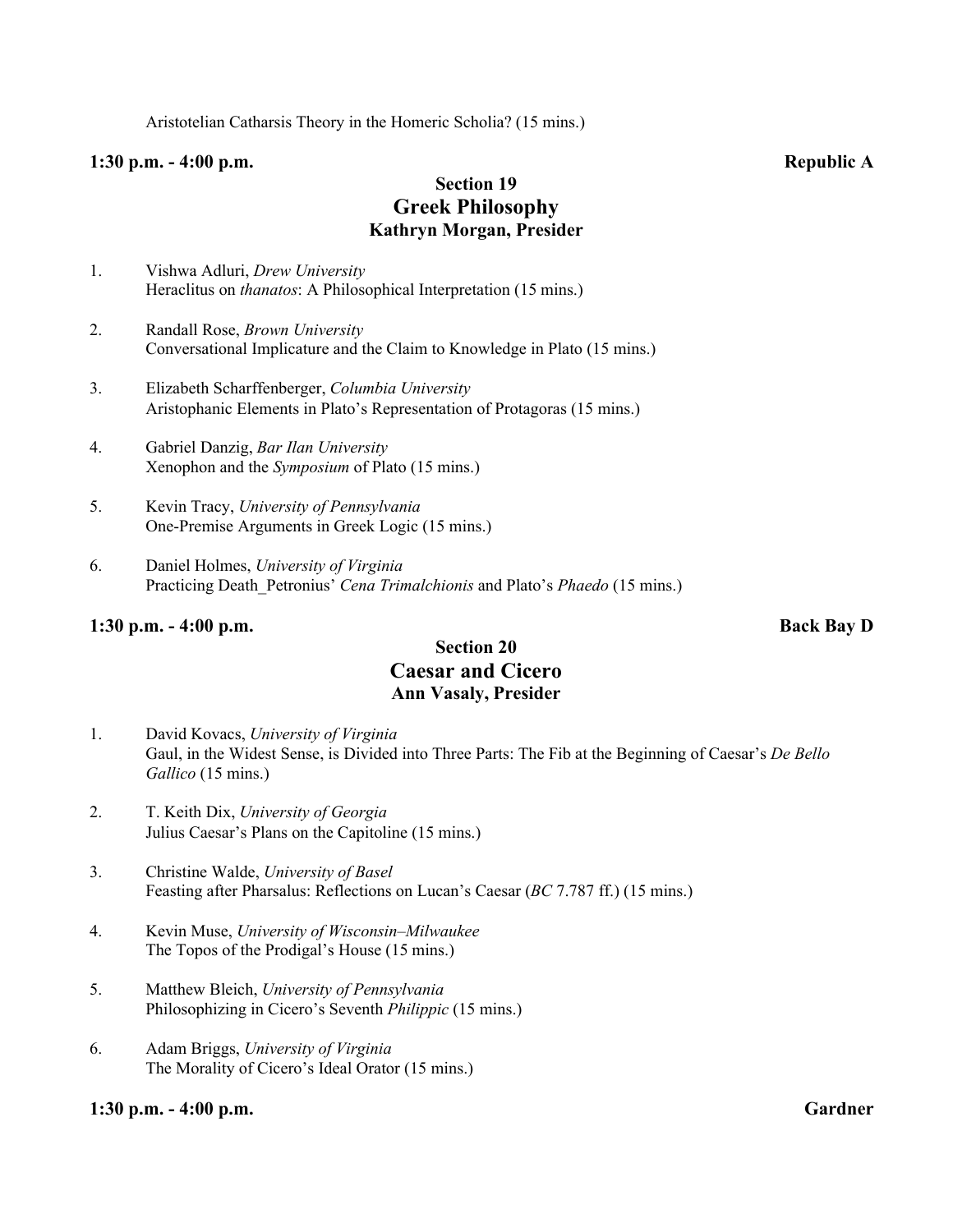Aristotelian Catharsis Theory in the Homeric Scholia? (15 mins.)

**1:30 p.m. - 4:00 p.m.** **Republic A**

### Section 19
## Greek Philosophy
### Kathryn Morgan, Presider

1. Vishwa Adluri, *Drew University*
   Heraclitus on *thanatos*: A Philosophical Interpretation (15 mins.)

2. Randall Rose, *Brown University*
   Conversational Implicature and the Claim to Knowledge in Plato (15 mins.)

3. Elizabeth Scharffenberger, *Columbia University*
   Aristophanic Elements in Plato's Representation of Protagoras (15 mins.)

4. Gabriel Danzig, *Bar Ilan University*
   Xenophon and the *Symposium* of Plato (15 mins.)

5. Kevin Tracy, *University of Pennsylvania*
   One-Premise Arguments in Greek Logic (15 mins.)

6. Daniel Holmes, *University of Virginia*
   Practicing Death_Petronius' *Cena Trimalchionis* and Plato's *Phaedo* (15 mins.)

**1:30 p.m. - 4:00 p.m.** **Back Bay D**

### Section 20
## Caesar and Cicero
### Ann Vasaly, Presider

1. David Kovacs, *University of Virginia*
   Gaul, in the Widest Sense, is Divided into Three Parts: The Fib at the Beginning of Caesar's *De Bello Gallico* (15 mins.)

2. T. Keith Dix, *University of Georgia*
   Julius Caesar's Plans on the Capitoline (15 mins.)

3. Christine Walde, *University of Basel*
   Feasting after Pharsalus: Reflections on Lucan's Caesar (*BC* 7.787 ff.) (15 mins.)

4. Kevin Muse, *University of Wisconsin–Milwaukee*
   The Topos of the Prodigal's House (15 mins.)

5. Matthew Bleich, *University of Pennsylvania*
   Philosophizing in Cicero's Seventh *Philippic* (15 mins.)

6. Adam Briggs, *University of Virginia*
   The Morality of Cicero's Ideal Orator (15 mins.)

**1:30 p.m. - 4:00 p.m.** **Gardner**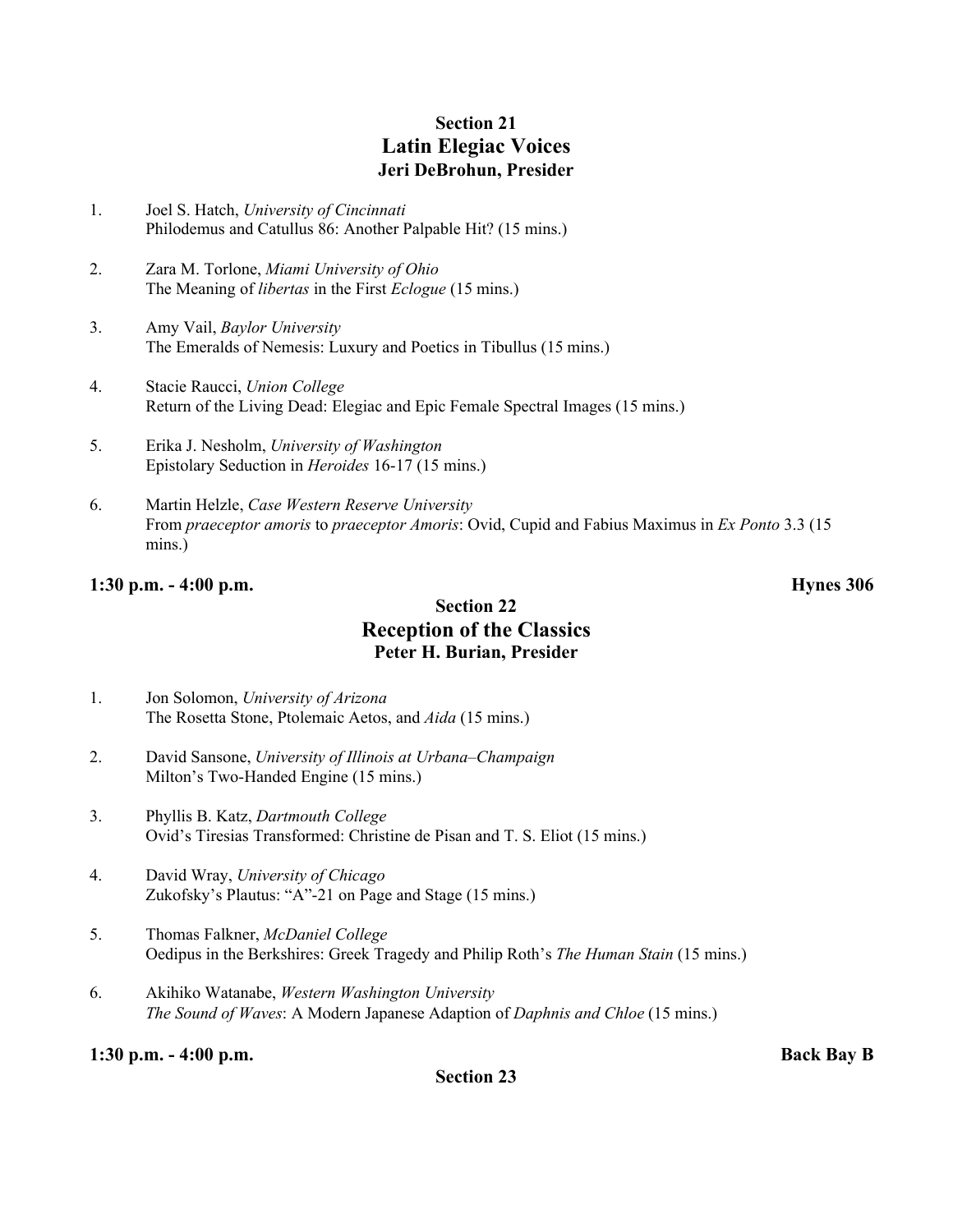## Section 21
# Latin Elegiac Voices
### Jeri DeBrohun, Presider

1. Joel S. Hatch, *University of Cincinnati*
   Philodemus and Catullus 86: Another Palpable Hit? (15 mins.)

2. Zara M. Torlone, *Miami University of Ohio*
   The Meaning of *libertas* in the First *Eclogue* (15 mins.)

3. Amy Vail, *Baylor University*
   The Emeralds of Nemesis: Luxury and Poetics in Tibullus (15 mins.)

4. Stacie Raucci, *Union College*
   Return of the Living Dead: Elegiac and Epic Female Spectral Images (15 mins.)

5. Erika J. Nesholm, *University of Washington*
   Epistolary Seduction in *Heroides* 16-17 (15 mins.)

6. Martin Helzle, *Case Western Reserve University*
   From *praeceptor amoris* to *praeceptor Amoris*: Ovid, Cupid and Fabius Maximus in *Ex Ponto* 3.3 (15 mins.)

**1:30 p.m. - 4:00 p.m.** **Hynes 306**

## Section 22
# Reception of the Classics
### Peter H. Burian, Presider

1. Jon Solomon, *University of Arizona*
   The Rosetta Stone, Ptolemaic Aetos, and *Aida* (15 mins.)

2. David Sansone, *University of Illinois at Urbana–Champaign*
   Milton's Two-Handed Engine (15 mins.)

3. Phyllis B. Katz, *Dartmouth College*
   Ovid's Tiresias Transformed: Christine de Pisan and T. S. Eliot (15 mins.)

4. David Wray, *University of Chicago*
   Zukofsky's Plautus: "A"-21 on Page and Stage (15 mins.)

5. Thomas Falkner, *McDaniel College*
   Oedipus in the Berkshires: Greek Tragedy and Philip Roth's *The Human Stain* (15 mins.)

6. Akihiko Watanabe, *Western Washington University*
   *The Sound of Waves*: A Modern Japanese Adaption of *Daphnis and Chloe* (15 mins.)

**1:30 p.m. - 4:00 p.m.** **Back Bay B**

## Section 23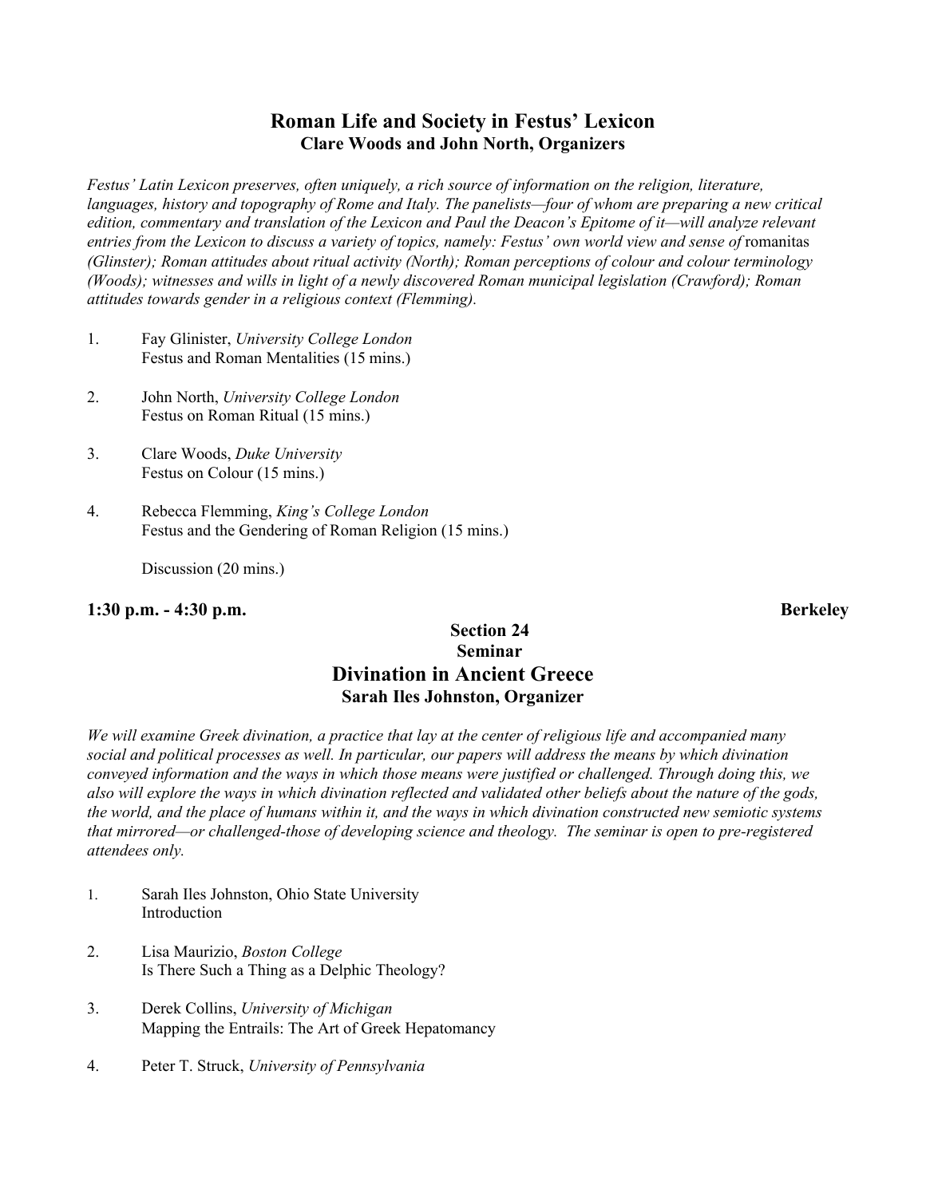## Roman Life and Society in Festus' Lexicon

**Clare Woods and John North, Organizers**

*Festus' Latin Lexicon preserves, often uniquely, a rich source of information on the religion, literature, languages, history and topography of Rome and Italy. The panelists—four of whom are preparing a new critical edition, commentary and translation of the Lexicon and Paul the Deacon's Epitome of it—will analyze relevant entries from the Lexicon to discuss a variety of topics, namely: Festus' own world view and sense of* romanitas *(Glinster); Roman attitudes about ritual activity (North); Roman perceptions of colour and colour terminology (Woods); witnesses and wills in light of a newly discovered Roman municipal legislation (Crawford); Roman attitudes towards gender in a religious context (Flemming).*

1. Fay Glinister, *University College London*
   Festus and Roman Mentalities (15 mins.)

2. John North, *University College London*
   Festus on Roman Ritual (15 mins.)

3. Clare Woods, *Duke University*
   Festus on Colour (15 mins.)

4. Rebecca Flemming, *King's College London*
   Festus and the Gendering of Roman Religion (15 mins.)

   Discussion (20 mins.)

**1:30 p.m. - 4:30 p.m.** **Berkeley**

### Section 24

### Seminar

## Divination in Ancient Greece

**Sarah Iles Johnston, Organizer**

*We will examine Greek divination, a practice that lay at the center of religious life and accompanied many social and political processes as well. In particular, our papers will address the means by which divination conveyed information and the ways in which those means were justified or challenged. Through doing this, we also will explore the ways in which divination reflected and validated other beliefs about the nature of the gods, the world, and the place of humans within it, and the ways in which divination constructed new semiotic systems that mirrored—or challenged-those of developing science and theology. The seminar is open to pre-registered attendees only.*

1. Sarah Iles Johnston, Ohio State University
   Introduction

2. Lisa Maurizio, *Boston College*
   Is There Such a Thing as a Delphic Theology?

3. Derek Collins, *University of Michigan*
   Mapping the Entrails: The Art of Greek Hepatomancy

4. Peter T. Struck, *University of Pennsylvania*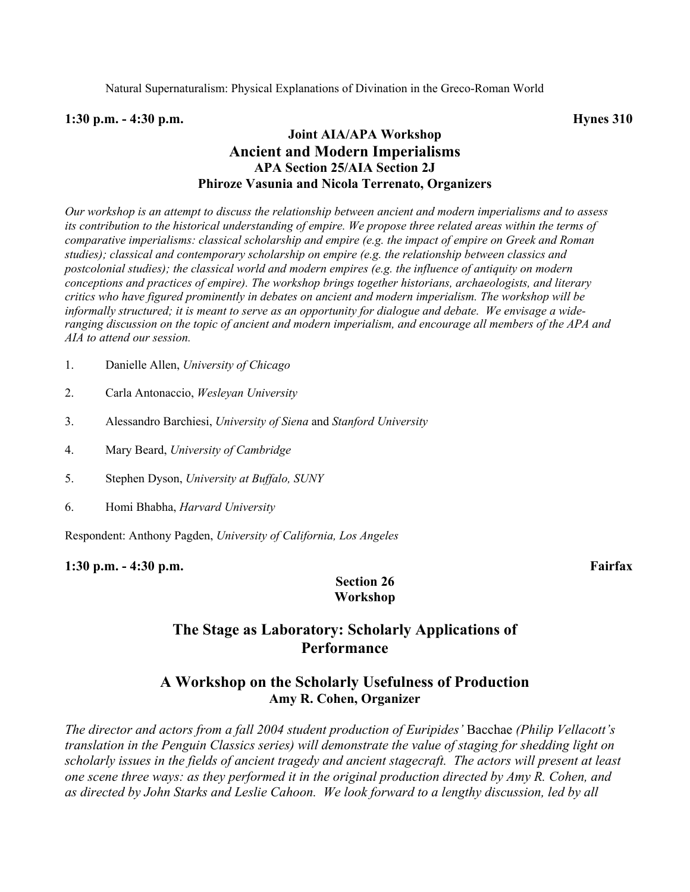Natural Supernaturalism: Physical Explanations of Divination in the Greco-Roman World

**1:30 p.m. - 4:30 p.m.** **Hynes 310**

**Joint AIA/APA Workshop**

## Ancient and Modern Imperialisms

**APA Section 25/AIA Section 2J**

**Phiroze Vasunia and Nicola Terrenato, Organizers**

*Our workshop is an attempt to discuss the relationship between ancient and modern imperialisms and to assess its contribution to the historical understanding of empire. We propose three related areas within the terms of comparative imperialisms: classical scholarship and empire (e.g. the impact of empire on Greek and Roman studies); classical and contemporary scholarship on empire (e.g. the relationship between classics and postcolonial studies); the classical world and modern empires (e.g. the influence of antiquity on modern conceptions and practices of empire). The workshop brings together historians, archaeologists, and literary critics who have figured prominently in debates on ancient and modern imperialism. The workshop will be informally structured; it is meant to serve as an opportunity for dialogue and debate. We envisage a wide-ranging discussion on the topic of ancient and modern imperialism, and encourage all members of the APA and AIA to attend our session.*

1. Danielle Allen, *University of Chicago*
2. Carla Antonaccio, *Wesleyan University*
3. Alessandro Barchiesi, *University of Siena* and *Stanford University*
4. Mary Beard, *University of Cambridge*
5. Stephen Dyson, *University at Buffalo, SUNY*
6. Homi Bhabha, *Harvard University*

Respondent: Anthony Pagden, *University of California, Los Angeles*

**1:30 p.m. - 4:30 p.m.** **Fairfax**

**Section 26**

**Workshop**

## The Stage as Laboratory: Scholarly Applications of Performance

## A Workshop on the Scholarly Usefulness of Production

**Amy R. Cohen, Organizer**

*The director and actors from a fall 2004 student production of Euripides'* Bacchae *(Philip Vellacott's translation in the Penguin Classics series) will demonstrate the value of staging for shedding light on scholarly issues in the fields of ancient tragedy and ancient stagecraft. The actors will present at least one scene three ways: as they performed it in the original production directed by Amy R. Cohen, and as directed by John Starks and Leslie Cahoon. We look forward to a lengthy discussion, led by all*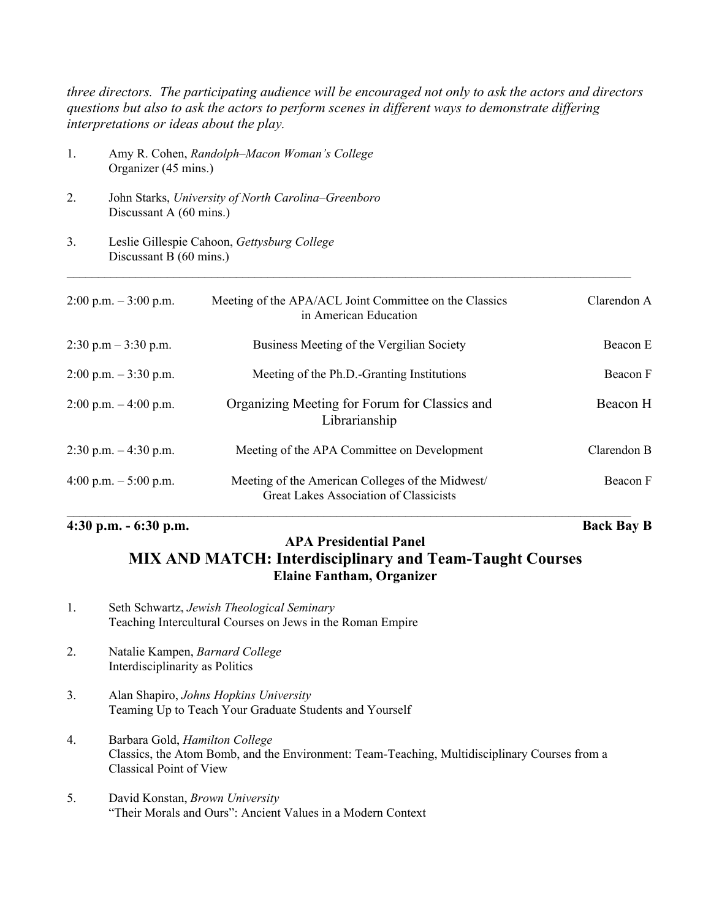*three directors. The participating audience will be encouraged not only to ask the actors and directors questions but also to ask the actors to perform scenes in different ways to demonstrate differing interpretations or ideas about the play.*

1. Amy R. Cohen, *Randolph–Macon Woman's College*
   Organizer (45 mins.)

2. John Starks, *University of North Carolina–Greenboro*
   Discussant A (60 mins.)

3. Leslie Gillespie Cahoon, *Gettysburg College*
   Discussant B (60 mins.)

---

| | | |
|---|---|---|
| 2:00 p.m. – 3:00 p.m. | Meeting of the APA/ACL Joint Committee on the Classics in American Education | Clarendon A |
| 2:30 p.m – 3:30 p.m. | Business Meeting of the Vergilian Society | Beacon E |
| 2:00 p.m. – 3:30 p.m. | Meeting of the Ph.D.-Granting Institutions | Beacon F |
| 2:00 p.m. – 4:00 p.m. | Organizing Meeting for Forum for Classics and Librarianship | Beacon H |
| 2:30 p.m. – 4:30 p.m. | Meeting of the APA Committee on Development | Clarendon B |
| 4:00 p.m. – 5:00 p.m. | Meeting of the American Colleges of the Midwest/ Great Lakes Association of Classicists | Beacon F |

---

**4:30 p.m. - 6:30 p.m.** **Back Bay B**

**APA Presidential Panel**

## MIX AND MATCH: Interdisciplinary and Team-Taught Courses

**Elaine Fantham, Organizer**

1. Seth Schwartz, *Jewish Theological Seminary*
   Teaching Intercultural Courses on Jews in the Roman Empire

2. Natalie Kampen, *Barnard College*
   Interdisciplinarity as Politics

3. Alan Shapiro, *Johns Hopkins University*
   Teaming Up to Teach Your Graduate Students and Yourself

4. Barbara Gold, *Hamilton College*
   Classics, the Atom Bomb, and the Environment: Team-Teaching, Multidisciplinary Courses from a Classical Point of View

5. David Konstan, *Brown University*
   "Their Morals and Ours": Ancient Values in a Modern Context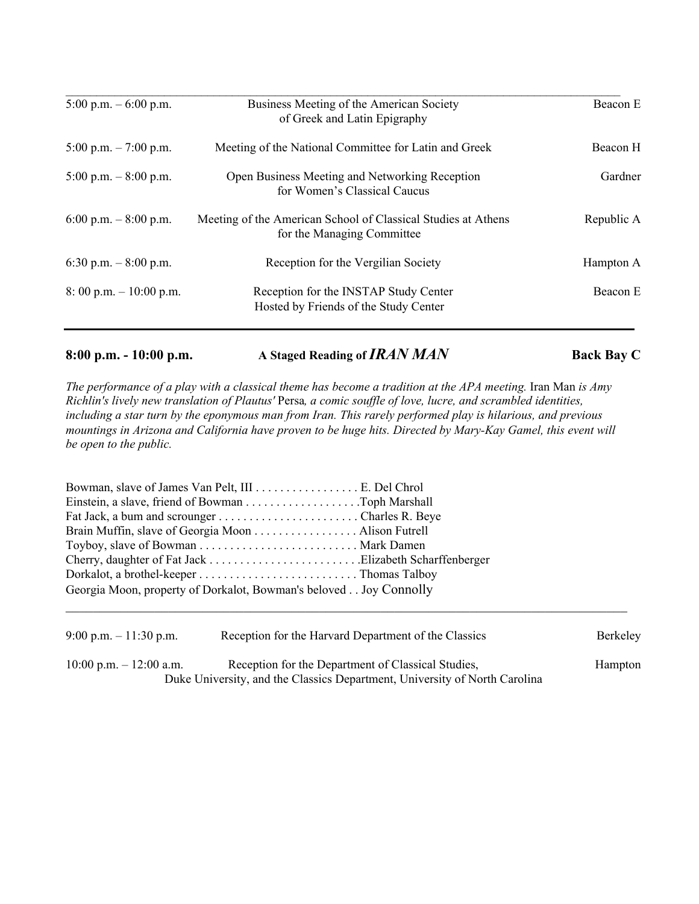| | | |
|---|---|---|
| 5:00 p.m. – 6:00 p.m. | Business Meeting of the American Society of Greek and Latin Epigraphy | Beacon E |
| 5:00 p.m. – 7:00 p.m. | Meeting of the National Committee for Latin and Greek | Beacon H |
| 5:00 p.m. – 8:00 p.m. | Open Business Meeting and Networking Reception for Women's Classical Caucus | Gardner |
| 6:00 p.m. – 8:00 p.m. | Meeting of the American School of Classical Studies at Athens for the Managing Committee | Republic A |
| 6:30 p.m. – 8:00 p.m. | Reception for the Vergilian Society | Hampton A |
| 8: 00 p.m. – 10:00 p.m. | Reception for the INSTAP Study Center Hosted by Friends of the Study Center | Beacon E |

**8:00 p.m. - 10:00 p.m. — A Staged Reading of *IRAN MAN* — Back Bay C**

*The performance of a play with a classical theme has become a tradition at the APA meeting.* Iran Man *is Amy Richlin's lively new translation of Plautus'* Persa*, a comic souffle of love, lucre, and scrambled identities, including a star turn by the eponymous man from Iran. This rarely performed play is hilarious, and previous mountings in Arizona and California have proven to be huge hits. Directed by Mary-Kay Gamel, this event will be open to the public.*

Bowman, slave of James Van Pelt, III . . . . . . . . . . . . . . . . . E. Del Chrol
Einstein, a slave, friend of Bowman . . . . . . . . . . . . . . . . . . .Toph Marshall
Fat Jack, a bum and scrounger . . . . . . . . . . . . . . . . . . . . . . . Charles R. Beye
Brain Muffin, slave of Georgia Moon . . . . . . . . . . . . . . . . . Alison Futrell
Toyboy, slave of Bowman . . . . . . . . . . . . . . . . . . . . . . . . . . Mark Damen
Cherry, daughter of Fat Jack . . . . . . . . . . . . . . . . . . . . . . . . .Elizabeth Scharffenberger
Dorkalot, a brothel-keeper . . . . . . . . . . . . . . . . . . . . . . . . . . Thomas Talboy
Georgia Moon, property of Dorkalot, Bowman's beloved . . Joy Connolly

| | | |
|---|---|---|
| 9:00 p.m. – 11:30 p.m. | Reception for the Harvard Department of the Classics | Berkeley |
| 10:00 p.m. – 12:00 a.m. | Reception for the Department of Classical Studies, Duke University, and the Classics Department, University of North Carolina | Hampton |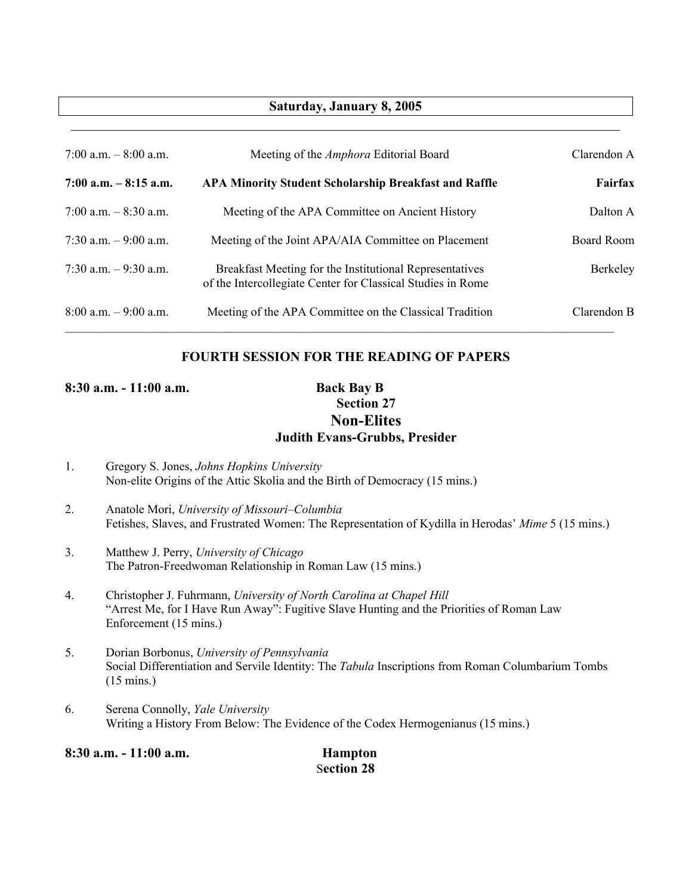## Saturday, January 8, 2005

| | | |
|---|---|---|
| 7:00 a.m. – 8:00 a.m. | Meeting of the *Amphora* Editorial Board | Clarendon A |
| **7:00 a.m. – 8:15 a.m.** | **APA Minority Student Scholarship Breakfast and Raffle** | **Fairfax** |
| 7:00 a.m. – 8:30 a.m. | Meeting of the APA Committee on Ancient History | Dalton A |
| 7:30 a.m. – 9:00 a.m. | Meeting of the Joint APA/AIA Committee on Placement | Board Room |
| 7:30 a.m. – 9:30 a.m. | Breakfast Meeting for the Institutional Representatives of the Intercollegiate Center for Classical Studies in Rome | Berkeley |
| 8:00 a.m. – 9:00 a.m. | Meeting of the APA Committee on the Classical Tradition | Clarendon B |

## FOURTH SESSION FOR THE READING OF PAPERS

**8:30 a.m. - 11:00 a.m.** **Back Bay B**

**Section 27**

### Non-Elites

**Judith Evans-Grubbs, Presider**

1. Gregory S. Jones, *Johns Hopkins University*
   Non-elite Origins of the Attic Skolia and the Birth of Democracy (15 mins.)

2. Anatole Mori, *University of Missouri–Columbia*
   Fetishes, Slaves, and Frustrated Women: The Representation of Kydilla in Herodas' *Mime* 5 (15 mins.)

3. Matthew J. Perry, *University of Chicago*
   The Patron-Freedwoman Relationship in Roman Law (15 mins.)

4. Christopher J. Fuhrmann, *University of North Carolina at Chapel Hill*
   "Arrest Me, for I Have Run Away": Fugitive Slave Hunting and the Priorities of Roman Law Enforcement (15 mins.)

5. Dorian Borbonus, *University of Pennsylvania*
   Social Differentiation and Servile Identity: The *Tabula* Inscriptions from Roman Columbarium Tombs (15 mins.)

6. Serena Connolly, *Yale University*
   Writing a History From Below: The Evidence of the Codex Hermogenianus (15 mins.)

**8:30 a.m. - 11:00 a.m.** **Hampton**

**Section 28**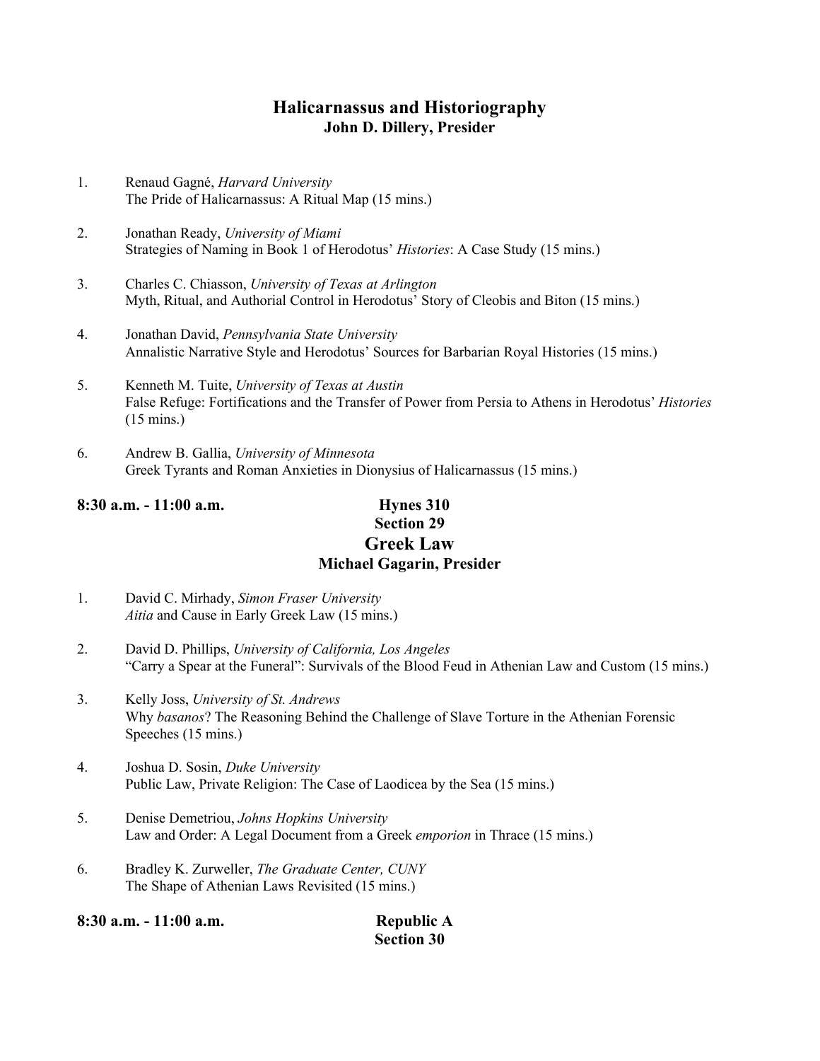## Halicarnassus and Historiography

**John D. Dillery, Presider**

1. Renaud Gagné, *Harvard University*
   The Pride of Halicarnassus: A Ritual Map (15 mins.)

2. Jonathan Ready, *University of Miami*
   Strategies of Naming in Book 1 of Herodotus' *Histories*: A Case Study (15 mins.)

3. Charles C. Chiasson, *University of Texas at Arlington*
   Myth, Ritual, and Authorial Control in Herodotus' Story of Cleobis and Biton (15 mins.)

4. Jonathan David, *Pennsylvania State University*
   Annalistic Narrative Style and Herodotus' Sources for Barbarian Royal Histories (15 mins.)

5. Kenneth M. Tuite, *University of Texas at Austin*
   False Refuge: Fortifications and the Transfer of Power from Persia to Athens in Herodotus' *Histories* (15 mins.)

6. Andrew B. Gallia, *University of Minnesota*
   Greek Tyrants and Roman Anxieties in Dionysius of Halicarnassus (15 mins.)

**8:30 a.m. - 11:00 a.m.** **Hynes 310**

**Section 29**

## Greek Law

**Michael Gagarin, Presider**

1. David C. Mirhady, *Simon Fraser University*
   *Aitia* and Cause in Early Greek Law (15 mins.)

2. David D. Phillips, *University of California, Los Angeles*
   "Carry a Spear at the Funeral": Survivals of the Blood Feud in Athenian Law and Custom (15 mins.)

3. Kelly Joss, *University of St. Andrews*
   Why *basanos*? The Reasoning Behind the Challenge of Slave Torture in the Athenian Forensic Speeches (15 mins.)

4. Joshua D. Sosin, *Duke University*
   Public Law, Private Religion: The Case of Laodicea by the Sea (15 mins.)

5. Denise Demetriou, *Johns Hopkins University*
   Law and Order: A Legal Document from a Greek *emporion* in Thrace (15 mins.)

6. Bradley K. Zurweller, *The Graduate Center, CUNY*
   The Shape of Athenian Laws Revisited (15 mins.)

**8:30 a.m. - 11:00 a.m.** **Republic A**

**Section 30**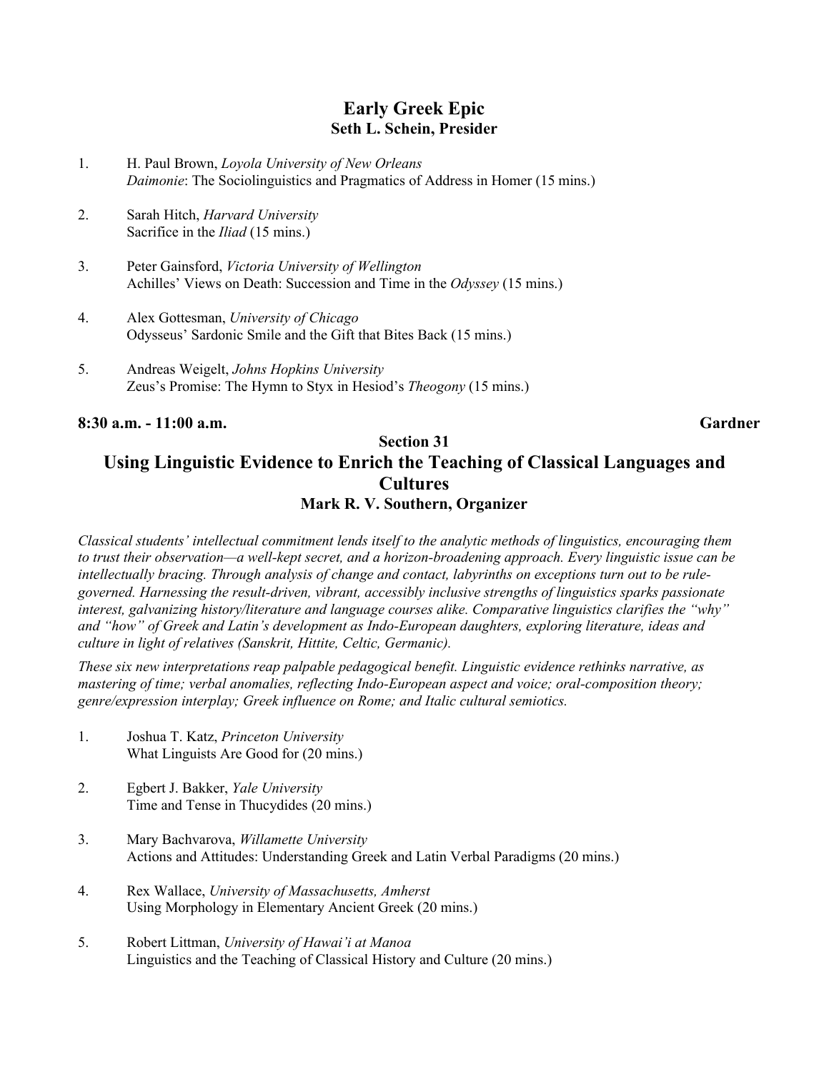## Early Greek Epic
**Seth L. Schein, Presider**

1. H. Paul Brown, *Loyola University of New Orleans*
   *Daimonie*: The Sociolinguistics and Pragmatics of Address in Homer (15 mins.)

2. Sarah Hitch, *Harvard University*
   Sacrifice in the *Iliad* (15 mins.)

3. Peter Gainsford, *Victoria University of Wellington*
   Achilles' Views on Death: Succession and Time in the *Odyssey* (15 mins.)

4. Alex Gottesman, *University of Chicago*
   Odysseus' Sardonic Smile and the Gift that Bites Back (15 mins.)

5. Andreas Weigelt, *Johns Hopkins University*
   Zeus's Promise: The Hymn to Styx in Hesiod's *Theogony* (15 mins.)

**8:30 a.m. - 11:00 a.m.** **Gardner**

## Section 31
## Using Linguistic Evidence to Enrich the Teaching of Classical Languages and Cultures
**Mark R. V. Southern, Organizer**

*Classical students' intellectual commitment lends itself to the analytic methods of linguistics, encouraging them to trust their observation—a well-kept secret, and a horizon-broadening approach. Every linguistic issue can be intellectually bracing. Through analysis of change and contact, labyrinths on exceptions turn out to be rule-governed. Harnessing the result-driven, vibrant, accessibly inclusive strengths of linguistics sparks passionate interest, galvanizing history/literature and language courses alike. Comparative linguistics clarifies the "why" and "how" of Greek and Latin's development as Indo-European daughters, exploring literature, ideas and culture in light of relatives (Sanskrit, Hittite, Celtic, Germanic).*

*These six new interpretations reap palpable pedagogical benefit. Linguistic evidence rethinks narrative, as mastering of time; verbal anomalies, reflecting Indo-European aspect and voice; oral-composition theory; genre/expression interplay; Greek influence on Rome; and Italic cultural semiotics.*

1. Joshua T. Katz, *Princeton University*
   What Linguists Are Good for (20 mins.)

2. Egbert J. Bakker, *Yale University*
   Time and Tense in Thucydides (20 mins.)

3. Mary Bachvarova, *Willamette University*
   Actions and Attitudes: Understanding Greek and Latin Verbal Paradigms (20 mins.)

4. Rex Wallace, *University of Massachusetts, Amherst*
   Using Morphology in Elementary Ancient Greek (20 mins.)

5. Robert Littman, *University of Hawai'i at Manoa*
   Linguistics and the Teaching of Classical History and Culture (20 mins.)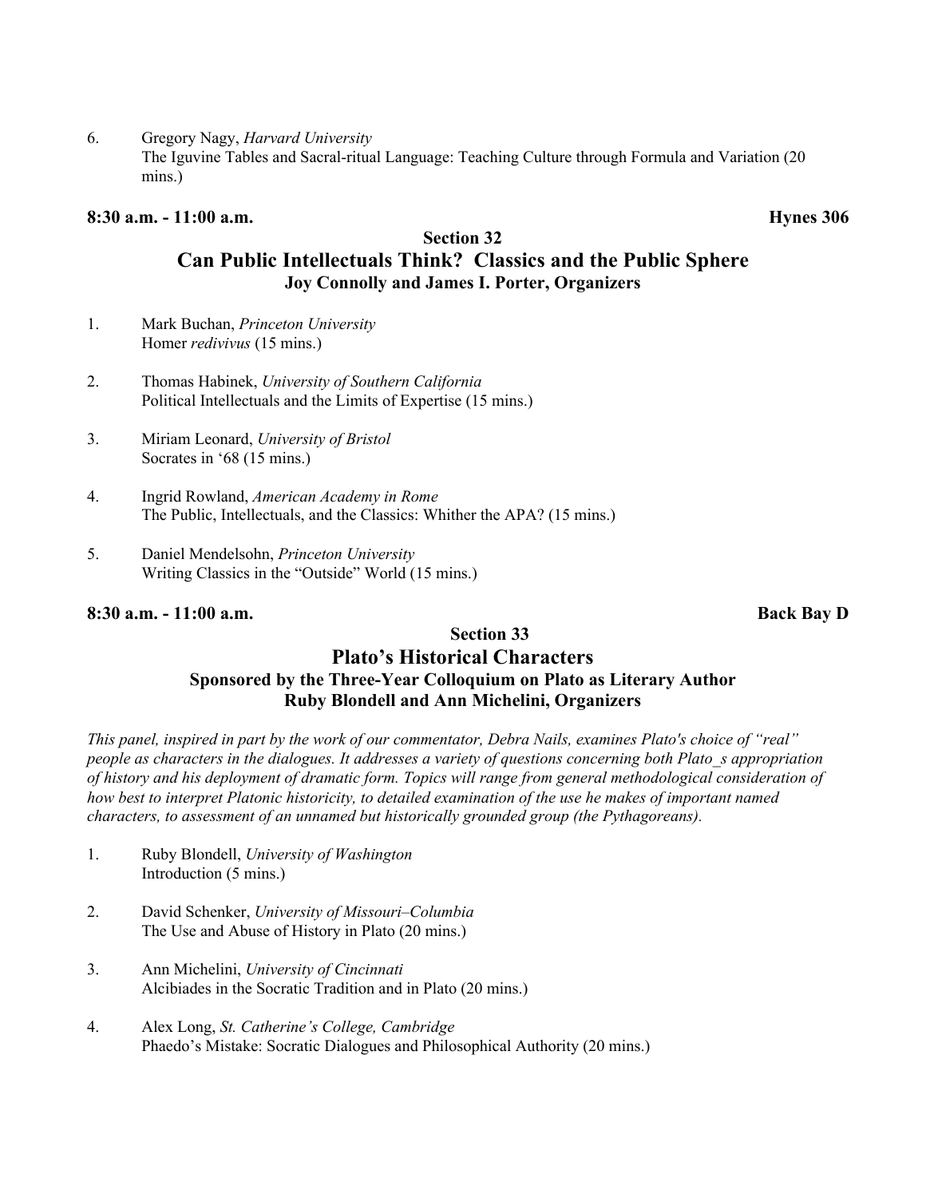6. Gregory Nagy, *Harvard University*
   The Iguvine Tables and Sacral-ritual Language: Teaching Culture through Formula and Variation (20 mins.)

**8:30 a.m. - 11:00 a.m.** **Hynes 306**

### Section 32
## Can Public Intellectuals Think? Classics and the Public Sphere
### Joy Connolly and James I. Porter, Organizers

1. Mark Buchan, *Princeton University*
   Homer *redivivus* (15 mins.)

2. Thomas Habinek, *University of Southern California*
   Political Intellectuals and the Limits of Expertise (15 mins.)

3. Miriam Leonard, *University of Bristol*
   Socrates in '68 (15 mins.)

4. Ingrid Rowland, *American Academy in Rome*
   The Public, Intellectuals, and the Classics: Whither the APA? (15 mins.)

5. Daniel Mendelsohn, *Princeton University*
   Writing Classics in the "Outside" World (15 mins.)

**8:30 a.m. - 11:00 a.m.** **Back Bay D**

### Section 33
## Plato's Historical Characters
### Sponsored by the Three-Year Colloquium on Plato as Literary Author
### Ruby Blondell and Ann Michelini, Organizers

*This panel, inspired in part by the work of our commentator, Debra Nails, examines Plato's choice of "real" people as characters in the dialogues. It addresses a variety of questions concerning both Plato_s appropriation of history and his deployment of dramatic form. Topics will range from general methodological consideration of how best to interpret Platonic historicity, to detailed examination of the use he makes of important named characters, to assessment of an unnamed but historically grounded group (the Pythagoreans).*

1. Ruby Blondell, *University of Washington*
   Introduction (5 mins.)

2. David Schenker, *University of Missouri–Columbia*
   The Use and Abuse of History in Plato (20 mins.)

3. Ann Michelini, *University of Cincinnati*
   Alcibiades in the Socratic Tradition and in Plato (20 mins.)

4. Alex Long, *St. Catherine's College, Cambridge*
   Phaedo's Mistake: Socratic Dialogues and Philosophical Authority (20 mins.)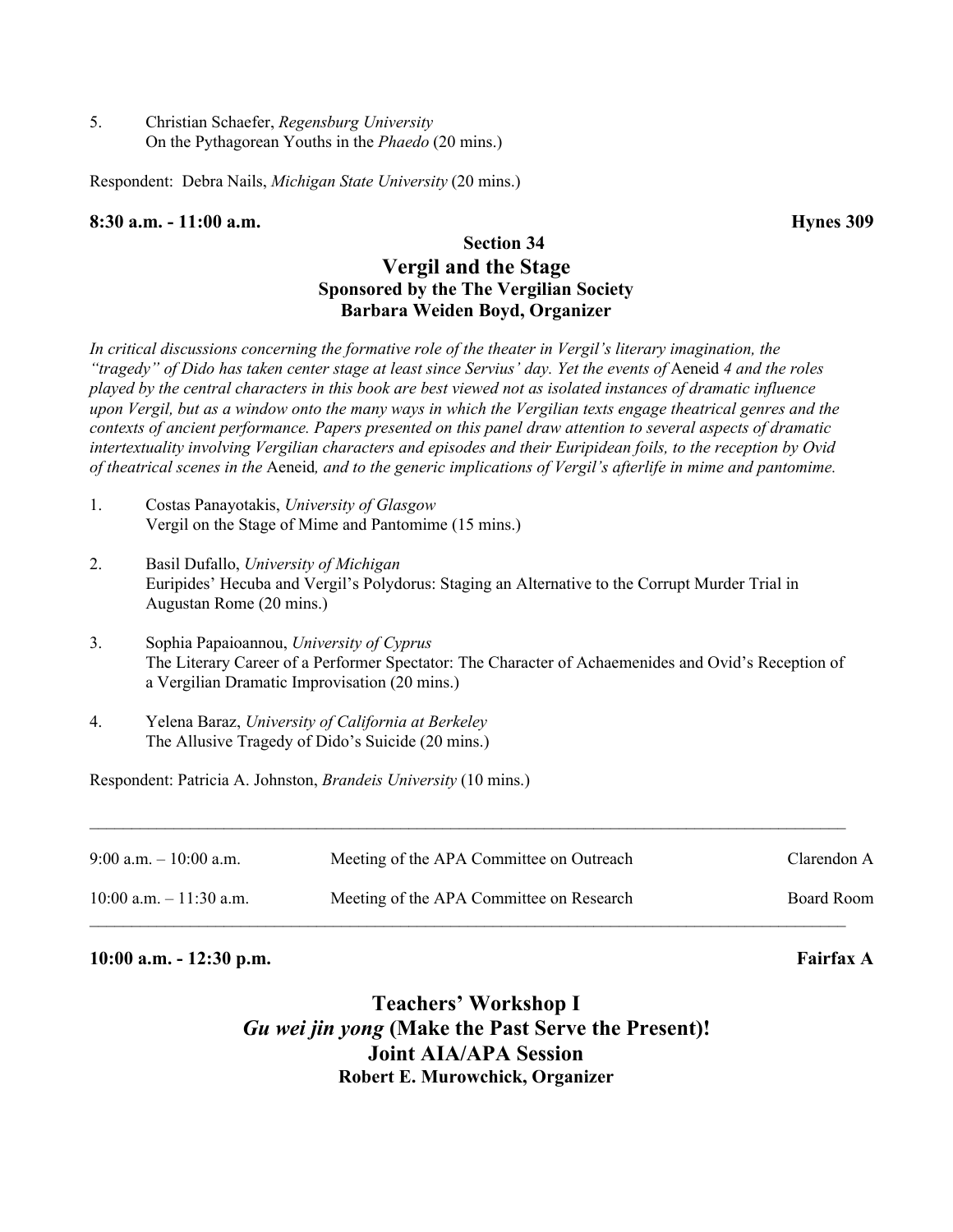5. Christian Schaefer, *Regensburg University*
   On the Pythagorean Youths in the *Phaedo* (20 mins.)

Respondent: Debra Nails, *Michigan State University* (20 mins.)

**8:30 a.m. - 11:00 a.m. Hynes 309**

### Section 34
## Vergil and the Stage
**Sponsored by the The Vergilian Society**
**Barbara Weiden Boyd, Organizer**

*In critical discussions concerning the formative role of the theater in Vergil's literary imagination, the "tragedy" of Dido has taken center stage at least since Servius' day. Yet the events of* Aeneid *4 and the roles played by the central characters in this book are best viewed not as isolated instances of dramatic influence upon Vergil, but as a window onto the many ways in which the Vergilian texts engage theatrical genres and the contexts of ancient performance. Papers presented on this panel draw attention to several aspects of dramatic intertextuality involving Vergilian characters and episodes and their Euripidean foils, to the reception by Ovid of theatrical scenes in the* Aeneid*, and to the generic implications of Vergil's afterlife in mime and pantomime.*

1. Costas Panayotakis, *University of Glasgow*
   Vergil on the Stage of Mime and Pantomime (15 mins.)

2. Basil Dufallo, *University of Michigan*
   Euripides' Hecuba and Vergil's Polydorus: Staging an Alternative to the Corrupt Murder Trial in Augustan Rome (20 mins.)

3. Sophia Papaioannou, *University of Cyprus*
   The Literary Career of a Performer Spectator: The Character of Achaemenides and Ovid's Reception of a Vergilian Dramatic Improvisation (20 mins.)

4. Yelena Baraz, *University of California at Berkeley*
   The Allusive Tragedy of Dido's Suicide (20 mins.)

Respondent: Patricia A. Johnston, *Brandeis University* (10 mins.)

---

| | | |
|---|---|---|
| 9:00 a.m. – 10:00 a.m. | Meeting of the APA Committee on Outreach | Clarendon A |
| 10:00 a.m. – 11:30 a.m. | Meeting of the APA Committee on Research | Board Room |

---

**10:00 a.m. - 12:30 p.m. Fairfax A**

## Teachers' Workshop I
## *Gu wei jin yong* (Make the Past Serve the Present)!
## Joint AIA/APA Session
**Robert E. Murowchick, Organizer**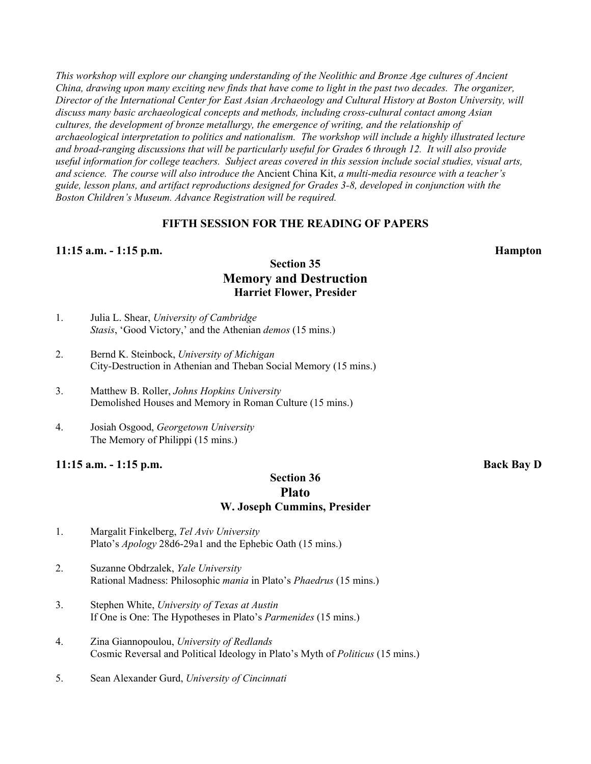*This workshop will explore our changing understanding of the Neolithic and Bronze Age cultures of Ancient China, drawing upon many exciting new finds that have come to light in the past two decades. The organizer, Director of the International Center for East Asian Archaeology and Cultural History at Boston University, will discuss many basic archaeological concepts and methods, including cross-cultural contact among Asian cultures, the development of bronze metallurgy, the emergence of writing, and the relationship of archaeological interpretation to politics and nationalism. The workshop will include a highly illustrated lecture and broad-ranging discussions that will be particularly useful for Grades 6 through 12. It will also provide useful information for college teachers. Subject areas covered in this session include social studies, visual arts, and science. The course will also introduce the* Ancient China Kit, *a multi-media resource with a teacher's guide, lesson plans, and artifact reproductions designed for Grades 3-8, developed in conjunction with the Boston Children's Museum. Advance Registration will be required.*

## FIFTH SESSION FOR THE READING OF PAPERS

**11:15 a.m. - 1:15 p.m.** **Hampton**

### Section 35
### Memory and Destruction
**Harriet Flower, Presider**

1. Julia L. Shear, *University of Cambridge*
   *Stasis*, 'Good Victory,' and the Athenian *demos* (15 mins.)

2. Bernd K. Steinbock, *University of Michigan*
   City-Destruction in Athenian and Theban Social Memory (15 mins.)

3. Matthew B. Roller, *Johns Hopkins University*
   Demolished Houses and Memory in Roman Culture (15 mins.)

4. Josiah Osgood, *Georgetown University*
   The Memory of Philippi (15 mins.)

**11:15 a.m. - 1:15 p.m.** **Back Bay D**

### Section 36
### Plato
**W. Joseph Cummins, Presider**

1. Margalit Finkelberg, *Tel Aviv University*
   Plato's *Apology* 28d6-29a1 and the Ephebic Oath (15 mins.)

2. Suzanne Obdrzalek, *Yale University*
   Rational Madness: Philosophic *mania* in Plato's *Phaedrus* (15 mins.)

3. Stephen White, *University of Texas at Austin*
   If One is One: The Hypotheses in Plato's *Parmenides* (15 mins.)

4. Zina Giannopoulou, *University of Redlands*
   Cosmic Reversal and Political Ideology in Plato's Myth of *Politicus* (15 mins.)

5. Sean Alexander Gurd, *University of Cincinnati*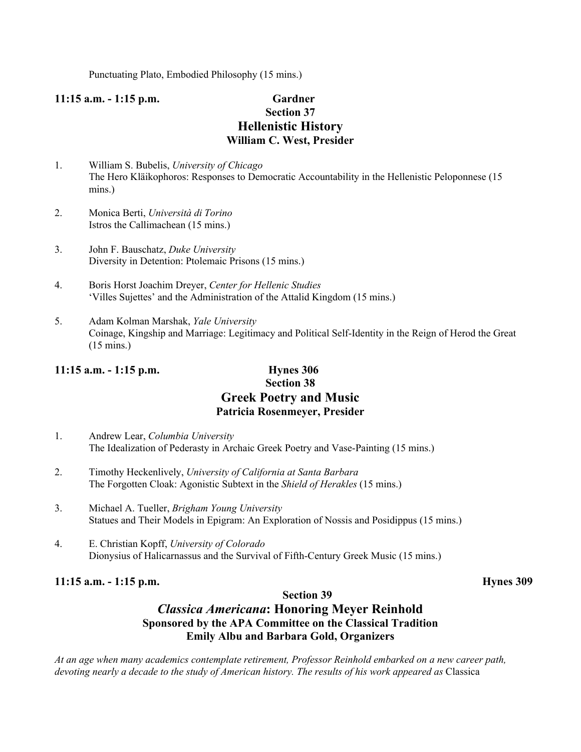Punctuating Plato, Embodied Philosophy (15 mins.)

**11:15 a.m. - 1:15 p.m.** **Gardner**

## Section 37
## Hellenistic History
### William C. West, Presider

1. William S. Bubelis, *University of Chicago*
   The Hero Kläikophoros: Responses to Democratic Accountability in the Hellenistic Peloponnese (15 mins.)

2. Monica Berti, *Università di Torino*
   Istros the Callimachean (15 mins.)

3. John F. Bauschatz, *Duke University*
   Diversity in Detention: Ptolemaic Prisons (15 mins.)

4. Boris Horst Joachim Dreyer, *Center for Hellenic Studies*
   'Villes Sujettes' and the Administration of the Attalid Kingdom (15 mins.)

5. Adam Kolman Marshak, *Yale University*
   Coinage, Kingship and Marriage: Legitimacy and Political Self-Identity in the Reign of Herod the Great (15 mins.)

**11:15 a.m. - 1:15 p.m.** **Hynes 306**

## Section 38
## Greek Poetry and Music
### Patricia Rosenmeyer, Presider

1. Andrew Lear, *Columbia University*
   The Idealization of Pederasty in Archaic Greek Poetry and Vase-Painting (15 mins.)

2. Timothy Heckenlively, *University of California at Santa Barbara*
   The Forgotten Cloak: Agonistic Subtext in the *Shield of Herakles* (15 mins.)

3. Michael A. Tueller, *Brigham Young University*
   Statues and Their Models in Epigram: An Exploration of Nossis and Posidippus (15 mins.)

4. E. Christian Kopff, *University of Colorado*
   Dionysius of Halicarnassus and the Survival of Fifth-Century Greek Music (15 mins.)

**11:15 a.m. - 1:15 p.m.** **Hynes 309**

## Section 39
## *Classica Americana*: Honoring Meyer Reinhold
### Sponsored by the APA Committee on the Classical Tradition
### Emily Albu and Barbara Gold, Organizers

*At an age when many academics contemplate retirement, Professor Reinhold embarked on a new career path, devoting nearly a decade to the study of American history. The results of his work appeared as* Classica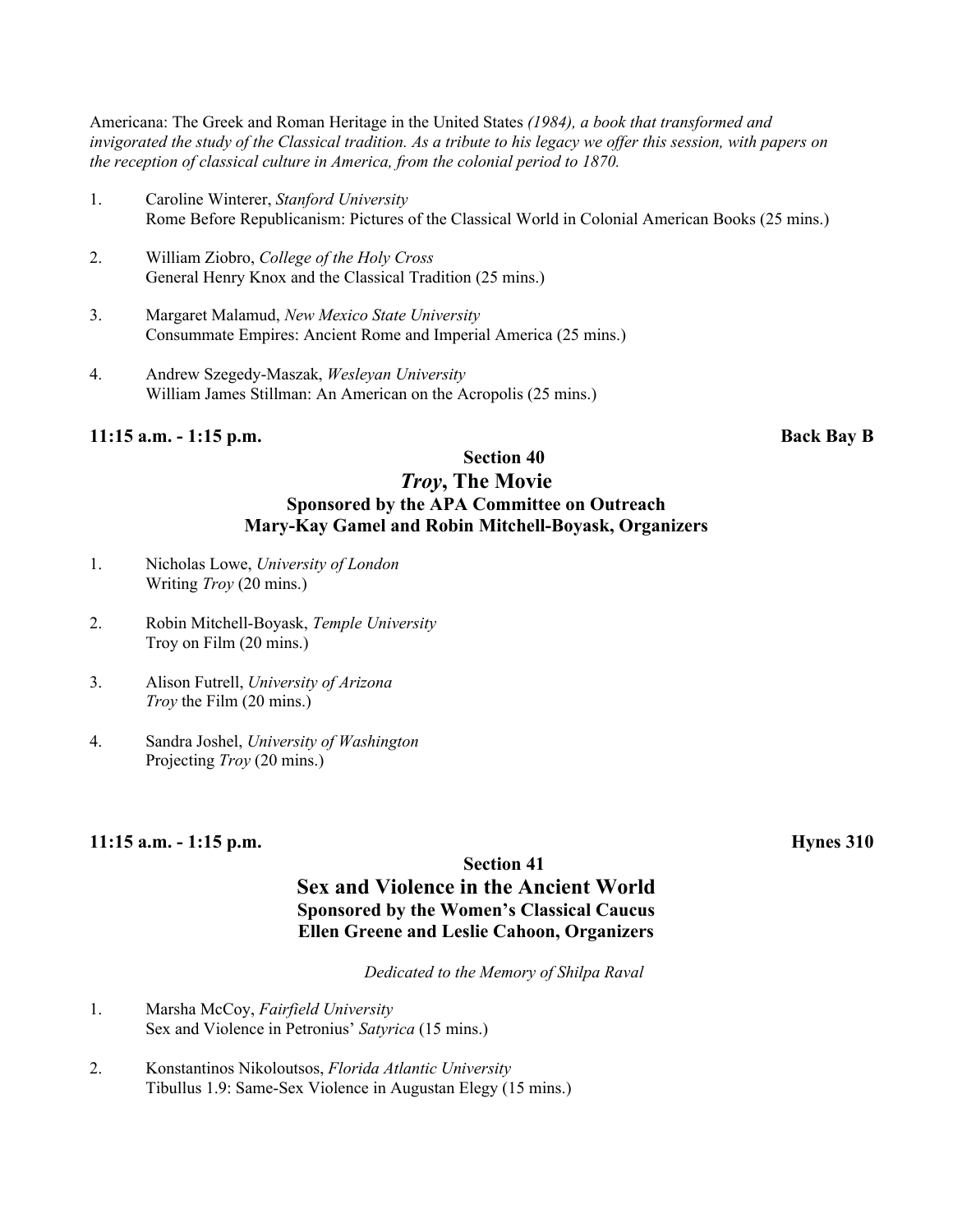Americana: The Greek and Roman Heritage in the United States *(1984), a book that transformed and invigorated the study of the Classical tradition. As a tribute to his legacy we offer this session, with papers on the reception of classical culture in America, from the colonial period to 1870.*

1. Caroline Winterer, *Stanford University*
   Rome Before Republicanism: Pictures of the Classical World in Colonial American Books (25 mins.)

2. William Ziobro, *College of the Holy Cross*
   General Henry Knox and the Classical Tradition (25 mins.)

3. Margaret Malamud, *New Mexico State University*
   Consummate Empires: Ancient Rome and Imperial America (25 mins.)

4. Andrew Szegedy-Maszak, *Wesleyan University*
   William James Stillman: An American on the Acropolis (25 mins.)

**11:15 a.m. - 1:15 p.m.** **Back Bay B**

## Section 40
## *Troy*, The Movie
### Sponsored by the APA Committee on Outreach
### Mary-Kay Gamel and Robin Mitchell-Boyask, Organizers

1. Nicholas Lowe, *University of London*
   Writing *Troy* (20 mins.)

2. Robin Mitchell-Boyask, *Temple University*
   Troy on Film (20 mins.)

3. Alison Futrell, *University of Arizona*
   *Troy* the Film (20 mins.)

4. Sandra Joshel, *University of Washington*
   Projecting *Troy* (20 mins.)

**11:15 a.m. - 1:15 p.m.** **Hynes 310**

## Section 41
## Sex and Violence in the Ancient World
### Sponsored by the Women's Classical Caucus
### Ellen Greene and Leslie Cahoon, Organizers

*Dedicated to the Memory of Shilpa Raval*

1. Marsha McCoy, *Fairfield University*
   Sex and Violence in Petronius' *Satyrica* (15 mins.)

2. Konstantinos Nikoloutsos, *Florida Atlantic University*
   Tibullus 1.9: Same-Sex Violence in Augustan Elegy (15 mins.)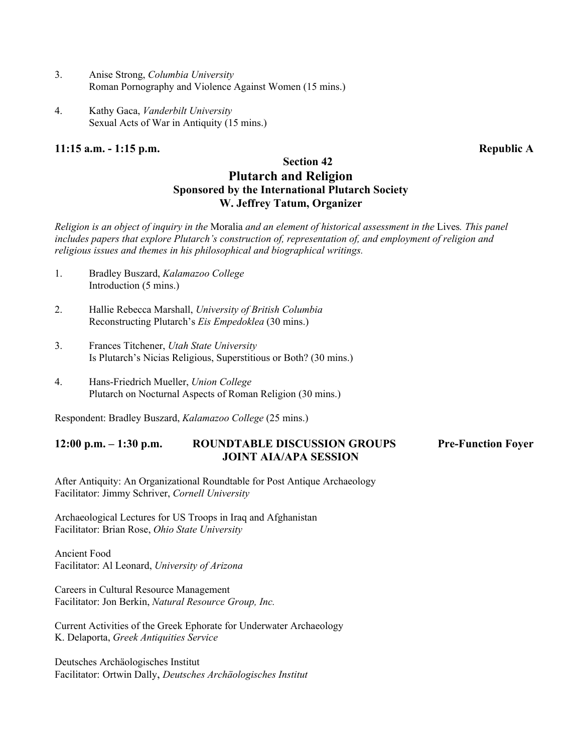3. Anise Strong, *Columbia University*
   Roman Pornography and Violence Against Women (15 mins.)

4. Kathy Gaca, *Vanderbilt University*
   Sexual Acts of War in Antiquity (15 mins.)

**11:15 a.m. - 1:15 p.m.** **Republic A**

### Section 42
## Plutarch and Religion
### Sponsored by the International Plutarch Society
### W. Jeffrey Tatum, Organizer

*Religion is an object of inquiry in the* Moralia *and an element of historical assessment in the* Lives*. This panel includes papers that explore Plutarch's construction of, representation of, and employment of religion and religious issues and themes in his philosophical and biographical writings.*

1. Bradley Buszard, *Kalamazoo College*
   Introduction (5 mins.)

2. Hallie Rebecca Marshall, *University of British Columbia*
   Reconstructing Plutarch's *Eis Empedoklea* (30 mins.)

3. Frances Titchener, *Utah State University*
   Is Plutarch's Nicias Religious, Superstitious or Both? (30 mins.)

4. Hans-Friedrich Mueller, *Union College*
   Plutarch on Nocturnal Aspects of Roman Religion (30 mins.)

Respondent: Bradley Buszard, *Kalamazoo College* (25 mins.)

**12:00 p.m. – 1:30 p.m.** **ROUNDTABLE DISCUSSION GROUPS JOINT AIA/APA SESSION** **Pre-Function Foyer**

After Antiquity: An Organizational Roundtable for Post Antique Archaeology
Facilitator: Jimmy Schriver, *Cornell University*

Archaeological Lectures for US Troops in Iraq and Afghanistan
Facilitator: Brian Rose, *Ohio State University*

Ancient Food
Facilitator: Al Leonard, *University of Arizona*

Careers in Cultural Resource Management
Facilitator: Jon Berkin, *Natural Resource Group, Inc.*

Current Activities of the Greek Ephorate for Underwater Archaeology
K. Delaporta, *Greek Antiquities Service*

Deutsches Archäologisches Institut
Facilitator: Ortwin Dally, *Deutsches Archäologisches Institut*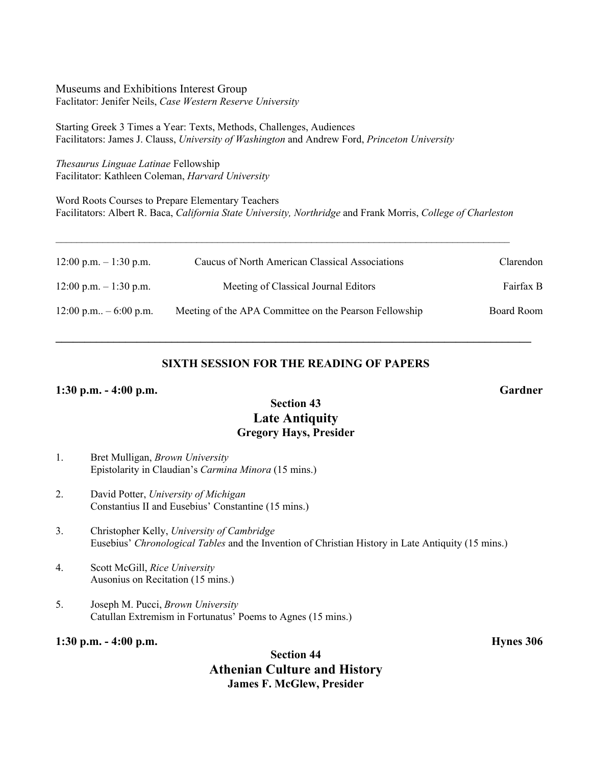Museums and Exhibitions Interest Group
Faclitator: Jenifer Neils, *Case Western Reserve University*

Starting Greek 3 Times a Year: Texts, Methods, Challenges, Audiences
Facilitators: James J. Clauss, *University of Washington* and Andrew Ford, *Princeton University*

*Thesaurus Linguae Latinae* Fellowship
Facilitator: Kathleen Coleman, *Harvard University*

Word Roots Courses to Prepare Elementary Teachers
Facilitators: Albert R. Baca, *California State University, Northridge* and Frank Morris, *College of Charleston*

---

| | | |
|---|---|---|
| 12:00 p.m. – 1:30 p.m. | Caucus of North American Classical Associations | Clarendon |
| 12:00 p.m. – 1:30 p.m. | Meeting of Classical Journal Editors | Fairfax B |
| 12:00 p.m.. – 6:00 p.m. | Meeting of the APA Committee on the Pearson Fellowship | Board Room |

---

## SIXTH SESSION FOR THE READING OF PAPERS

**1:30 p.m. - 4:00 p.m.** **Gardner**

### Section 43
### Late Antiquity
**Gregory Hays, Presider**

1. Bret Mulligan, *Brown University*
   Epistolarity in Claudian's *Carmina Minora* (15 mins.)

2. David Potter, *University of Michigan*
   Constantius II and Eusebius' Constantine (15 mins.)

3. Christopher Kelly, *University of Cambridge*
   Eusebius' *Chronological Tables* and the Invention of Christian History in Late Antiquity (15 mins.)

4. Scott McGill, *Rice University*
   Ausonius on Recitation (15 mins.)

5. Joseph M. Pucci, *Brown University*
   Catullan Extremism in Fortunatus' Poems to Agnes (15 mins.)

**1:30 p.m. - 4:00 p.m.** **Hynes 306**

### Section 44
### Athenian Culture and History
**James F. McGlew, Presider**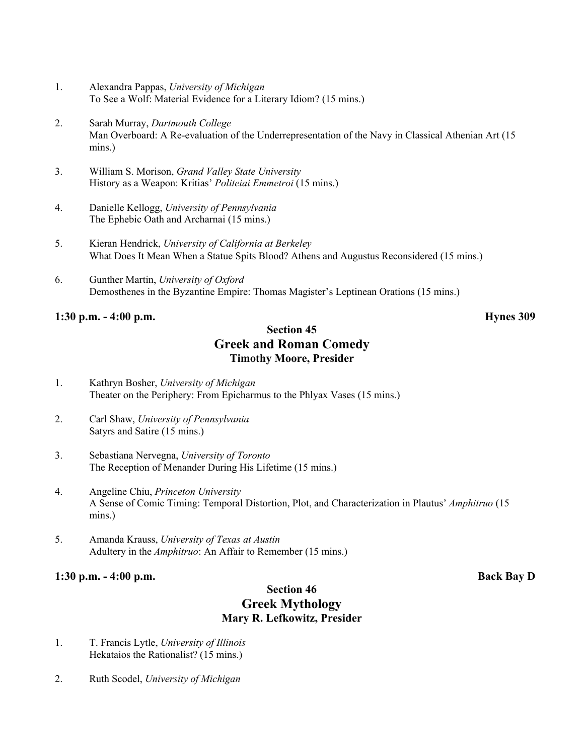1. Alexandra Pappas, *University of Michigan*
   To See a Wolf: Material Evidence for a Literary Idiom? (15 mins.)

2. Sarah Murray, *Dartmouth College*
   Man Overboard: A Re-evaluation of the Underrepresentation of the Navy in Classical Athenian Art (15 mins.)

3. William S. Morison, *Grand Valley State University*
   History as a Weapon: Kritias' *Politeiai Emmetroi* (15 mins.)

4. Danielle Kellogg, *University of Pennsylvania*
   The Ephebic Oath and Archarnai (15 mins.)

5. Kieran Hendrick, *University of California at Berkeley*
   What Does It Mean When a Statue Spits Blood? Athens and Augustus Reconsidered (15 mins.)

6. Gunther Martin, *University of Oxford*
   Demosthenes in the Byzantine Empire: Thomas Magister's Leptinean Orations (15 mins.)

**1:30 p.m. - 4:00 p.m.** **Hynes 309**

## Section 45
## Greek and Roman Comedy
### Timothy Moore, Presider

1. Kathryn Bosher, *University of Michigan*
   Theater on the Periphery: From Epicharmus to the Phlyax Vases (15 mins.)

2. Carl Shaw, *University of Pennsylvania*
   Satyrs and Satire (15 mins.)

3. Sebastiana Nervegna, *University of Toronto*
   The Reception of Menander During His Lifetime (15 mins.)

4. Angeline Chiu, *Princeton University*
   A Sense of Comic Timing: Temporal Distortion, Plot, and Characterization in Plautus' *Amphitruo* (15 mins.)

5. Amanda Krauss, *University of Texas at Austin*
   Adultery in the *Amphitruo*: An Affair to Remember (15 mins.)

**1:30 p.m. - 4:00 p.m.** **Back Bay D**

## Section 46
## Greek Mythology
### Mary R. Lefkowitz, Presider

1. T. Francis Lytle, *University of Illinois*
   Hekataios the Rationalist? (15 mins.)

2. Ruth Scodel, *University of Michigan*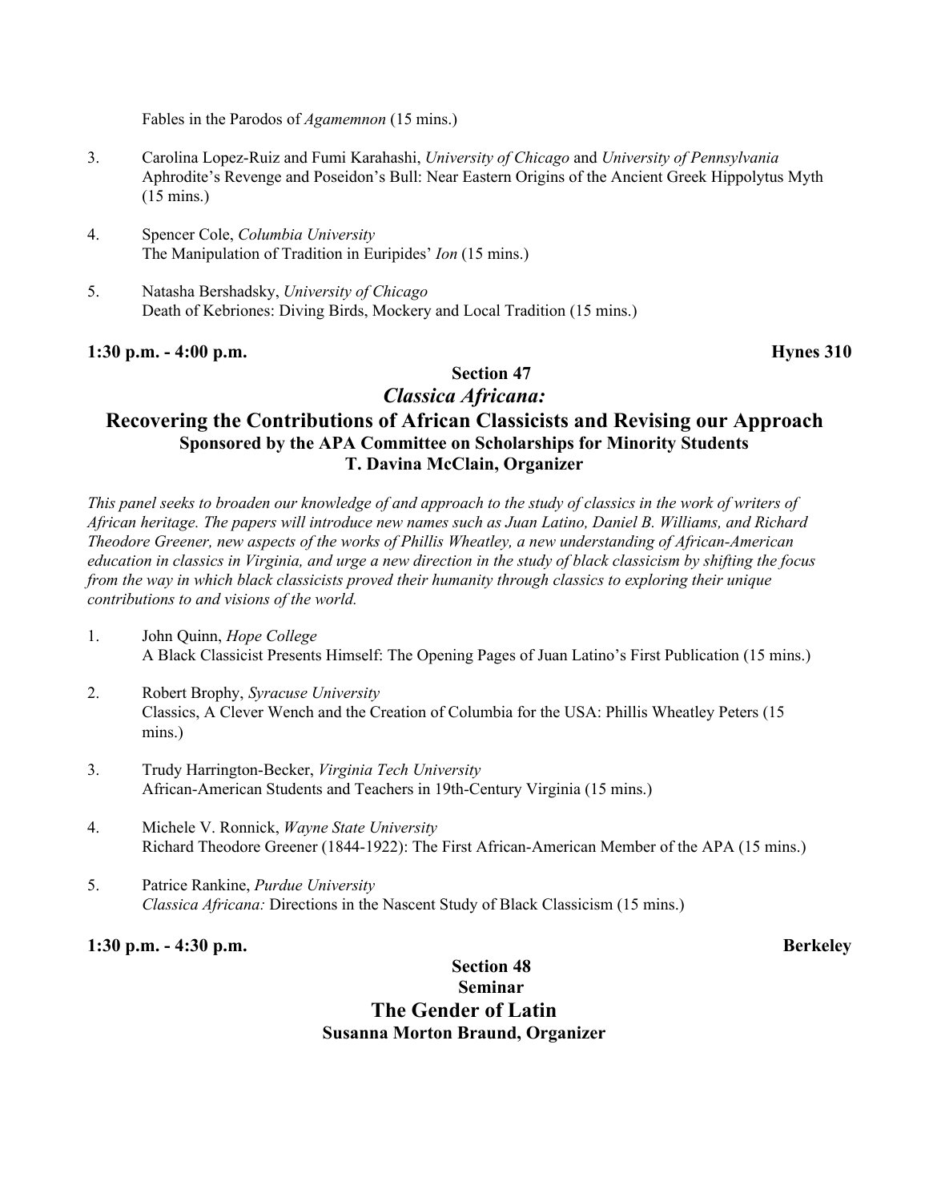Fables in the Parodos of *Agamemnon* (15 mins.)

3. Carolina Lopez-Ruiz and Fumi Karahashi, *University of Chicago* and *University of Pennsylvania*
   Aphrodite's Revenge and Poseidon's Bull: Near Eastern Origins of the Ancient Greek Hippolytus Myth (15 mins.)

4. Spencer Cole, *Columbia University*
   The Manipulation of Tradition in Euripides' *Ion* (15 mins.)

5. Natasha Bershadsky, *University of Chicago*
   Death of Kebriones: Diving Birds, Mockery and Local Tradition (15 mins.)

**1:30 p.m. - 4:00 p.m.** **Hynes 310**

## Section 47
## *Classica Africana:*
## Recovering the Contributions of African Classicists and Revising our Approach
**Sponsored by the APA Committee on Scholarships for Minority Students**
**T. Davina McClain, Organizer**

*This panel seeks to broaden our knowledge of and approach to the study of classics in the work of writers of African heritage. The papers will introduce new names such as Juan Latino, Daniel B. Williams, and Richard Theodore Greener, new aspects of the works of Phillis Wheatley, a new understanding of African-American education in classics in Virginia, and urge a new direction in the study of black classicism by shifting the focus from the way in which black classicists proved their humanity through classics to exploring their unique contributions to and visions of the world.*

1. John Quinn, *Hope College*
   A Black Classicist Presents Himself: The Opening Pages of Juan Latino's First Publication (15 mins.)

2. Robert Brophy, *Syracuse University*
   Classics, A Clever Wench and the Creation of Columbia for the USA: Phillis Wheatley Peters (15 mins.)

3. Trudy Harrington-Becker, *Virginia Tech University*
   African-American Students and Teachers in 19th-Century Virginia (15 mins.)

4. Michele V. Ronnick, *Wayne State University*
   Richard Theodore Greener (1844-1922): The First African-American Member of the APA (15 mins.)

5. Patrice Rankine, *Purdue University*
   *Classica Africana:* Directions in the Nascent Study of Black Classicism (15 mins.)

**1:30 p.m. - 4:30 p.m.** **Berkeley**

## Section 48
## Seminar
## The Gender of Latin
**Susanna Morton Braund, Organizer**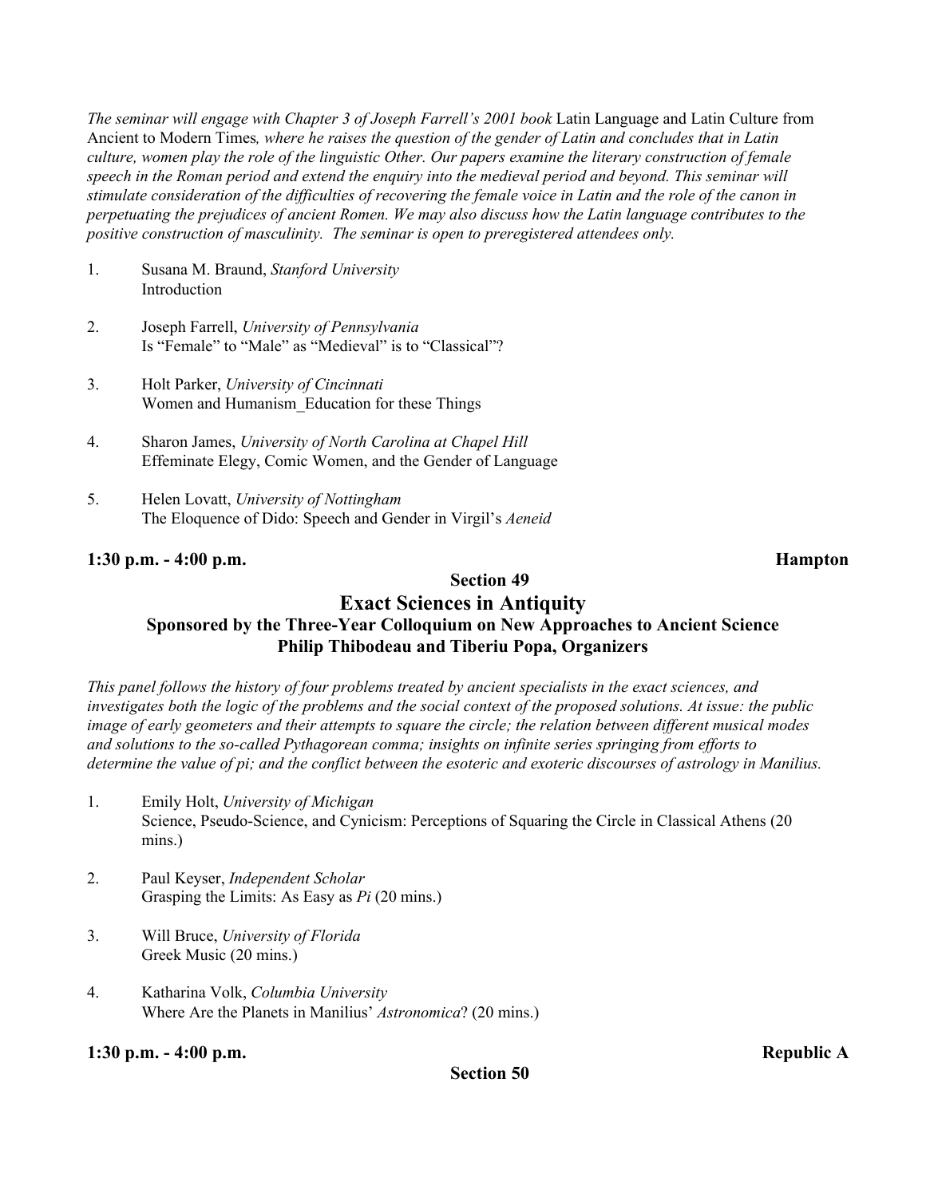*The seminar will engage with Chapter 3 of Joseph Farrell's 2001 book* Latin Language and Latin Culture from Ancient to Modern Times*, where he raises the question of the gender of Latin and concludes that in Latin culture, women play the role of the linguistic Other. Our papers examine the literary construction of female speech in the Roman period and extend the enquiry into the medieval period and beyond. This seminar will stimulate consideration of the difficulties of recovering the female voice in Latin and the role of the canon in perpetuating the prejudices of ancient Romen. We may also discuss how the Latin language contributes to the positive construction of masculinity. The seminar is open to preregistered attendees only.*

1. Susana M. Braund, *Stanford University*  
   Introduction

2. Joseph Farrell, *University of Pennsylvania*  
   Is "Female" to "Male" as "Medieval" is to "Classical"?

3. Holt Parker, *University of Cincinnati*  
   Women and Humanism_Education for these Things

4. Sharon James, *University of North Carolina at Chapel Hill*  
   Effeminate Elegy, Comic Women, and the Gender of Language

5. Helen Lovatt, *University of Nottingham*  
   The Eloquence of Dido: Speech and Gender in Virgil's *Aeneid*

**1:30 p.m. - 4:00 p.m.** **Hampton**

## Section 49

## Exact Sciences in Antiquity

### Sponsored by the Three-Year Colloquium on New Approaches to Ancient Science

### Philip Thibodeau and Tiberiu Popa, Organizers

*This panel follows the history of four problems treated by ancient specialists in the exact sciences, and investigates both the logic of the problems and the social context of the proposed solutions. At issue: the public image of early geometers and their attempts to square the circle; the relation between different musical modes and solutions to the so-called Pythagorean comma; insights on infinite series springing from efforts to determine the value of pi; and the conflict between the esoteric and exoteric discourses of astrology in Manilius.*

1. Emily Holt, *University of Michigan*  
   Science, Pseudo-Science, and Cynicism: Perceptions of Squaring the Circle in Classical Athens (20 mins.)

2. Paul Keyser, *Independent Scholar*  
   Grasping the Limits: As Easy as *Pi* (20 mins.)

3. Will Bruce, *University of Florida*  
   Greek Music (20 mins.)

4. Katharina Volk, *Columbia University*  
   Where Are the Planets in Manilius' *Astronomica*? (20 mins.)

**1:30 p.m. - 4:00 p.m.** **Republic A**

## Section 50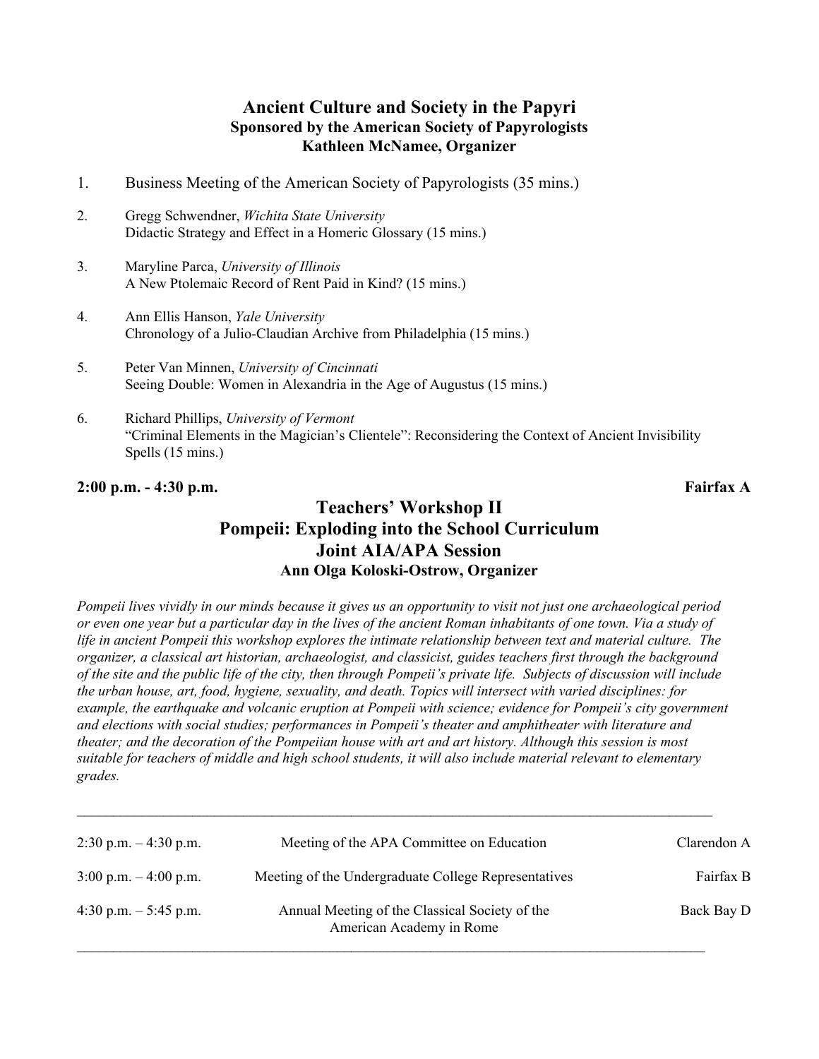## Ancient Culture and Society in the Papyri

**Sponsored by the American Society of Papyrologists**
**Kathleen McNamee, Organizer**

1. Business Meeting of the American Society of Papyrologists (35 mins.)

2. Gregg Schwendner, *Wichita State University*
   Didactic Strategy and Effect in a Homeric Glossary (15 mins.)

3. Maryline Parca, *University of Illinois*
   A New Ptolemaic Record of Rent Paid in Kind? (15 mins.)

4. Ann Ellis Hanson, *Yale University*
   Chronology of a Julio-Claudian Archive from Philadelphia (15 mins.)

5. Peter Van Minnen, *University of Cincinnati*
   Seeing Double: Women in Alexandria in the Age of Augustus (15 mins.)

6. Richard Phillips, *University of Vermont*
   "Criminal Elements in the Magician's Clientele": Reconsidering the Context of Ancient Invisibility Spells (15 mins.)

**2:00 p.m. - 4:30 p.m.** **Fairfax A**

## Teachers' Workshop II
## Pompeii: Exploding into the School Curriculum
## Joint AIA/APA Session

**Ann Olga Koloski-Ostrow, Organizer**

*Pompeii lives vividly in our minds because it gives us an opportunity to visit not just one archaeological period or even one year but a particular day in the lives of the ancient Roman inhabitants of one town. Via a study of life in ancient Pompeii this workshop explores the intimate relationship between text and material culture. The organizer, a classical art historian, archaeologist, and classicist, guides teachers first through the background of the site and the public life of the city, then through Pompeii's private life. Subjects of discussion will include the urban house, art, food, hygiene, sexuality, and death. Topics will intersect with varied disciplines: for example, the earthquake and volcanic eruption at Pompeii with science; evidence for Pompeii's city government and elections with social studies; performances in Pompeii's theater and amphitheater with literature and theater; and the decoration of the Pompeiian house with art and art history. Although this session is most suitable for teachers of middle and high school students, it will also include material relevant to elementary grades.*

---

| | | |
|---|---|---|
| 2:30 p.m. – 4:30 p.m. | Meeting of the APA Committee on Education | Clarendon A |
| 3:00 p.m. – 4:00 p.m. | Meeting of the Undergraduate College Representatives | Fairfax B |
| 4:30 p.m. – 5:45 p.m. | Annual Meeting of the Classical Society of the American Academy in Rome | Back Bay D |

---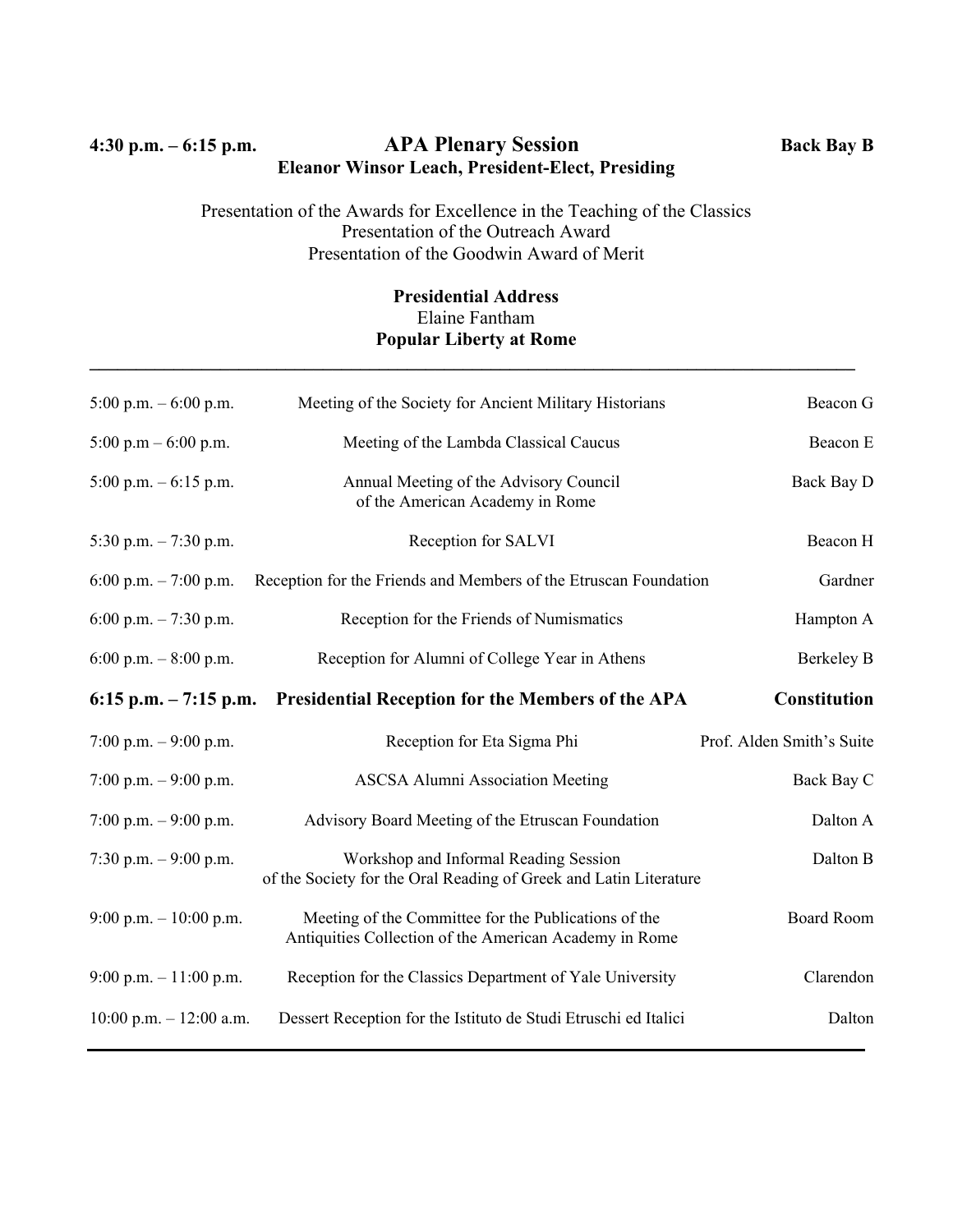**4:30 p.m. – 6:15 p.m.** **APA Plenary Session** **Back Bay B**

**Eleanor Winsor Leach, President-Elect, Presiding**

Presentation of the Awards for Excellence in the Teaching of the Classics
Presentation of the Outreach Award
Presentation of the Goodwin Award of Merit

**Presidential Address**
Elaine Fantham
**Popular Liberty at Rome**

---

| | | |
|---|---|---|
| 5:00 p.m. – 6:00 p.m. | Meeting of the Society for Ancient Military Historians | Beacon G |
| 5:00 p.m – 6:00 p.m. | Meeting of the Lambda Classical Caucus | Beacon E |
| 5:00 p.m. – 6:15 p.m. | Annual Meeting of the Advisory Council of the American Academy in Rome | Back Bay D |
| 5:30 p.m. – 7:30 p.m. | Reception for SALVI | Beacon H |
| 6:00 p.m. – 7:00 p.m. | Reception for the Friends and Members of the Etruscan Foundation | Gardner |
| 6:00 p.m. – 7:30 p.m. | Reception for the Friends of Numismatics | Hampton A |
| 6:00 p.m. – 8:00 p.m. | Reception for Alumni of College Year in Athens | Berkeley B |
| **6:15 p.m. – 7:15 p.m.** | **Presidential Reception for the Members of the APA** | **Constitution** |
| 7:00 p.m. – 9:00 p.m. | Reception for Eta Sigma Phi | Prof. Alden Smith's Suite |
| 7:00 p.m. – 9:00 p.m. | ASCSA Alumni Association Meeting | Back Bay C |
| 7:00 p.m. – 9:00 p.m. | Advisory Board Meeting of the Etruscan Foundation | Dalton A |
| 7:30 p.m. – 9:00 p.m. | Workshop and Informal Reading Session of the Society for the Oral Reading of Greek and Latin Literature | Dalton B |
| 9:00 p.m. – 10:00 p.m. | Meeting of the Committee for the Publications of the Antiquities Collection of the American Academy in Rome | Board Room |
| 9:00 p.m. – 11:00 p.m. | Reception for the Classics Department of Yale University | Clarendon |
| 10:00 p.m. – 12:00 a.m. | Dessert Reception for the Istituto de Studi Etruschi ed Italici | Dalton |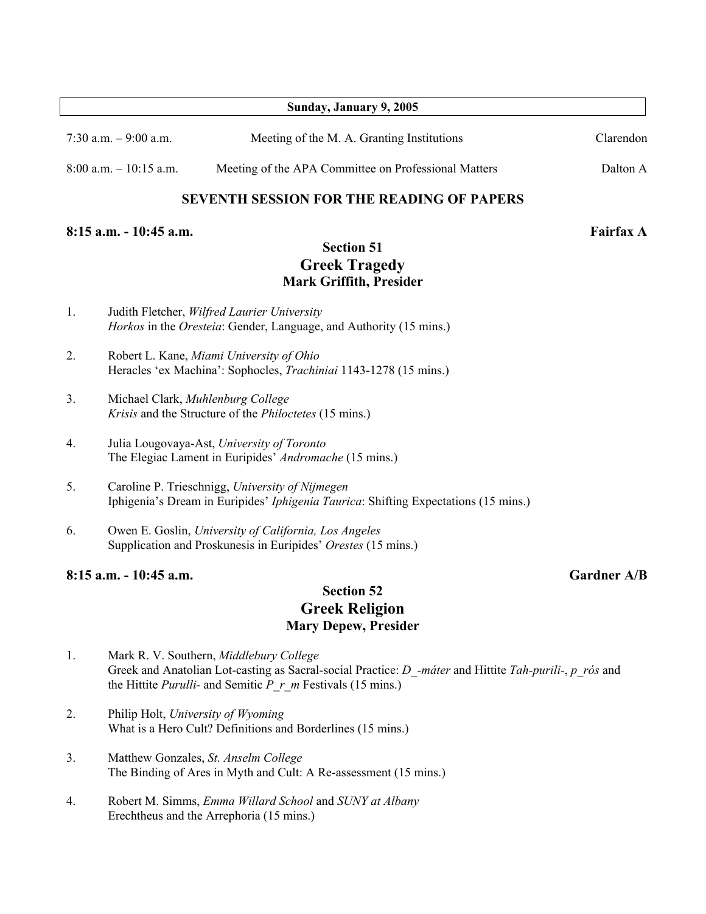**Sunday, January 9, 2005**

| | | |
|---|---|---|
| 7:30 a.m. – 9:00 a.m. | Meeting of the M. A. Granting Institutions | Clarendon |
| 8:00 a.m. – 10:15 a.m. | Meeting of the APA Committee on Professional Matters | Dalton A |

## SEVENTH SESSION FOR THE READING OF PAPERS

**8:15 a.m. - 10:45 a.m. Fairfax A**

### Section 51
### Greek Tragedy
**Mark Griffith, Presider**

1. Judith Fletcher, *Wilfred Laurier University*
   *Horkos* in the *Oresteia*: Gender, Language, and Authority (15 mins.)

2. Robert L. Kane, *Miami University of Ohio*
   Heracles 'ex Machina': Sophocles, *Trachiniai* 1143-1278 (15 mins.)

3. Michael Clark, *Muhlenburg College*
   *Krisis* and the Structure of the *Philoctetes* (15 mins.)

4. Julia Lougovaya-Ast, *University of Toronto*
   The Elegiac Lament in Euripides' *Andromache* (15 mins.)

5. Caroline P. Trieschnigg, *University of Nijmegen*
   Iphigenia's Dream in Euripides' *Iphigenia Taurica*: Shifting Expectations (15 mins.)

6. Owen E. Goslin, *University of California, Los Angeles*
   Supplication and Proskunesis in Euripides' *Orestes* (15 mins.)

**8:15 a.m. - 10:45 a.m. Gardner A/B**

### Section 52
### Greek Religion
**Mary Depew, Presider**

1. Mark R. V. Southern, *Middlebury College*
   Greek and Anatolian Lot-casting as Sacral-social Practice: *D_-máter* and Hittite *Tah-purili-*, *p_rós* and the Hittite *Purulli-* and Semitic *P_r_m* Festivals (15 mins.)

2. Philip Holt, *University of Wyoming*
   What is a Hero Cult? Definitions and Borderlines (15 mins.)

3. Matthew Gonzales, *St. Anselm College*
   The Binding of Ares in Myth and Cult: A Re-assessment (15 mins.)

4. Robert M. Simms, *Emma Willard School* and *SUNY at Albany*
   Erechtheus and the Arrephoria (15 mins.)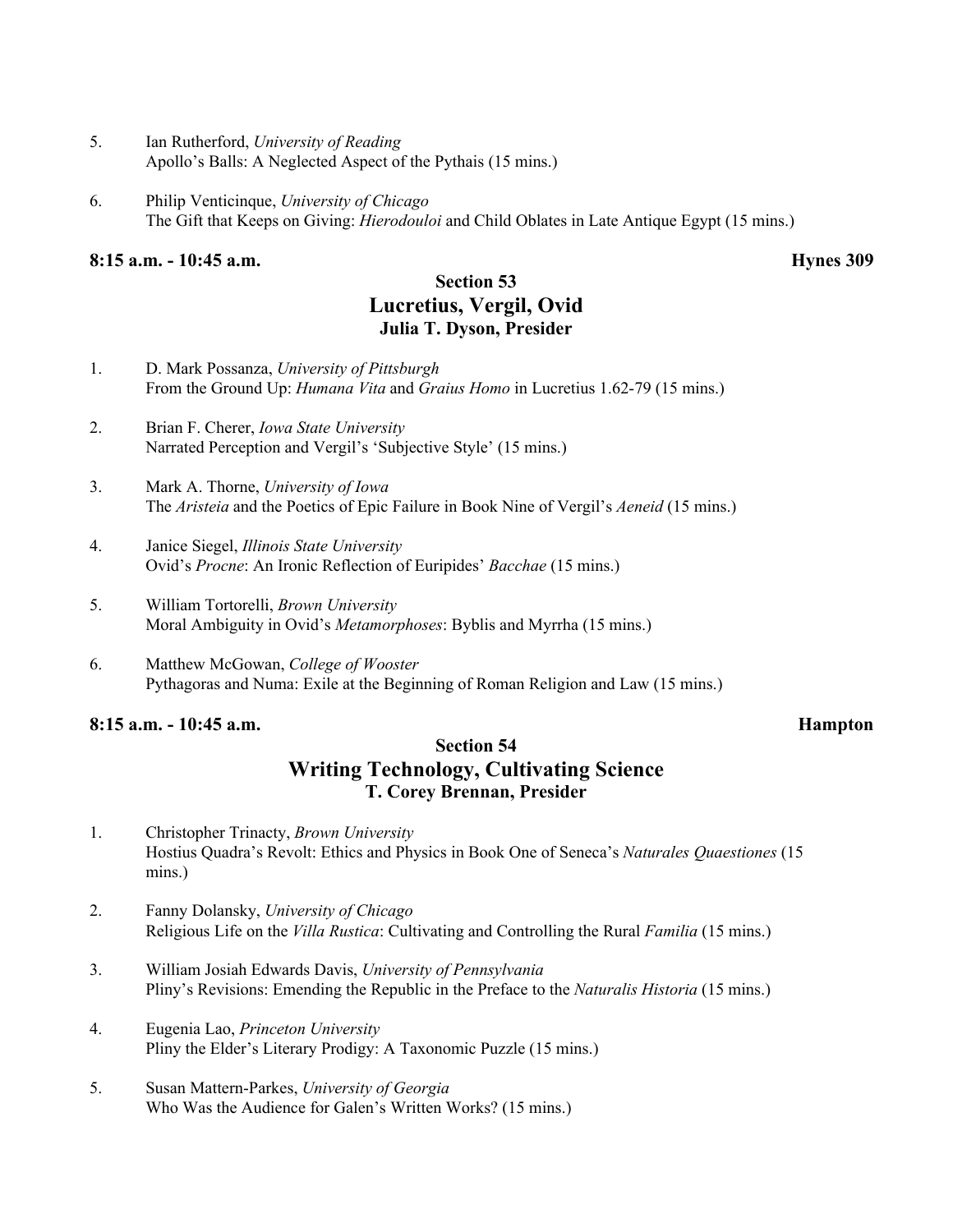5. Ian Rutherford, *University of Reading*
   Apollo's Balls: A Neglected Aspect of the Pythais (15 mins.)

6. Philip Venticinque, *University of Chicago*
   The Gift that Keeps on Giving: *Hierodouloi* and Child Oblates in Late Antique Egypt (15 mins.)

**8:15 a.m. - 10:45 a.m.** **Hynes 309**

### Section 53
## Lucretius, Vergil, Ovid
### Julia T. Dyson, Presider

1. D. Mark Possanza, *University of Pittsburgh*
   From the Ground Up: *Humana Vita* and *Graius Homo* in Lucretius 1.62-79 (15 mins.)

2. Brian F. Cherer, *Iowa State University*
   Narrated Perception and Vergil's 'Subjective Style' (15 mins.)

3. Mark A. Thorne, *University of Iowa*
   The *Aristeia* and the Poetics of Epic Failure in Book Nine of Vergil's *Aeneid* (15 mins.)

4. Janice Siegel, *Illinois State University*
   Ovid's *Procne*: An Ironic Reflection of Euripides' *Bacchae* (15 mins.)

5. William Tortorelli, *Brown University*
   Moral Ambiguity in Ovid's *Metamorphoses*: Byblis and Myrrha (15 mins.)

6. Matthew McGowan, *College of Wooster*
   Pythagoras and Numa: Exile at the Beginning of Roman Religion and Law (15 mins.)

**8:15 a.m. - 10:45 a.m.** **Hampton**

### Section 54
## Writing Technology, Cultivating Science
### T. Corey Brennan, Presider

1. Christopher Trinacty, *Brown University*
   Hostius Quadra's Revolt: Ethics and Physics in Book One of Seneca's *Naturales Quaestiones* (15 mins.)

2. Fanny Dolansky, *University of Chicago*
   Religious Life on the *Villa Rustica*: Cultivating and Controlling the Rural *Familia* (15 mins.)

3. William Josiah Edwards Davis, *University of Pennsylvania*
   Pliny's Revisions: Emending the Republic in the Preface to the *Naturalis Historia* (15 mins.)

4. Eugenia Lao, *Princeton University*
   Pliny the Elder's Literary Prodigy: A Taxonomic Puzzle (15 mins.)

5. Susan Mattern-Parkes, *University of Georgia*
   Who Was the Audience for Galen's Written Works? (15 mins.)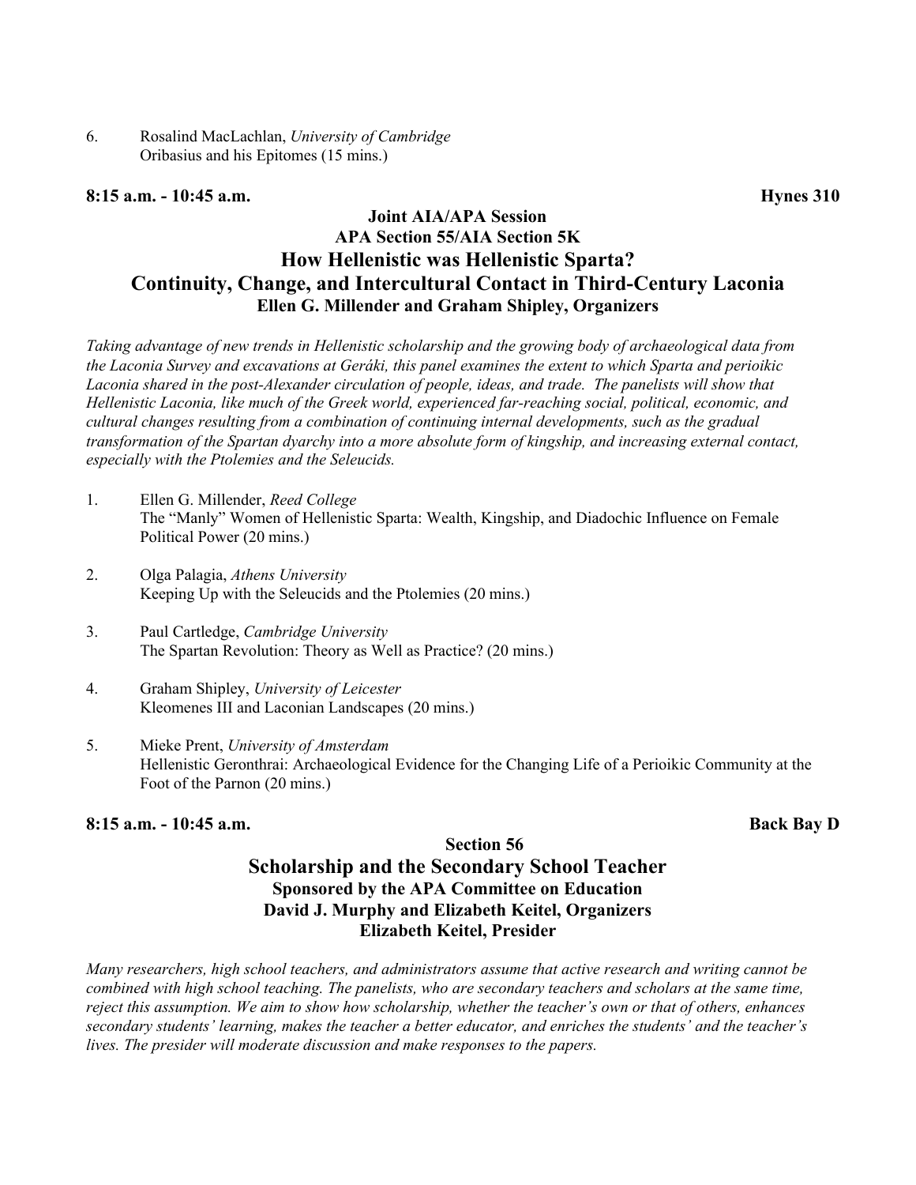6. Rosalind MacLachlan, *University of Cambridge*
   Oribasius and his Epitomes (15 mins.)

**8:15 a.m. - 10:45 a.m.** **Hynes 310**

### Joint AIA/APA Session
### APA Section 55/AIA Section 5K
## How Hellenistic was Hellenistic Sparta? Continuity, Change, and Intercultural Contact in Third-Century Laconia
### Ellen G. Millender and Graham Shipley, Organizers

*Taking advantage of new trends in Hellenistic scholarship and the growing body of archaeological data from the Laconia Survey and excavations at Geráki, this panel examines the extent to which Sparta and perioikic Laconia shared in the post-Alexander circulation of people, ideas, and trade. The panelists will show that Hellenistic Laconia, like much of the Greek world, experienced far-reaching social, political, economic, and cultural changes resulting from a combination of continuing internal developments, such as the gradual transformation of the Spartan dyarchy into a more absolute form of kingship, and increasing external contact, especially with the Ptolemies and the Seleucids.*

1. Ellen G. Millender, *Reed College*
   The “Manly” Women of Hellenistic Sparta: Wealth, Kingship, and Diadochic Influence on Female Political Power (20 mins.)

2. Olga Palagia, *Athens University*
   Keeping Up with the Seleucids and the Ptolemies (20 mins.)

3. Paul Cartledge, *Cambridge University*
   The Spartan Revolution: Theory as Well as Practice? (20 mins.)

4. Graham Shipley, *University of Leicester*
   Kleomenes III and Laconian Landscapes (20 mins.)

5. Mieke Prent, *University of Amsterdam*
   Hellenistic Geronthrai: Archaeological Evidence for the Changing Life of a Perioikic Community at the Foot of the Parnon (20 mins.)

**8:15 a.m. - 10:45 a.m.** **Back Bay D**

### Section 56
## Scholarship and the Secondary School Teacher
### Sponsored by the APA Committee on Education
### David J. Murphy and Elizabeth Keitel, Organizers
### Elizabeth Keitel, Presider

*Many researchers, high school teachers, and administrators assume that active research and writing cannot be combined with high school teaching. The panelists, who are secondary teachers and scholars at the same time, reject this assumption. We aim to show how scholarship, whether the teacher’s own or that of others, enhances secondary students’ learning, makes the teacher a better educator, and enriches the students’ and the teacher’s lives. The presider will moderate discussion and make responses to the papers.*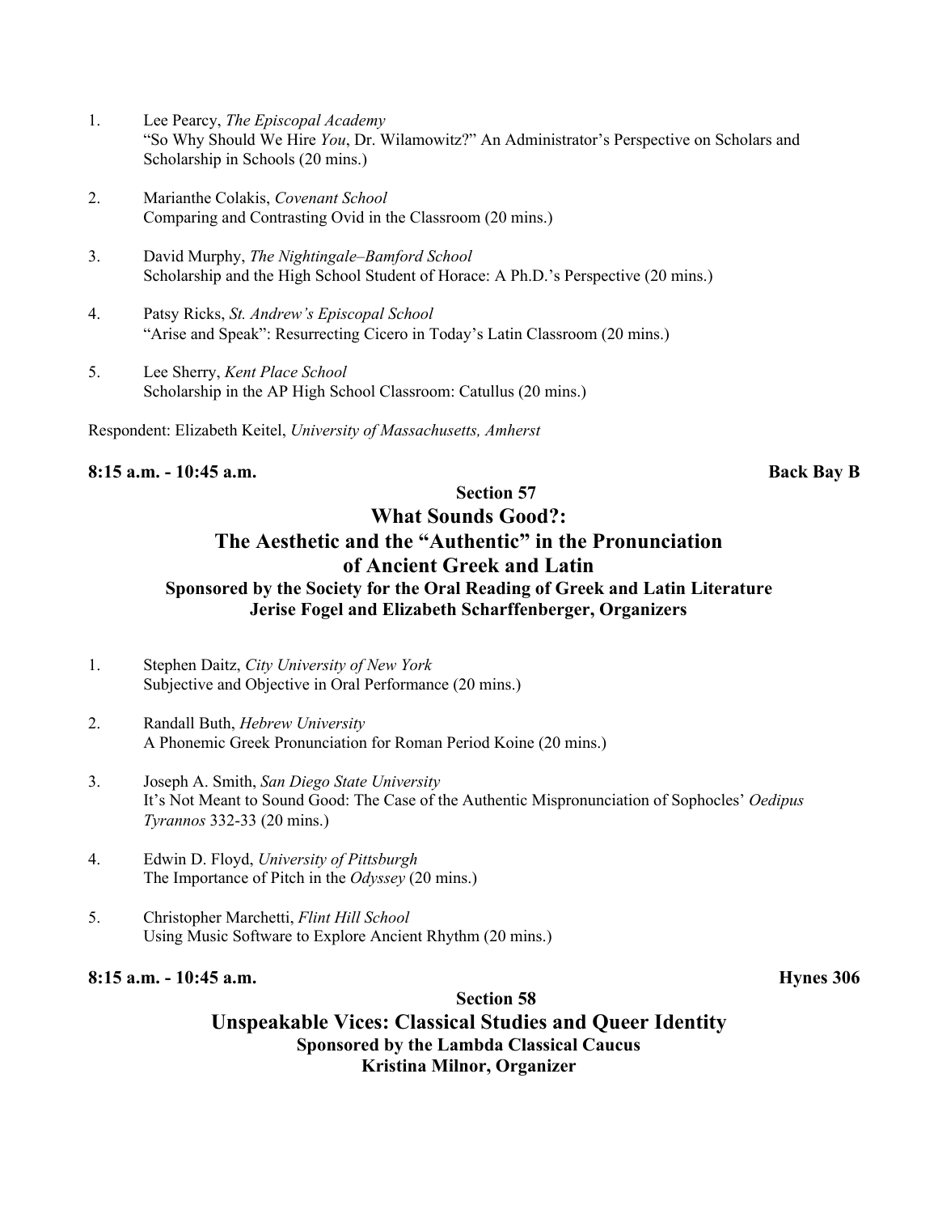1. Lee Pearcy, *The Episcopal Academy*
   "So Why Should We Hire *You*, Dr. Wilamowitz?" An Administrator's Perspective on Scholars and Scholarship in Schools (20 mins.)

2. Marianthe Colakis, *Covenant School*
   Comparing and Contrasting Ovid in the Classroom (20 mins.)

3. David Murphy, *The Nightingale–Bamford School*
   Scholarship and the High School Student of Horace: A Ph.D.'s Perspective (20 mins.)

4. Patsy Ricks, *St. Andrew's Episcopal School*
   "Arise and Speak": Resurrecting Cicero in Today's Latin Classroom (20 mins.)

5. Lee Sherry, *Kent Place School*
   Scholarship in the AP High School Classroom: Catullus (20 mins.)

Respondent: Elizabeth Keitel, *University of Massachusetts, Amherst*

**8:15 a.m. - 10:45 a.m.** **Back Bay B**

**Section 57**

## What Sounds Good?: The Aesthetic and the "Authentic" in the Pronunciation of Ancient Greek and Latin

**Sponsored by the Society for the Oral Reading of Greek and Latin Literature**
**Jerise Fogel and Elizabeth Scharffenberger, Organizers**

1. Stephen Daitz, *City University of New York*
   Subjective and Objective in Oral Performance (20 mins.)

2. Randall Buth, *Hebrew University*
   A Phonemic Greek Pronunciation for Roman Period Koine (20 mins.)

3. Joseph A. Smith, *San Diego State University*
   It's Not Meant to Sound Good: The Case of the Authentic Mispronunciation of Sophocles' *Oedipus Tyrannos* 332-33 (20 mins.)

4. Edwin D. Floyd, *University of Pittsburgh*
   The Importance of Pitch in the *Odyssey* (20 mins.)

5. Christopher Marchetti, *Flint Hill School*
   Using Music Software to Explore Ancient Rhythm (20 mins.)

**8:15 a.m. - 10:45 a.m.** **Hynes 306**

**Section 58**

## Unspeakable Vices: Classical Studies and Queer Identity

**Sponsored by the Lambda Classical Caucus**
**Kristina Milnor, Organizer**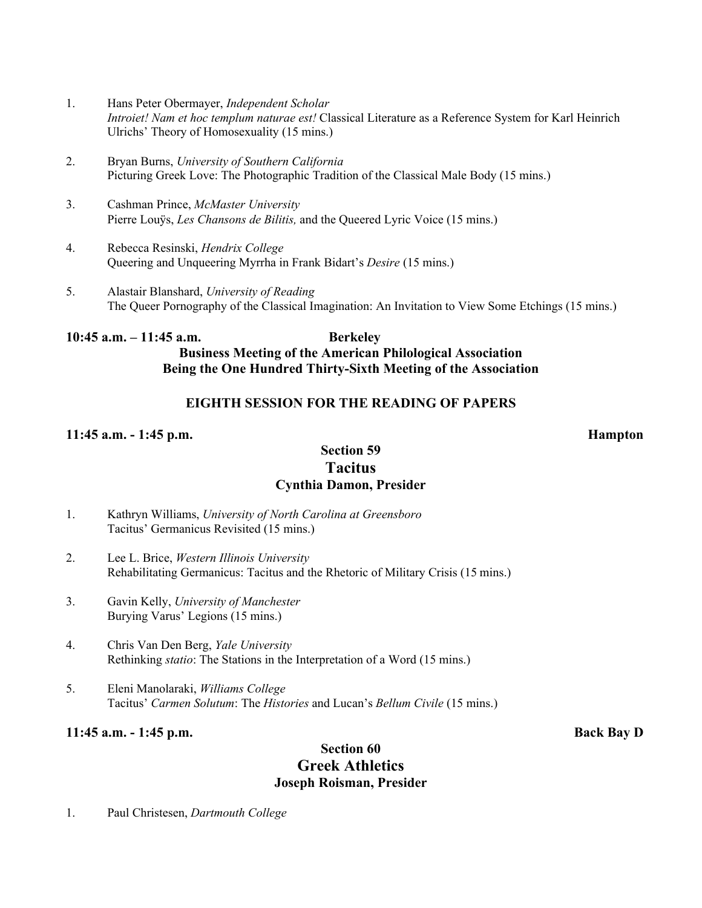1. Hans Peter Obermayer, *Independent Scholar*
   *Introiet! Nam et hoc templum naturae est!* Classical Literature as a Reference System for Karl Heinrich Ulrichs' Theory of Homosexuality (15 mins.)

2. Bryan Burns, *University of Southern California*
   Picturing Greek Love: The Photographic Tradition of the Classical Male Body (15 mins.)

3. Cashman Prince, *McMaster University*
   Pierre Louÿs, *Les Chansons de Bilitis,* and the Queered Lyric Voice (15 mins.)

4. Rebecca Resinski, *Hendrix College*
   Queering and Unqueering Myrrha in Frank Bidart's *Desire* (15 mins.)

5. Alastair Blanshard, *University of Reading*
   The Queer Pornography of the Classical Imagination: An Invitation to View Some Etchings (15 mins.)

**10:45 a.m. – 11:45 a.m.** **Berkeley**

**Business Meeting of the American Philological Association**
**Being the One Hundred Thirty-Sixth Meeting of the Association**

## EIGHTH SESSION FOR THE READING OF PAPERS

**11:45 a.m. - 1:45 p.m.** **Hampton**

### Section 59
### Tacitus
**Cynthia Damon, Presider**

1. Kathryn Williams, *University of North Carolina at Greensboro*
   Tacitus' Germanicus Revisited (15 mins.)

2. Lee L. Brice, *Western Illinois University*
   Rehabilitating Germanicus: Tacitus and the Rhetoric of Military Crisis (15 mins.)

3. Gavin Kelly, *University of Manchester*
   Burying Varus' Legions (15 mins.)

4. Chris Van Den Berg, *Yale University*
   Rethinking *statio*: The Stations in the Interpretation of a Word (15 mins.)

5. Eleni Manolaraki, *Williams College*
   Tacitus' *Carmen Solutum*: The *Histories* and Lucan's *Bellum Civile* (15 mins.)

**11:45 a.m. - 1:45 p.m.** **Back Bay D**

### Section 60
### Greek Athletics
**Joseph Roisman, Presider**

1. Paul Christesen, *Dartmouth College*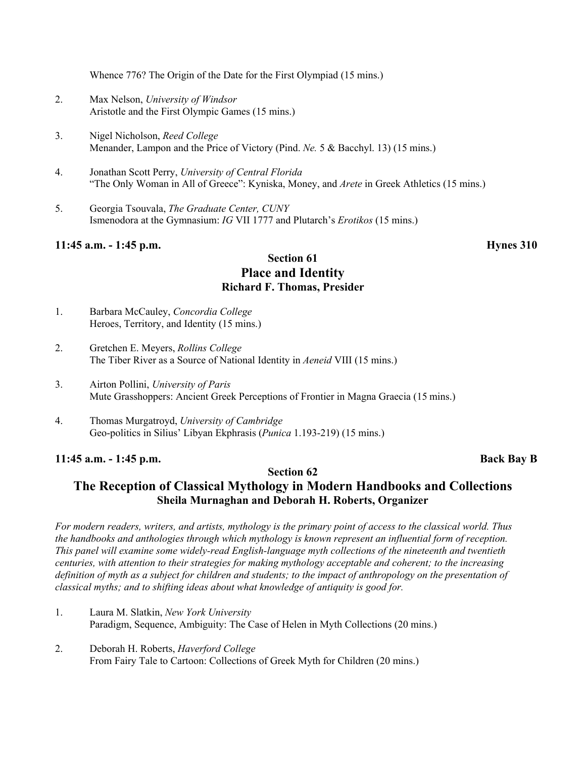Whence 776? The Origin of the Date for the First Olympiad (15 mins.)

2. Max Nelson, *University of Windsor*
   Aristotle and the First Olympic Games (15 mins.)

3. Nigel Nicholson, *Reed College*
   Menander, Lampon and the Price of Victory (Pind. *Ne.* 5 & Bacchyl. 13) (15 mins.)

4. Jonathan Scott Perry, *University of Central Florida*
   "The Only Woman in All of Greece": Kyniska, Money, and *Arete* in Greek Athletics (15 mins.)

5. Georgia Tsouvala, *The Graduate Center, CUNY*
   Ismenodora at the Gymnasium: *IG* VII 1777 and Plutarch's *Erotikos* (15 mins.)

**11:45 a.m. - 1:45 p.m.** **Hynes 310**

## Section 61
## Place and Identity
**Richard F. Thomas, Presider**

1. Barbara McCauley, *Concordia College*
   Heroes, Territory, and Identity (15 mins.)

2. Gretchen E. Meyers, *Rollins College*
   The Tiber River as a Source of National Identity in *Aeneid* VIII (15 mins.)

3. Airton Pollini, *University of Paris*
   Mute Grasshoppers: Ancient Greek Perceptions of Frontier in Magna Graecia (15 mins.)

4. Thomas Murgatroyd, *University of Cambridge*
   Geo-politics in Silius' Libyan Ekphrasis (*Punica* 1.193-219) (15 mins.)

**11:45 a.m. - 1:45 p.m.** **Back Bay B**

## Section 62
## The Reception of Classical Mythology in Modern Handbooks and Collections
**Sheila Murnaghan and Deborah H. Roberts, Organizer**

*For modern readers, writers, and artists, mythology is the primary point of access to the classical world. Thus the handbooks and anthologies through which mythology is known represent an influential form of reception. This panel will examine some widely-read English-language myth collections of the nineteenth and twentieth centuries, with attention to their strategies for making mythology acceptable and coherent; to the increasing definition of myth as a subject for children and students; to the impact of anthropology on the presentation of classical myths; and to shifting ideas about what knowledge of antiquity is good for.*

1. Laura M. Slatkin, *New York University*
   Paradigm, Sequence, Ambiguity: The Case of Helen in Myth Collections (20 mins.)

2. Deborah H. Roberts, *Haverford College*
   From Fairy Tale to Cartoon: Collections of Greek Myth for Children (20 mins.)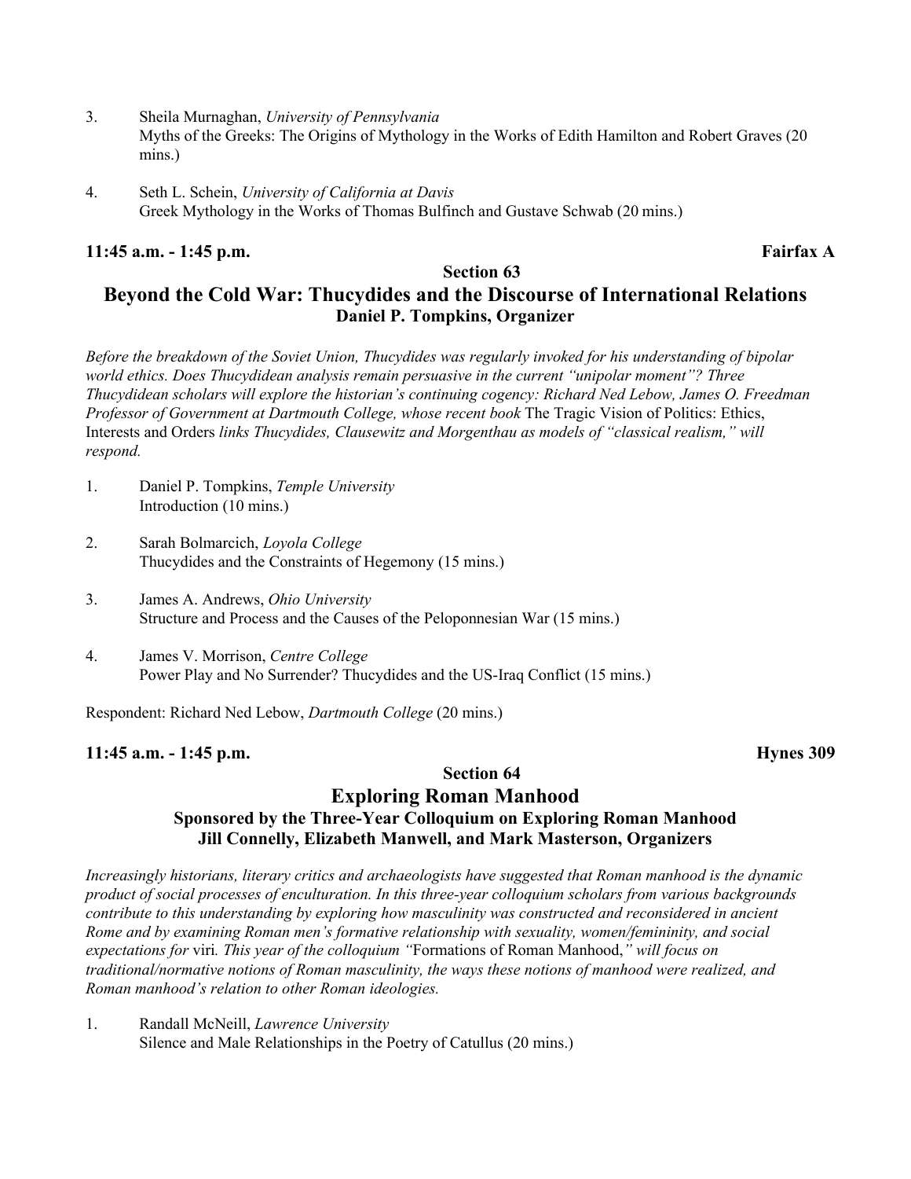3. Sheila Murnaghan, *University of Pennsylvania*
   Myths of the Greeks: The Origins of Mythology in the Works of Edith Hamilton and Robert Graves (20 mins.)

4. Seth L. Schein, *University of California at Davis*
   Greek Mythology in the Works of Thomas Bulfinch and Gustave Schwab (20 mins.)

**11:45 a.m. - 1:45 p.m.** **Fairfax A**

**Section 63**

## Beyond the Cold War: Thucydides and the Discourse of International Relations

**Daniel P. Tompkins, Organizer**

*Before the breakdown of the Soviet Union, Thucydides was regularly invoked for his understanding of bipolar world ethics. Does Thucydidean analysis remain persuasive in the current "unipolar moment"? Three Thucydidean scholars will explore the historian's continuing cogency: Richard Ned Lebow, James O. Freedman Professor of Government at Dartmouth College, whose recent book* The Tragic Vision of Politics: Ethics, Interests and Orders *links Thucydides, Clausewitz and Morgenthau as models of "classical realism," will respond.*

1. Daniel P. Tompkins, *Temple University*
   Introduction (10 mins.)

2. Sarah Bolmarcich, *Loyola College*
   Thucydides and the Constraints of Hegemony (15 mins.)

3. James A. Andrews, *Ohio University*
   Structure and Process and the Causes of the Peloponnesian War (15 mins.)

4. James V. Morrison, *Centre College*
   Power Play and No Surrender? Thucydides and the US-Iraq Conflict (15 mins.)

Respondent: Richard Ned Lebow, *Dartmouth College* (20 mins.)

**11:45 a.m. - 1:45 p.m.** **Hynes 309**

**Section 64**

## Exploring Roman Manhood

**Sponsored by the Three-Year Colloquium on Exploring Roman Manhood**
**Jill Connelly, Elizabeth Manwell, and Mark Masterson, Organizers**

*Increasingly historians, literary critics and archaeologists have suggested that Roman manhood is the dynamic product of social processes of enculturation. In this three-year colloquium scholars from various backgrounds contribute to this understanding by exploring how masculinity was constructed and reconsidered in ancient Rome and by examining Roman men's formative relationship with sexuality, women/femininity, and social expectations for* viri*. This year of the colloquium "*Formations of Roman Manhood,*" will focus on traditional/normative notions of Roman masculinity, the ways these notions of manhood were realized, and Roman manhood's relation to other Roman ideologies.*

1. Randall McNeill, *Lawrence University*
   Silence and Male Relationships in the Poetry of Catullus (20 mins.)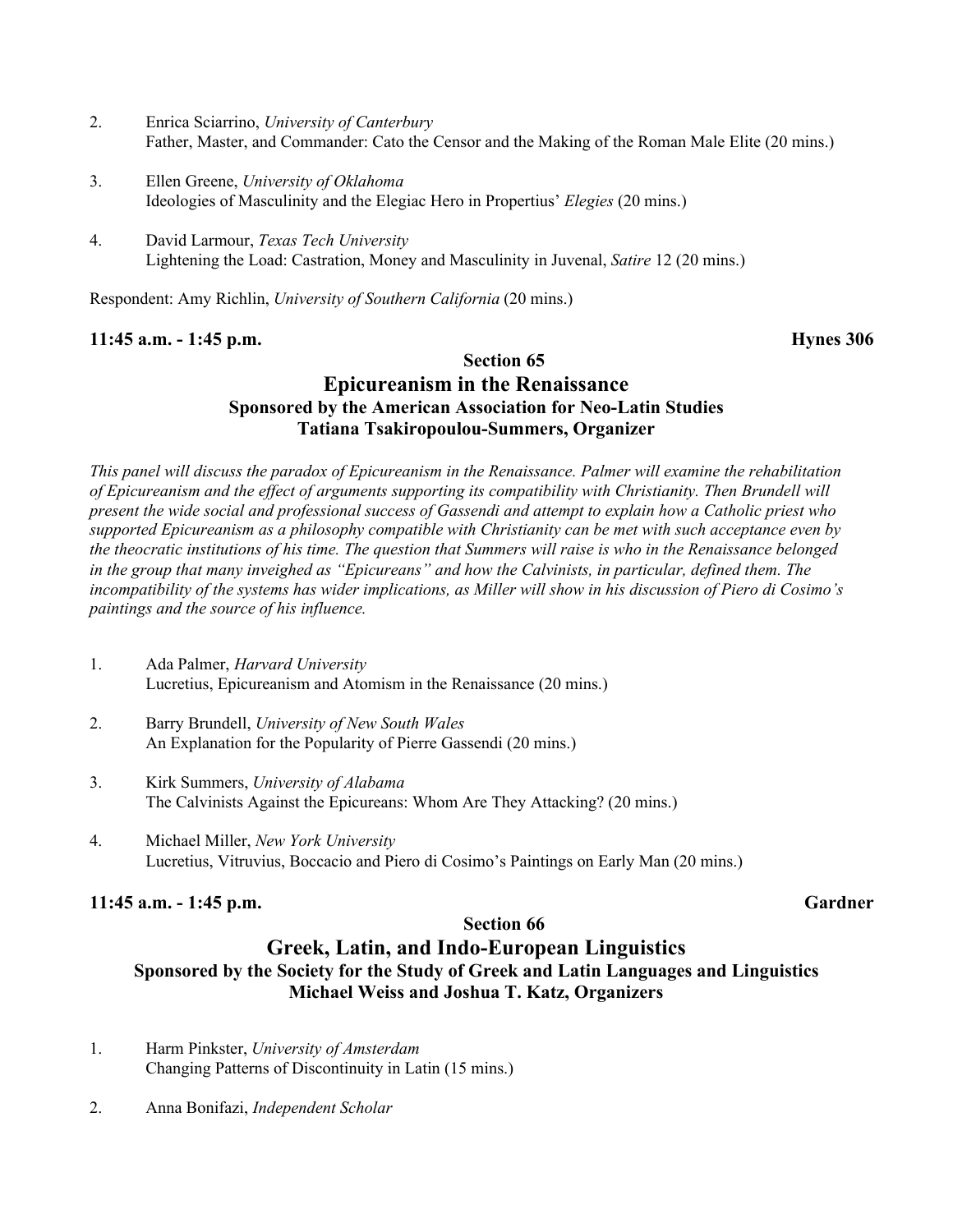2. Enrica Sciarrino, *University of Canterbury*
   Father, Master, and Commander: Cato the Censor and the Making of the Roman Male Elite (20 mins.)

3. Ellen Greene, *University of Oklahoma*
   Ideologies of Masculinity and the Elegiac Hero in Propertius' *Elegies* (20 mins.)

4. David Larmour, *Texas Tech University*
   Lightening the Load: Castration, Money and Masculinity in Juvenal, *Satire* 12 (20 mins.)

Respondent: Amy Richlin, *University of Southern California* (20 mins.)

**11:45 a.m. - 1:45 p.m.** **Hynes 306**

### Section 65
## Epicureanism in the Renaissance
### Sponsored by the American Association for Neo-Latin Studies
### Tatiana Tsakiropoulou-Summers, Organizer

*This panel will discuss the paradox of Epicureanism in the Renaissance. Palmer will examine the rehabilitation of Epicureanism and the effect of arguments supporting its compatibility with Christianity. Then Brundell will present the wide social and professional success of Gassendi and attempt to explain how a Catholic priest who supported Epicureanism as a philosophy compatible with Christianity can be met with such acceptance even by the theocratic institutions of his time. The question that Summers will raise is who in the Renaissance belonged in the group that many inveighed as "Epicureans" and how the Calvinists, in particular, defined them. The incompatibility of the systems has wider implications, as Miller will show in his discussion of Piero di Cosimo's paintings and the source of his influence.*

1. Ada Palmer, *Harvard University*
   Lucretius, Epicureanism and Atomism in the Renaissance (20 mins.)

2. Barry Brundell, *University of New South Wales*
   An Explanation for the Popularity of Pierre Gassendi (20 mins.)

3. Kirk Summers, *University of Alabama*
   The Calvinists Against the Epicureans: Whom Are They Attacking? (20 mins.)

4. Michael Miller, *New York University*
   Lucretius, Vitruvius, Boccacio and Piero di Cosimo's Paintings on Early Man (20 mins.)

**11:45 a.m. - 1:45 p.m.** **Gardner**

### Section 66
## Greek, Latin, and Indo-European Linguistics
### Sponsored by the Society for the Study of Greek and Latin Languages and Linguistics
### Michael Weiss and Joshua T. Katz, Organizers

1. Harm Pinkster, *University of Amsterdam*
   Changing Patterns of Discontinuity in Latin (15 mins.)

2. Anna Bonifazi, *Independent Scholar*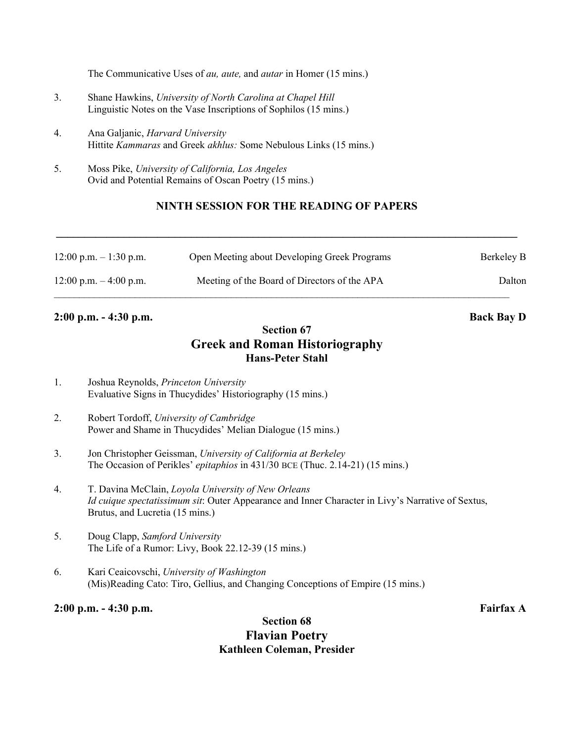The Communicative Uses of *au, aute,* and *autar* in Homer (15 mins.)

3. Shane Hawkins, *University of North Carolina at Chapel Hill*
   Linguistic Notes on the Vase Inscriptions of Sophilos (15 mins.)

4. Ana Galjanic, *Harvard University*
   Hittite *Kammaras* and Greek *akhlus:* Some Nebulous Links (15 mins.)

5. Moss Pike, *University of California, Los Angeles*
   Ovid and Potential Remains of Oscan Poetry (15 mins.)

## NINTH SESSION FOR THE READING OF PAPERS

| | | |
|---|---|---|
| 12:00 p.m. – 1:30 p.m. | Open Meeting about Developing Greek Programs | Berkeley B |
| 12:00 p.m. – 4:00 p.m. | Meeting of the Board of Directors of the APA | Dalton |

**2:00 p.m. - 4:30 p.m.** **Back Bay D**

### Section 67
### Greek and Roman Historiography
**Hans-Peter Stahl**

1. Joshua Reynolds, *Princeton University*
   Evaluative Signs in Thucydides' Historiography (15 mins.)

2. Robert Tordoff, *University of Cambridge*
   Power and Shame in Thucydides' Melian Dialogue (15 mins.)

3. Jon Christopher Geissman, *University of California at Berkeley*
   The Occasion of Perikles' *epitaphios* in 431/30 BCE (Thuc. 2.14-21) (15 mins.)

4. T. Davina McClain, *Loyola University of New Orleans*
   *Id cuique spectatissimum sit*: Outer Appearance and Inner Character in Livy's Narrative of Sextus, Brutus, and Lucretia (15 mins.)

5. Doug Clapp, *Samford University*
   The Life of a Rumor: Livy, Book 22.12-39 (15 mins.)

6. Kari Ceaicovschi, *University of Washington*
   (Mis)Reading Cato: Tiro, Gellius, and Changing Conceptions of Empire (15 mins.)

**2:00 p.m. - 4:30 p.m.** **Fairfax A**

### Section 68
### Flavian Poetry
**Kathleen Coleman, Presider**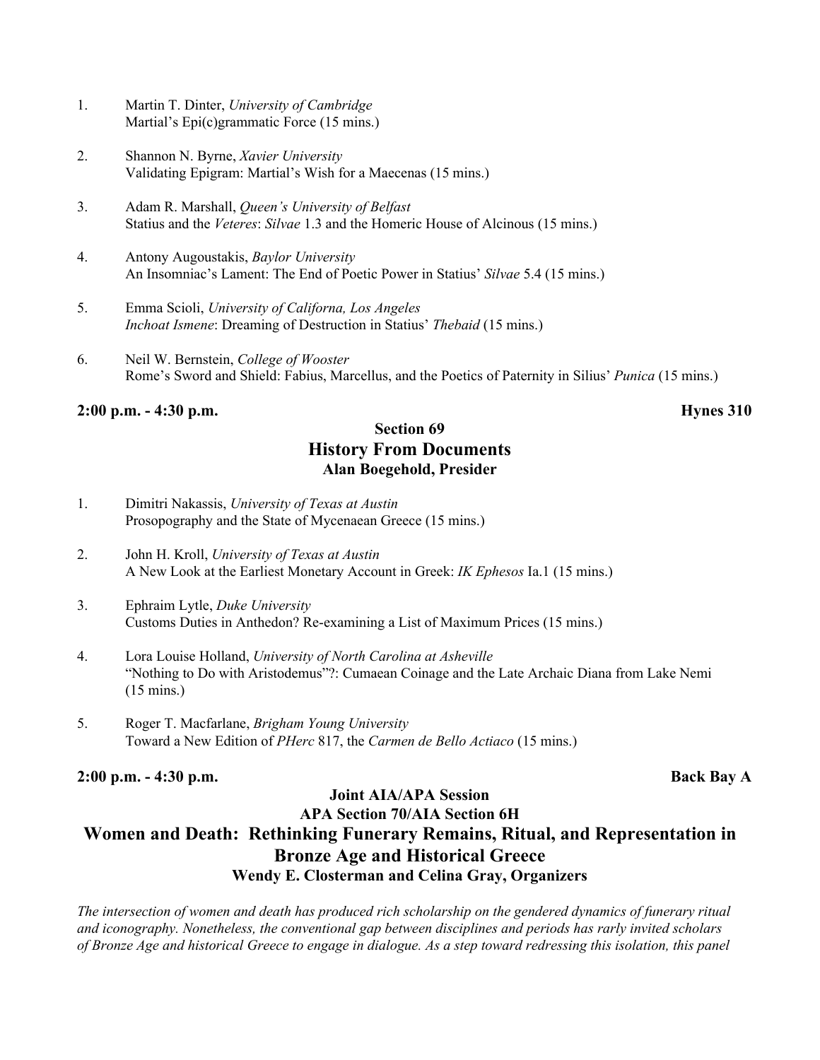1. Martin T. Dinter, *University of Cambridge*
   Martial's Epi(c)grammatic Force (15 mins.)

2. Shannon N. Byrne, *Xavier University*
   Validating Epigram: Martial's Wish for a Maecenas (15 mins.)

3. Adam R. Marshall, *Queen's University of Belfast*
   Statius and the *Veteres*: *Silvae* 1.3 and the Homeric House of Alcinous (15 mins.)

4. Antony Augoustakis, *Baylor University*
   An Insomniac's Lament: The End of Poetic Power in Statius' *Silvae* 5.4 (15 mins.)

5. Emma Scioli, *University of Californa, Los Angeles*
   *Inchoat Ismene*: Dreaming of Destruction in Statius' *Thebaid* (15 mins.)

6. Neil W. Bernstein, *College of Wooster*
   Rome's Sword and Shield: Fabius, Marcellus, and the Poetics of Paternity in Silius' *Punica* (15 mins.)

**2:00 p.m. - 4:30 p.m.** **Hynes 310**

## Section 69
## History From Documents
### Alan Boegehold, Presider

1. Dimitri Nakassis, *University of Texas at Austin*
   Prosopography and the State of Mycenaean Greece (15 mins.)

2. John H. Kroll, *University of Texas at Austin*
   A New Look at the Earliest Monetary Account in Greek: *IK Ephesos* Ia.1 (15 mins.)

3. Ephraim Lytle, *Duke University*
   Customs Duties in Anthedon? Re-examining a List of Maximum Prices (15 mins.)

4. Lora Louise Holland, *University of North Carolina at Asheville*
   "Nothing to Do with Aristodemus"?: Cumaean Coinage and the Late Archaic Diana from Lake Nemi (15 mins.)

5. Roger T. Macfarlane, *Brigham Young University*
   Toward a New Edition of *PHerc* 817, the *Carmen de Bello Actiaco* (15 mins.)

**2:00 p.m. - 4:30 p.m.** **Back Bay A**

## Joint AIA/APA Session
## APA Section 70/AIA Section 6H
## Women and Death: Rethinking Funerary Remains, Ritual, and Representation in Bronze Age and Historical Greece
### Wendy E. Closterman and Celina Gray, Organizers

*The intersection of women and death has produced rich scholarship on the gendered dynamics of funerary ritual and iconography. Nonetheless, the conventional gap between disciplines and periods has rarly invited scholars of Bronze Age and historical Greece to engage in dialogue. As a step toward redressing this isolation, this panel*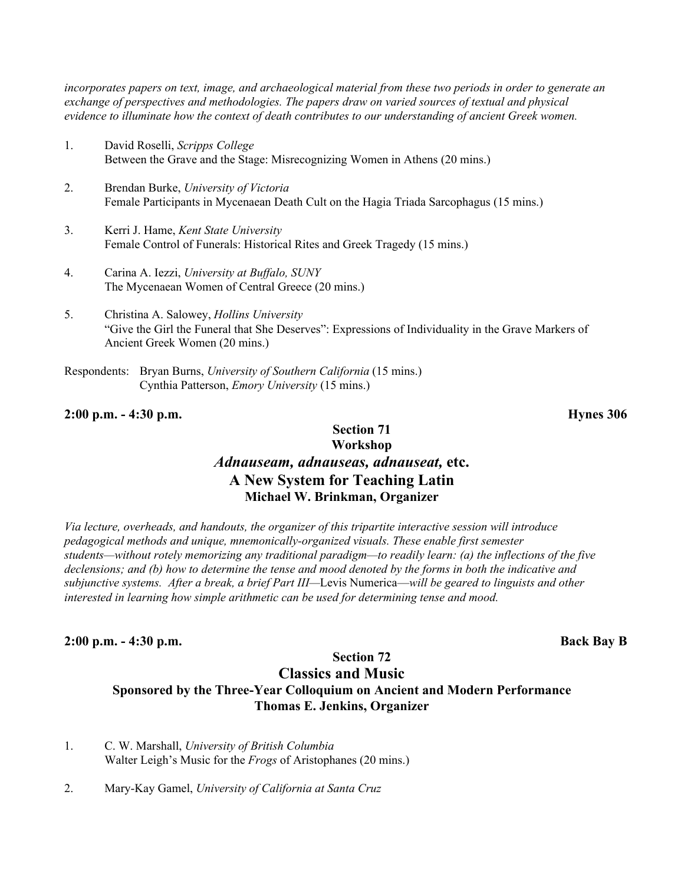*incorporates papers on text, image, and archaeological material from these two periods in order to generate an exchange of perspectives and methodologies. The papers draw on varied sources of textual and physical evidence to illuminate how the context of death contributes to our understanding of ancient Greek women.*

1. David Roselli, *Scripps College*
   Between the Grave and the Stage: Misrecognizing Women in Athens (20 mins.)

2. Brendan Burke, *University of Victoria*
   Female Participants in Mycenaean Death Cult on the Hagia Triada Sarcophagus (15 mins.)

3. Kerri J. Hame, *Kent State University*
   Female Control of Funerals: Historical Rites and Greek Tragedy (15 mins.)

4. Carina A. Iezzi, *University at Buffalo, SUNY*
   The Mycenaean Women of Central Greece (20 mins.)

5. Christina A. Salowey, *Hollins University*
   "Give the Girl the Funeral that She Deserves": Expressions of Individuality in the Grave Markers of Ancient Greek Women (20 mins.)

Respondents: Bryan Burns, *University of Southern California* (15 mins.)
Cynthia Patterson, *Emory University* (15 mins.)

**2:00 p.m. - 4:30 p.m.** **Hynes 306**

## Section 71
## Workshop
## *Adnauseam, adnauseas, adnauseat,* etc.
## A New System for Teaching Latin
### Michael W. Brinkman, Organizer

*Via lecture, overheads, and handouts, the organizer of this tripartite interactive session will introduce pedagogical methods and unique, mnemonically-organized visuals. These enable first semester students—without rotely memorizing any traditional paradigm—to readily learn: (a) the inflections of the five declensions; and (b) how to determine the tense and mood denoted by the forms in both the indicative and subjunctive systems. After a break, a brief Part III—*Levis Numerica*—will be geared to linguists and other interested in learning how simple arithmetic can be used for determining tense and mood.*

**2:00 p.m. - 4:30 p.m.** **Back Bay B**

## Section 72
## Classics and Music
### Sponsored by the Three-Year Colloquium on Ancient and Modern Performance
### Thomas E. Jenkins, Organizer

1. C. W. Marshall, *University of British Columbia*
   Walter Leigh's Music for the *Frogs* of Aristophanes (20 mins.)

2. Mary-Kay Gamel, *University of California at Santa Cruz*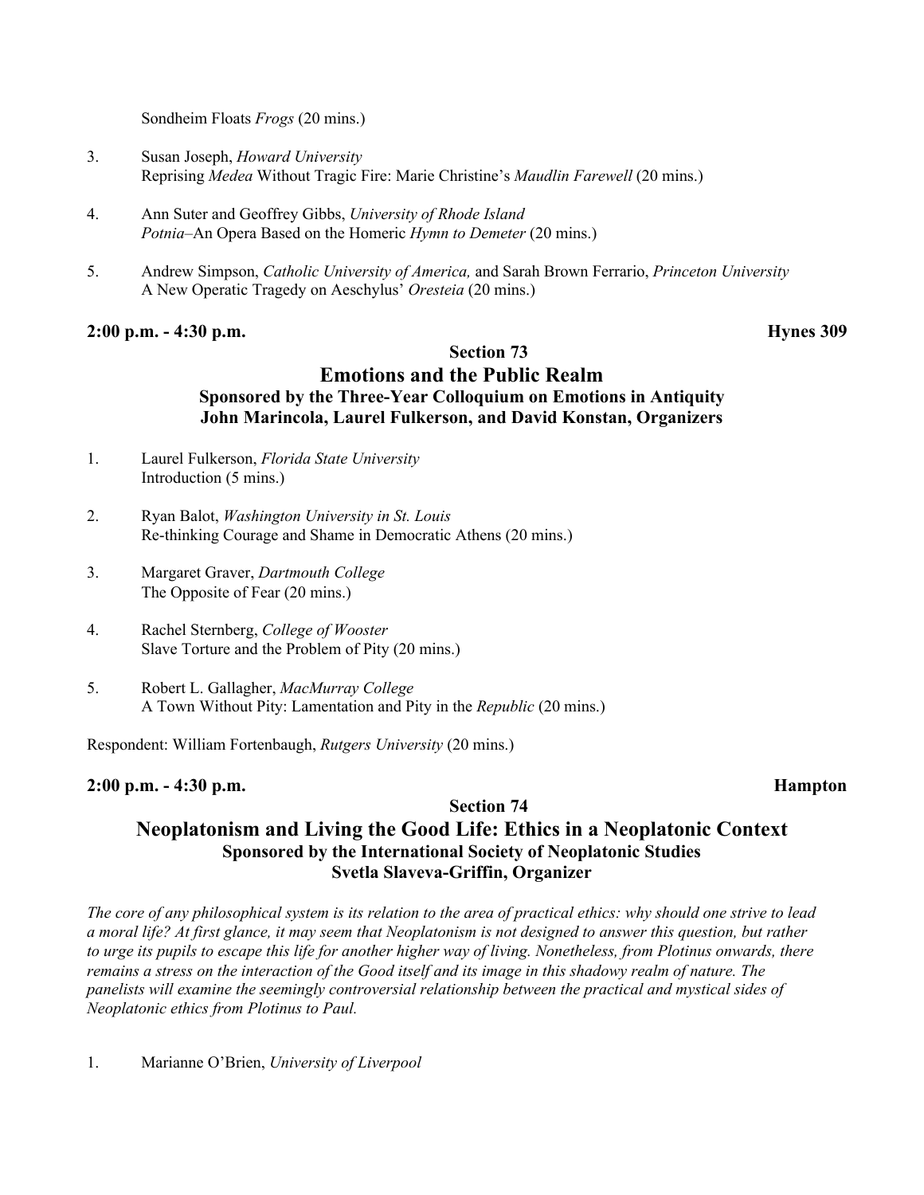Sondheim Floats *Frogs* (20 mins.)

3. Susan Joseph, *Howard University*
   Reprising *Medea* Without Tragic Fire: Marie Christine's *Maudlin Farewell* (20 mins.)

4. Ann Suter and Geoffrey Gibbs, *University of Rhode Island*
   *Potnia*–An Opera Based on the Homeric *Hymn to Demeter* (20 mins.)

5. Andrew Simpson, *Catholic University of America,* and Sarah Brown Ferrario, *Princeton University*
   A New Operatic Tragedy on Aeschylus' *Oresteia* (20 mins.)

**2:00 p.m. - 4:30 p.m.** **Hynes 309**

**Section 73**

## Emotions and the Public Realm

**Sponsored by the Three-Year Colloquium on Emotions in Antiquity**
**John Marincola, Laurel Fulkerson, and David Konstan, Organizers**

1. Laurel Fulkerson, *Florida State University*
   Introduction (5 mins.)

2. Ryan Balot, *Washington University in St. Louis*
   Re-thinking Courage and Shame in Democratic Athens (20 mins.)

3. Margaret Graver, *Dartmouth College*
   The Opposite of Fear (20 mins.)

4. Rachel Sternberg, *College of Wooster*
   Slave Torture and the Problem of Pity (20 mins.)

5. Robert L. Gallagher, *MacMurray College*
   A Town Without Pity: Lamentation and Pity in the *Republic* (20 mins.)

Respondent: William Fortenbaugh, *Rutgers University* (20 mins.)

**2:00 p.m. - 4:30 p.m.** **Hampton**

**Section 74**

## Neoplatonism and Living the Good Life: Ethics in a Neoplatonic Context

**Sponsored by the International Society of Neoplatonic Studies**
**Svetla Slaveva-Griffin, Organizer**

*The core of any philosophical system is its relation to the area of practical ethics: why should one strive to lead a moral life? At first glance, it may seem that Neoplatonism is not designed to answer this question, but rather to urge its pupils to escape this life for another higher way of living. Nonetheless, from Plotinus onwards, there remains a stress on the interaction of the Good itself and its image in this shadowy realm of nature. The panelists will examine the seemingly controversial relationship between the practical and mystical sides of Neoplatonic ethics from Plotinus to Paul.*

1. Marianne O'Brien, *University of Liverpool*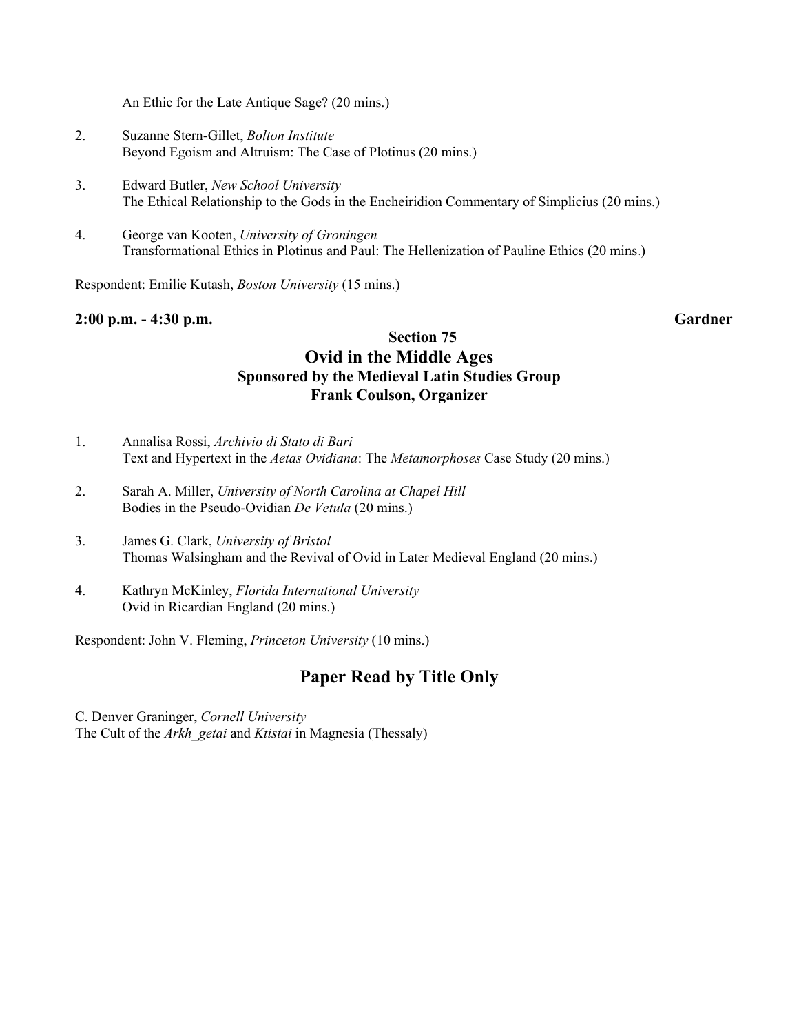An Ethic for the Late Antique Sage? (20 mins.)

2. Suzanne Stern-Gillet, *Bolton Institute*
   Beyond Egoism and Altruism: The Case of Plotinus (20 mins.)

3. Edward Butler, *New School University*
   The Ethical Relationship to the Gods in the Encheiridion Commentary of Simplicius (20 mins.)

4. George van Kooten, *University of Groningen*
   Transformational Ethics in Plotinus and Paul: The Hellenization of Pauline Ethics (20 mins.)

Respondent: Emilie Kutash, *Boston University* (15 mins.)

**2:00 p.m. - 4:30 p.m.** **Gardner**

**Section 75**

## Ovid in the Middle Ages

**Sponsored by the Medieval Latin Studies Group**

**Frank Coulson, Organizer**

1. Annalisa Rossi, *Archivio di Stato di Bari*
   Text and Hypertext in the *Aetas Ovidiana*: The *Metamorphoses* Case Study (20 mins.)

2. Sarah A. Miller, *University of North Carolina at Chapel Hill*
   Bodies in the Pseudo-Ovidian *De Vetula* (20 mins.)

3. James G. Clark, *University of Bristol*
   Thomas Walsingham and the Revival of Ovid in Later Medieval England (20 mins.)

4. Kathryn McKinley, *Florida International University*
   Ovid in Ricardian England (20 mins.)

Respondent: John V. Fleming, *Princeton University* (10 mins.)

## Paper Read by Title Only

C. Denver Graninger, *Cornell University*
The Cult of the *Arkh_getai* and *Ktistai* in Magnesia (Thessaly)